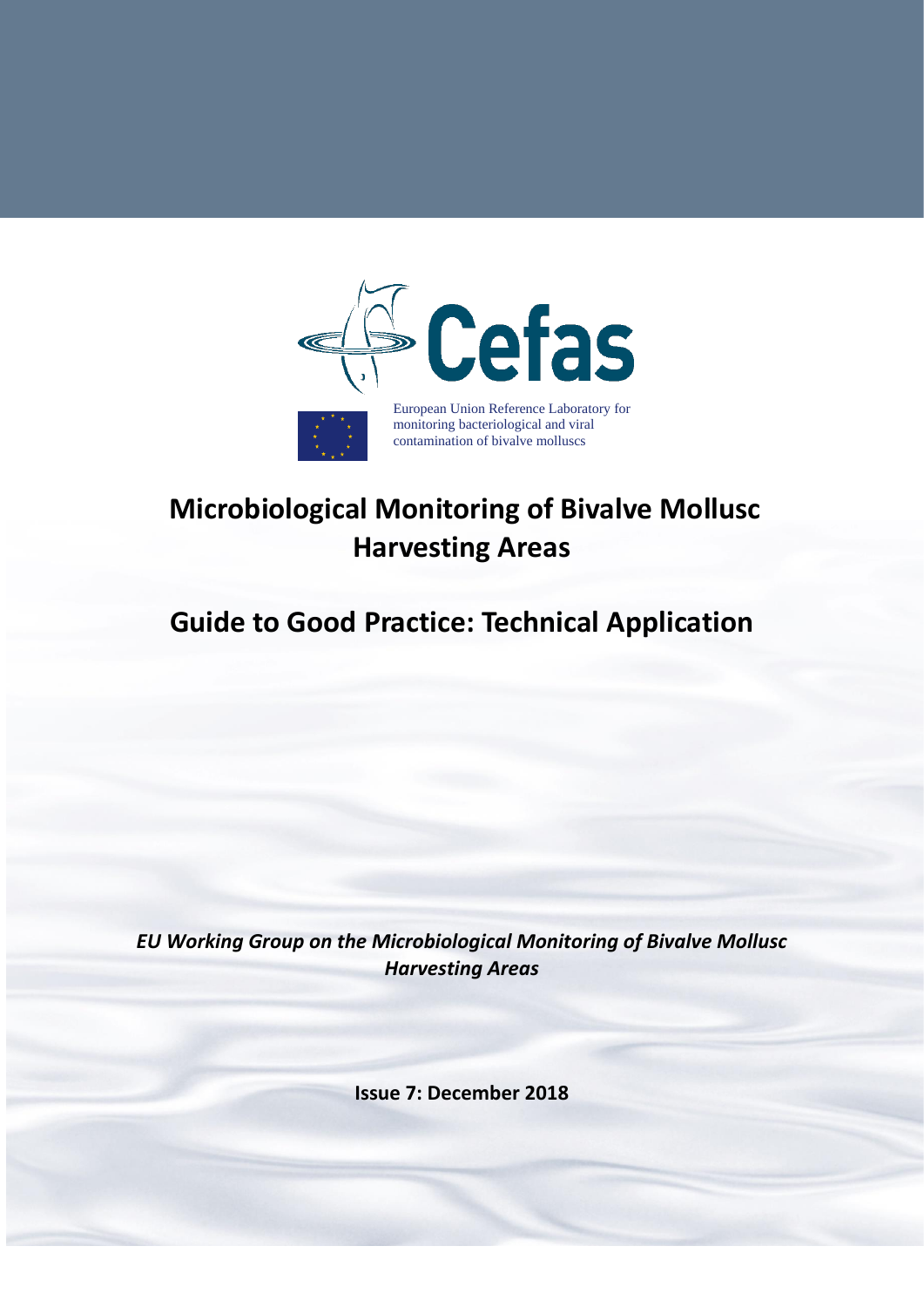Cefas

European Union Reference Laboratory for monitoring bacteriological and viral contamination of bivalve molluscs

# Microbiological Monitoring of Bivalve Mollusc Harvesting Areas

# Guide to Good Practice: Technical Application

*EU Working Group on the Microbiological Monitoring of Bivalve Mollusc Harvesting Areas*

**Issue 7: December 2018**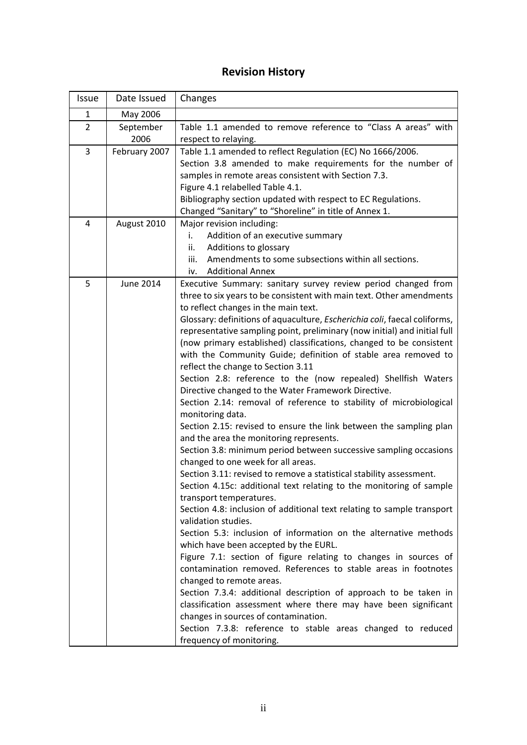# Revision History

| Issue | Date Issued | Changes |
|---|---|---|
| 1 | May 2006 | |
| 2 | September 2006 | Table 1.1 amended to remove reference to "Class A areas" with respect to relaying. |
| 3 | February 2007 | Table 1.1 amended to reflect Regulation (EC) No 1666/2006.<br>Section 3.8 amended to make requirements for the number of samples in remote areas consistent with Section 7.3.<br>Figure 4.1 relabelled Table 4.1.<br>Bibliography section updated with respect to EC Regulations.<br>Changed "Sanitary" to "Shoreline" in title of Annex 1. |
| 4 | August 2010 | Major revision including:<br>i. Addition of an executive summary<br>ii. Additions to glossary<br>iii. Amendments to some subsections within all sections.<br>iv. Additional Annex |
| 5 | June 2014 | Executive Summary: sanitary survey review period changed from three to six years to be consistent with main text. Other amendments to reflect changes in the main text.<br>Glossary: definitions of aquaculture, *Escherichia coli*, faecal coliforms, representative sampling point, preliminary (now initial) and initial full (now primary established) classifications, changed to be consistent with the Community Guide; definition of stable area removed to reflect the change to Section 3.11<br>Section 2.8: reference to the (now repealed) Shellfish Waters Directive changed to the Water Framework Directive.<br>Section 2.14: removal of reference to stability of microbiological monitoring data.<br>Section 2.15: revised to ensure the link between the sampling plan and the area the monitoring represents.<br>Section 3.8: minimum period between successive sampling occasions changed to one week for all areas.<br>Section 3.11: revised to remove a statistical stability assessment.<br>Section 4.15c: additional text relating to the monitoring of sample transport temperatures.<br>Section 4.8: inclusion of additional text relating to sample transport validation studies.<br>Section 5.3: inclusion of information on the alternative methods which have been accepted by the EURL.<br>Figure 7.1: section of figure relating to changes in sources of contamination removed. References to stable areas in footnotes changed to remote areas.<br>Section 7.3.4: additional description of approach to be taken in classification assessment where there may have been significant changes in sources of contamination.<br>Section 7.3.8: reference to stable areas changed to reduced frequency of monitoring. |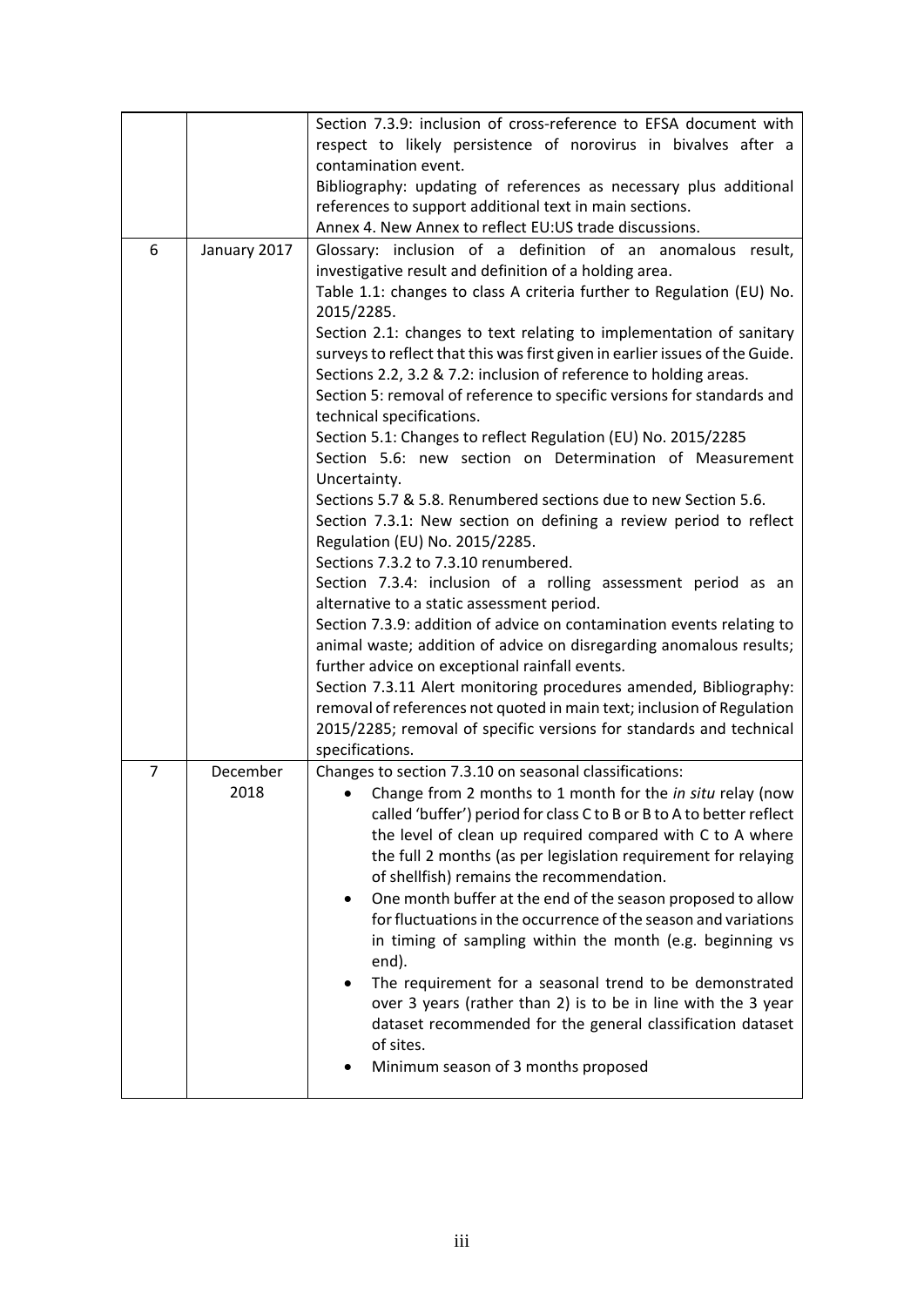| | | |
|---|---|---|
| | | Section 7.3.9: inclusion of cross-reference to EFSA document with respect to likely persistence of norovirus in bivalves after a contamination event.<br>Bibliography: updating of references as necessary plus additional references to support additional text in main sections.<br>Annex 4. New Annex to reflect EU:US trade discussions. |
| 6 | January 2017 | Glossary: inclusion of a definition of an anomalous result, investigative result and definition of a holding area.<br>Table 1.1: changes to class A criteria further to Regulation (EU) No. 2015/2285.<br>Section 2.1: changes to text relating to implementation of sanitary surveys to reflect that this was first given in earlier issues of the Guide.<br>Sections 2.2, 3.2 & 7.2: inclusion of reference to holding areas.<br>Section 5: removal of reference to specific versions for standards and technical specifications.<br>Section 5.1: Changes to reflect Regulation (EU) No. 2015/2285<br>Section 5.6: new section on Determination of Measurement Uncertainty.<br>Sections 5.7 & 5.8. Renumbered sections due to new Section 5.6.<br>Section 7.3.1: New section on defining a review period to reflect Regulation (EU) No. 2015/2285.<br>Sections 7.3.2 to 7.3.10 renumbered.<br>Section 7.3.4: inclusion of a rolling assessment period as an alternative to a static assessment period.<br>Section 7.3.9: addition of advice on contamination events relating to animal waste; addition of advice on disregarding anomalous results; further advice on exceptional rainfall events.<br>Section 7.3.11 Alert monitoring procedures amended, Bibliography: removal of references not quoted in main text; inclusion of Regulation 2015/2285; removal of specific versions for standards and technical specifications. |
| 7 | December 2018 | Changes to section 7.3.10 on seasonal classifications:<br>• Change from 2 months to 1 month for the *in situ* relay (now called 'buffer') period for class C to B or B to A to better reflect the level of clean up required compared with C to A where the full 2 months (as per legislation requirement for relaying of shellfish) remains the recommendation.<br>• One month buffer at the end of the season proposed to allow for fluctuations in the occurrence of the season and variations in timing of sampling within the month (e.g. beginning vs end).<br>• The requirement for a seasonal trend to be demonstrated over 3 years (rather than 2) is to be in line with the 3 year dataset recommended for the general classification dataset of sites.<br>• Minimum season of 3 months proposed |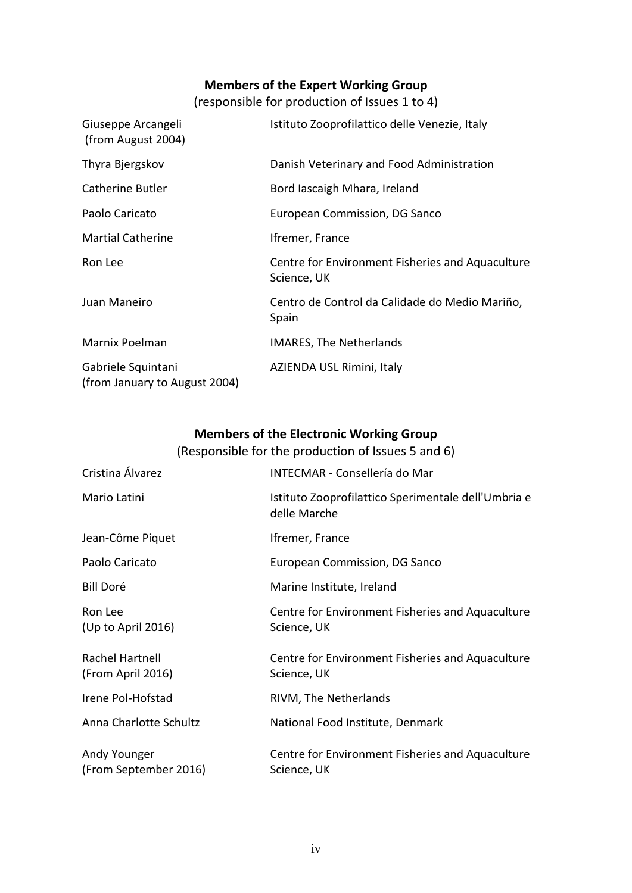**Members of the Expert Working Group**

(responsible for production of Issues 1 to 4)

| | |
|---|---|
| Giuseppe Arcangeli (from August 2004) | Istituto Zooprofilattico delle Venezie, Italy |
| Thyra Bjergskov | Danish Veterinary and Food Administration |
| Catherine Butler | Bord Iascaigh Mhara, Ireland |
| Paolo Caricato | European Commission, DG Sanco |
| Martial Catherine | Ifremer, France |
| Ron Lee | Centre for Environment Fisheries and Aquaculture Science, UK |
| Juan Maneiro | Centro de Control da Calidade do Medio Mariño, Spain |
| Marnix Poelman | IMARES, The Netherlands |
| Gabriele Squintani (from January to August 2004) | AZIENDA USL Rimini, Italy |

**Members of the Electronic Working Group**

(Responsible for the production of Issues 5 and 6)

| | |
|---|---|
| Cristina Álvarez | INTECMAR - Consellería do Mar |
| Mario Latini | Istituto Zooprofilattico Sperimentale dell'Umbria e delle Marche |
| Jean-Côme Piquet | Ifremer, France |
| Paolo Caricato | European Commission, DG Sanco |
| Bill Doré | Marine Institute, Ireland |
| Ron Lee (Up to April 2016) | Centre for Environment Fisheries and Aquaculture Science, UK |
| Rachel Hartnell (From April 2016) | Centre for Environment Fisheries and Aquaculture Science, UK |
| Irene Pol-Hofstad | RIVM, The Netherlands |
| Anna Charlotte Schultz | National Food Institute, Denmark |
| Andy Younger (From September 2016) | Centre for Environment Fisheries and Aquaculture Science, UK |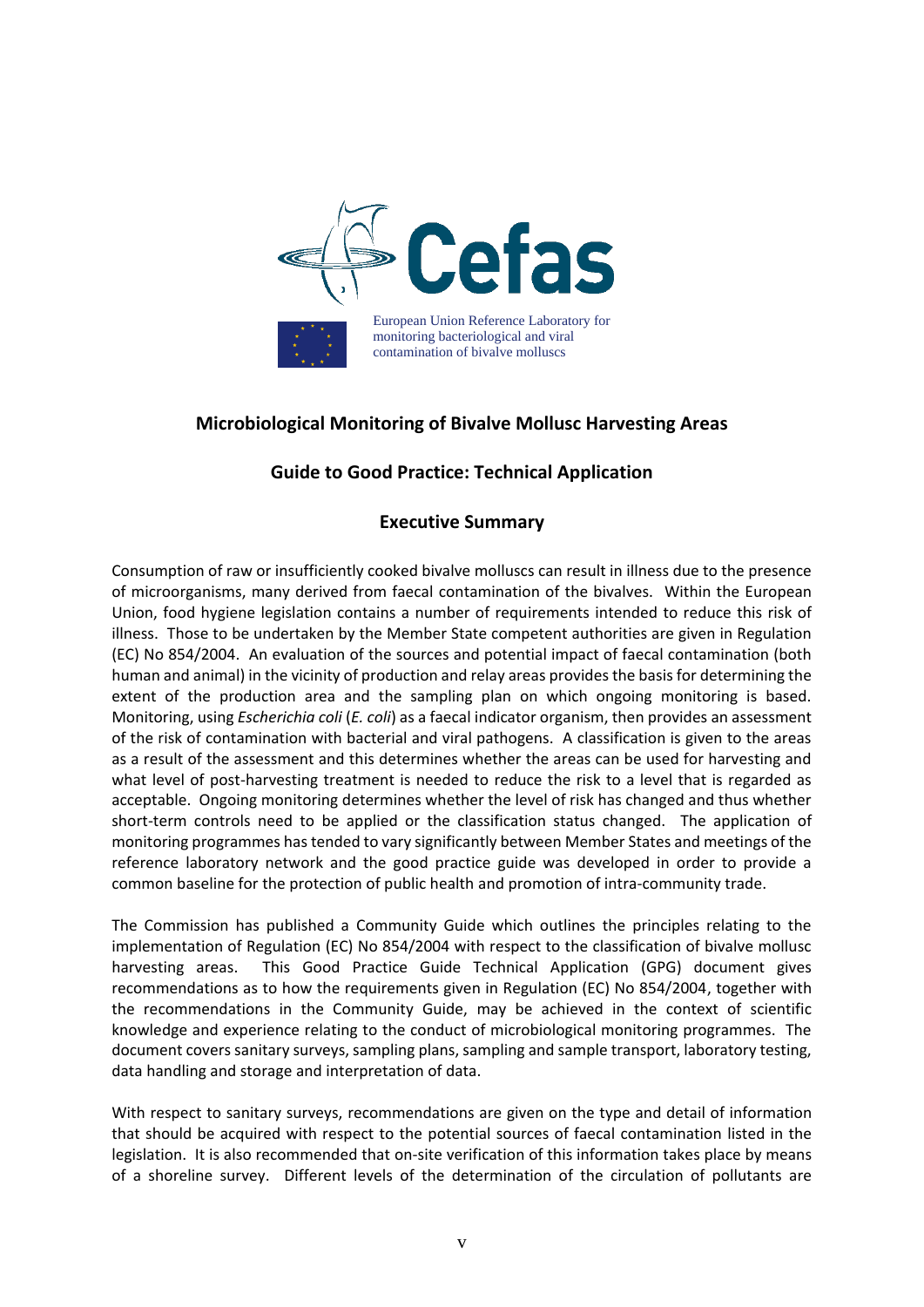Cefas

European Union Reference Laboratory for monitoring bacteriological and viral contamination of bivalve molluscs

## Microbiological Monitoring of Bivalve Mollusc Harvesting Areas

## Guide to Good Practice: Technical Application

## Executive Summary

Consumption of raw or insufficiently cooked bivalve molluscs can result in illness due to the presence of microorganisms, many derived from faecal contamination of the bivalves. Within the European Union, food hygiene legislation contains a number of requirements intended to reduce this risk of illness. Those to be undertaken by the Member State competent authorities are given in Regulation (EC) No 854/2004. An evaluation of the sources and potential impact of faecal contamination (both human and animal) in the vicinity of production and relay areas provides the basis for determining the extent of the production area and the sampling plan on which ongoing monitoring is based. Monitoring, using *Escherichia coli* (*E. coli*) as a faecal indicator organism, then provides an assessment of the risk of contamination with bacterial and viral pathogens. A classification is given to the areas as a result of the assessment and this determines whether the areas can be used for harvesting and what level of post-harvesting treatment is needed to reduce the risk to a level that is regarded as acceptable. Ongoing monitoring determines whether the level of risk has changed and thus whether short-term controls need to be applied or the classification status changed. The application of monitoring programmes has tended to vary significantly between Member States and meetings of the reference laboratory network and the good practice guide was developed in order to provide a common baseline for the protection of public health and promotion of intra-community trade.

The Commission has published a Community Guide which outlines the principles relating to the implementation of Regulation (EC) No 854/2004 with respect to the classification of bivalve mollusc harvesting areas. This Good Practice Guide Technical Application (GPG) document gives recommendations as to how the requirements given in Regulation (EC) No 854/2004, together with the recommendations in the Community Guide, may be achieved in the context of scientific knowledge and experience relating to the conduct of microbiological monitoring programmes. The document covers sanitary surveys, sampling plans, sampling and sample transport, laboratory testing, data handling and storage and interpretation of data.

With respect to sanitary surveys, recommendations are given on the type and detail of information that should be acquired with respect to the potential sources of faecal contamination listed in the legislation. It is also recommended that on-site verification of this information takes place by means of a shoreline survey. Different levels of the determination of the circulation of pollutants are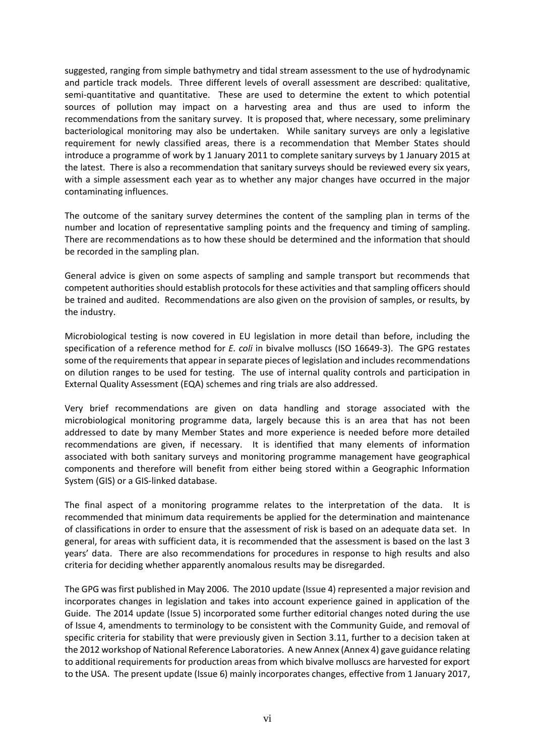suggested, ranging from simple bathymetry and tidal stream assessment to the use of hydrodynamic and particle track models. Three different levels of overall assessment are described: qualitative, semi-quantitative and quantitative. These are used to determine the extent to which potential sources of pollution may impact on a harvesting area and thus are used to inform the recommendations from the sanitary survey. It is proposed that, where necessary, some preliminary bacteriological monitoring may also be undertaken. While sanitary surveys are only a legislative requirement for newly classified areas, there is a recommendation that Member States should introduce a programme of work by 1 January 2011 to complete sanitary surveys by 1 January 2015 at the latest. There is also a recommendation that sanitary surveys should be reviewed every six years, with a simple assessment each year as to whether any major changes have occurred in the major contaminating influences.

The outcome of the sanitary survey determines the content of the sampling plan in terms of the number and location of representative sampling points and the frequency and timing of sampling. There are recommendations as to how these should be determined and the information that should be recorded in the sampling plan.

General advice is given on some aspects of sampling and sample transport but recommends that competent authorities should establish protocols for these activities and that sampling officers should be trained and audited. Recommendations are also given on the provision of samples, or results, by the industry.

Microbiological testing is now covered in EU legislation in more detail than before, including the specification of a reference method for *E. coli* in bivalve molluscs (ISO 16649-3). The GPG restates some of the requirements that appear in separate pieces of legislation and includes recommendations on dilution ranges to be used for testing. The use of internal quality controls and participation in External Quality Assessment (EQA) schemes and ring trials are also addressed.

Very brief recommendations are given on data handling and storage associated with the microbiological monitoring programme data, largely because this is an area that has not been addressed to date by many Member States and more experience is needed before more detailed recommendations are given, if necessary. It is identified that many elements of information associated with both sanitary surveys and monitoring programme management have geographical components and therefore will benefit from either being stored within a Geographic Information System (GIS) or a GIS-linked database.

The final aspect of a monitoring programme relates to the interpretation of the data. It is recommended that minimum data requirements be applied for the determination and maintenance of classifications in order to ensure that the assessment of risk is based on an adequate data set. In general, for areas with sufficient data, it is recommended that the assessment is based on the last 3 years' data. There are also recommendations for procedures in response to high results and also criteria for deciding whether apparently anomalous results may be disregarded.

The GPG was first published in May 2006. The 2010 update (Issue 4) represented a major revision and incorporates changes in legislation and takes into account experience gained in application of the Guide. The 2014 update (Issue 5) incorporated some further editorial changes noted during the use of Issue 4, amendments to terminology to be consistent with the Community Guide, and removal of specific criteria for stability that were previously given in Section 3.11, further to a decision taken at the 2012 workshop of National Reference Laboratories. A new Annex (Annex 4) gave guidance relating to additional requirements for production areas from which bivalve molluscs are harvested for export to the USA. The present update (Issue 6) mainly incorporates changes, effective from 1 January 2017,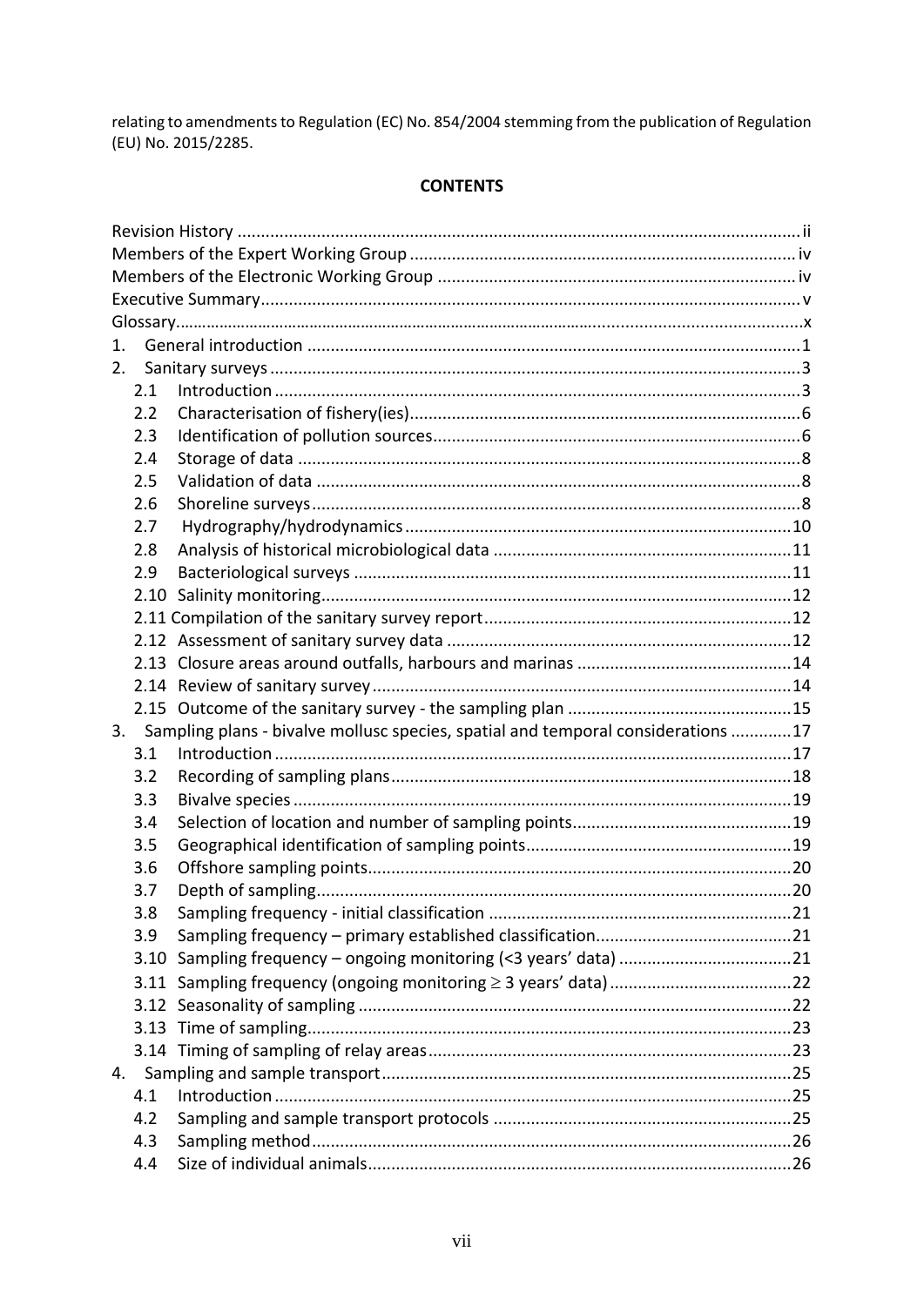relating to amendments to Regulation (EC) No. 854/2004 stemming from the publication of Regulation (EU) No. 2015/2285.

## CONTENTS

Revision History ........ ii
Members of the Expert Working Group ........ iv
Members of the Electronic Working Group ........ iv
Executive Summary ........ v
Glossary ........ x

1. General introduction ........ 1
2. Sanitary surveys ........ 3
   - 2.1 Introduction ........ 3
   - 2.2 Characterisation of fishery(ies) ........ 6
   - 2.3 Identification of pollution sources ........ 6
   - 2.4 Storage of data ........ 8
   - 2.5 Validation of data ........ 8
   - 2.6 Shoreline surveys ........ 8
   - 2.7 Hydrography/hydrodynamics ........ 10
   - 2.8 Analysis of historical microbiological data ........ 11
   - 2.9 Bacteriological surveys ........ 11
   - 2.10 Salinity monitoring ........ 12
   - 2.11 Compilation of the sanitary survey report ........ 12
   - 2.12 Assessment of sanitary survey data ........ 12
   - 2.13 Closure areas around outfalls, harbours and marinas ........ 14
   - 2.14 Review of sanitary survey ........ 14
   - 2.15 Outcome of the sanitary survey - the sampling plan ........ 15
3. Sampling plans - bivalve mollusc species, spatial and temporal considerations ........ 17
   - 3.1 Introduction ........ 17
   - 3.2 Recording of sampling plans ........ 18
   - 3.3 Bivalve species ........ 19
   - 3.4 Selection of location and number of sampling points ........ 19
   - 3.5 Geographical identification of sampling points ........ 19
   - 3.6 Offshore sampling points ........ 20
   - 3.7 Depth of sampling ........ 20
   - 3.8 Sampling frequency - initial classification ........ 21
   - 3.9 Sampling frequency – primary established classification ........ 21
   - 3.10 Sampling frequency – ongoing monitoring (<3 years' data) ........ 21
   - 3.11 Sampling frequency (ongoing monitoring $\geq$ 3 years' data) ........ 22
   - 3.12 Seasonality of sampling ........ 22
   - 3.13 Time of sampling ........ 23
   - 3.14 Timing of sampling of relay areas ........ 23
4. Sampling and sample transport ........ 25
   - 4.1 Introduction ........ 25
   - 4.2 Sampling and sample transport protocols ........ 25
   - 4.3 Sampling method ........ 26
   - 4.4 Size of individual animals ........ 26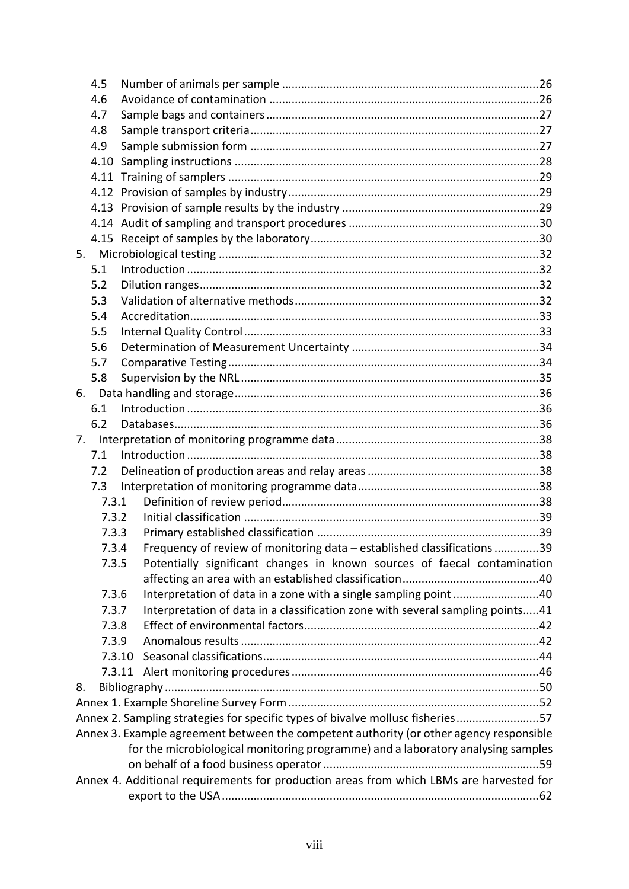4.5 Number of animals per sample ....................................................................................26
4.6 Avoidance of contamination ........................................................................................26
4.7 Sample bags and containers .........................................................................................27
4.8 Sample transport criteria ..............................................................................................27
4.9 Sample submission form ..............................................................................................27
4.10 Sampling instructions ..................................................................................................28
4.11 Training of samplers ....................................................................................................29
4.12 Provision of samples by industry .................................................................................29
4.13 Provision of sample results by the industry .................................................................29
4.14 Audit of sampling and transport procedures ...............................................................30
4.15 Receipt of samples by the laboratory ..........................................................................30

5. Microbiological testing ....................................................................................................32
5.1 Introduction .................................................................................................................32
5.2 Dilution ranges .............................................................................................................32
5.3 Validation of alternative methods ................................................................................32
5.4 Accreditation ................................................................................................................33
5.5 Internal Quality Control ................................................................................................33
5.6 Determination of Measurement Uncertainty ...............................................................34
5.7 Comparative Testing .....................................................................................................34
5.8 Supervision by the NRL .................................................................................................35

6. Data handling and storage ...............................................................................................36
6.1 Introduction .................................................................................................................36
6.2 Databases .....................................................................................................................36

7. Interpretation of monitoring programme data .................................................................38
7.1 Introduction .................................................................................................................38
7.2 Delineation of production areas and relay areas .........................................................38
7.3 Interpretation of monitoring programme data .............................................................38
7.3.1 Definition of review period ......................................................................................38
7.3.2 Initial classification ..................................................................................................39
7.3.3 Primary established classification ...........................................................................39
7.3.4 Frequency of review of monitoring data – established classifications ..............39
7.3.5 Potentially significant changes in known sources of faecal contamination affecting an area with an established classification ............................................40
7.3.6 Interpretation of data in a zone with a single sampling point ...........................40
7.3.7 Interpretation of data in a classification zone with several sampling points.....41
7.3.8 Effect of environmental factors ...............................................................................42
7.3.9 Anomalous results ...................................................................................................42
7.3.10 Seasonal classifications ..........................................................................................44
7.3.11 Alert monitoring procedures ..................................................................................46

8. Bibliography .....................................................................................................................50

Annex 1. Example Shoreline Survey Form ..............................................................................52
Annex 2. Sampling strategies for specific types of bivalve mollusc fisheries ..........................57
Annex 3. Example agreement between the competent authority (or other agency responsible for the microbiological monitoring programme) and a laboratory analysing samples on behalf of a food business operator ....................................................................59
Annex 4. Additional requirements for production areas from which LBMs are harvested for export to the USA ..................................................................................................62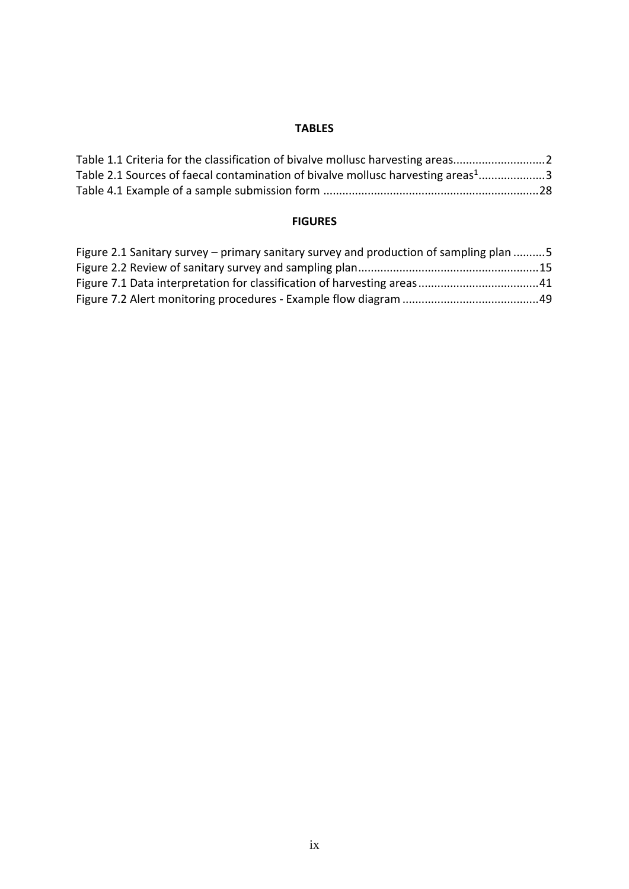## TABLES

Table 1.1 Criteria for the classification of bivalve mollusc harvesting areas............................2
Table 2.1 Sources of faecal contamination of bivalve mollusc harvesting areas[1]....................3
Table 4.1 Example of a sample submission form ...................................................................28

## FIGURES

Figure 2.1 Sanitary survey – primary sanitary survey and production of sampling plan ..........5
Figure 2.2 Review of sanitary survey and sampling plan........................................................15
Figure 7.1 Data interpretation for classification of harvesting areas.....................................41
Figure 7.2 Alert monitoring procedures - Example flow diagram ..........................................49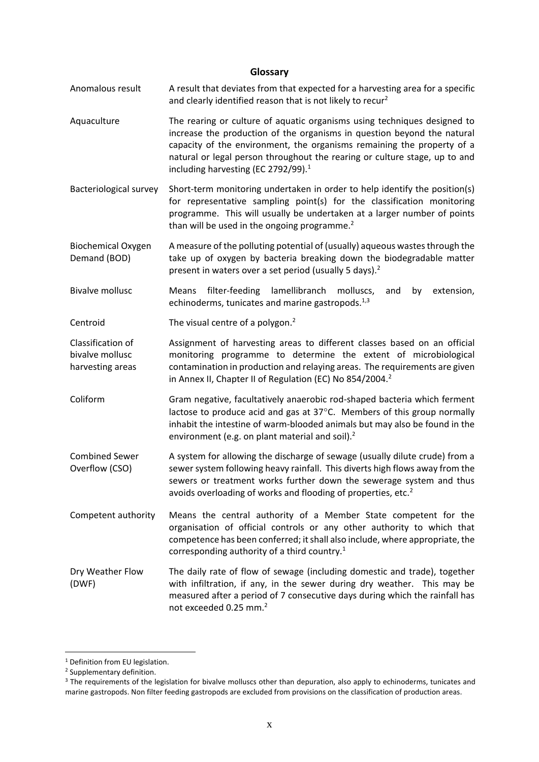## Glossary

| | |
|---|---|
| Anomalous result | A result that deviates from that expected for a harvesting area for a specific and clearly identified reason that is not likely to recur[2] |
| Aquaculture | The rearing or culture of aquatic organisms using techniques designed to increase the production of the organisms in question beyond the natural capacity of the environment, the organisms remaining the property of a natural or legal person throughout the rearing or culture stage, up to and including harvesting (EC 2792/99).[1] |
| Bacteriological survey | Short-term monitoring undertaken in order to help identify the position(s) for representative sampling point(s) for the classification monitoring programme. This will usually be undertaken at a larger number of points than will be used in the ongoing programme.[2] |
| Biochemical Oxygen Demand (BOD) | A measure of the polluting potential of (usually) aqueous wastes through the take up of oxygen by bacteria breaking down the biodegradable matter present in waters over a set period (usually 5 days).[2] |
| Bivalve mollusc | Means filter-feeding lamellibranch molluscs, and by extension, echinoderms, tunicates and marine gastropods.[1,3] |
| Centroid | The visual centre of a polygon.[2] |
| Classification of bivalve mollusc harvesting areas | Assignment of harvesting areas to different classes based on an official monitoring programme to determine the extent of microbiological contamination in production and relaying areas. The requirements are given in Annex II, Chapter II of Regulation (EC) No 854/2004.[2] |
| Coliform | Gram negative, facultatively anaerobic rod-shaped bacteria which ferment lactose to produce acid and gas at 37°C. Members of this group normally inhabit the intestine of warm-blooded animals but may also be found in the environment (e.g. on plant material and soil).[2] |
| Combined Sewer Overflow (CSO) | A system for allowing the discharge of sewage (usually dilute crude) from a sewer system following heavy rainfall. This diverts high flows away from the sewers or treatment works further down the sewerage system and thus avoids overloading of works and flooding of properties, etc.[2] |
| Competent authority | Means the central authority of a Member State competent for the organisation of official controls or any other authority to which that competence has been conferred; it shall also include, where appropriate, the corresponding authority of a third country.[1] |
| Dry Weather Flow (DWF) | The daily rate of flow of sewage (including domestic and trade), together with infiltration, if any, in the sewer during dry weather. This may be measured after a period of 7 consecutive days during which the rainfall has not exceeded 0.25 mm.[2] |

[1] Definition from EU legislation.

[2] Supplementary definition.

[3] The requirements of the legislation for bivalve molluscs other than depuration, also apply to echinoderms, tunicates and marine gastropods. Non filter feeding gastropods are excluded from provisions on the classification of production areas.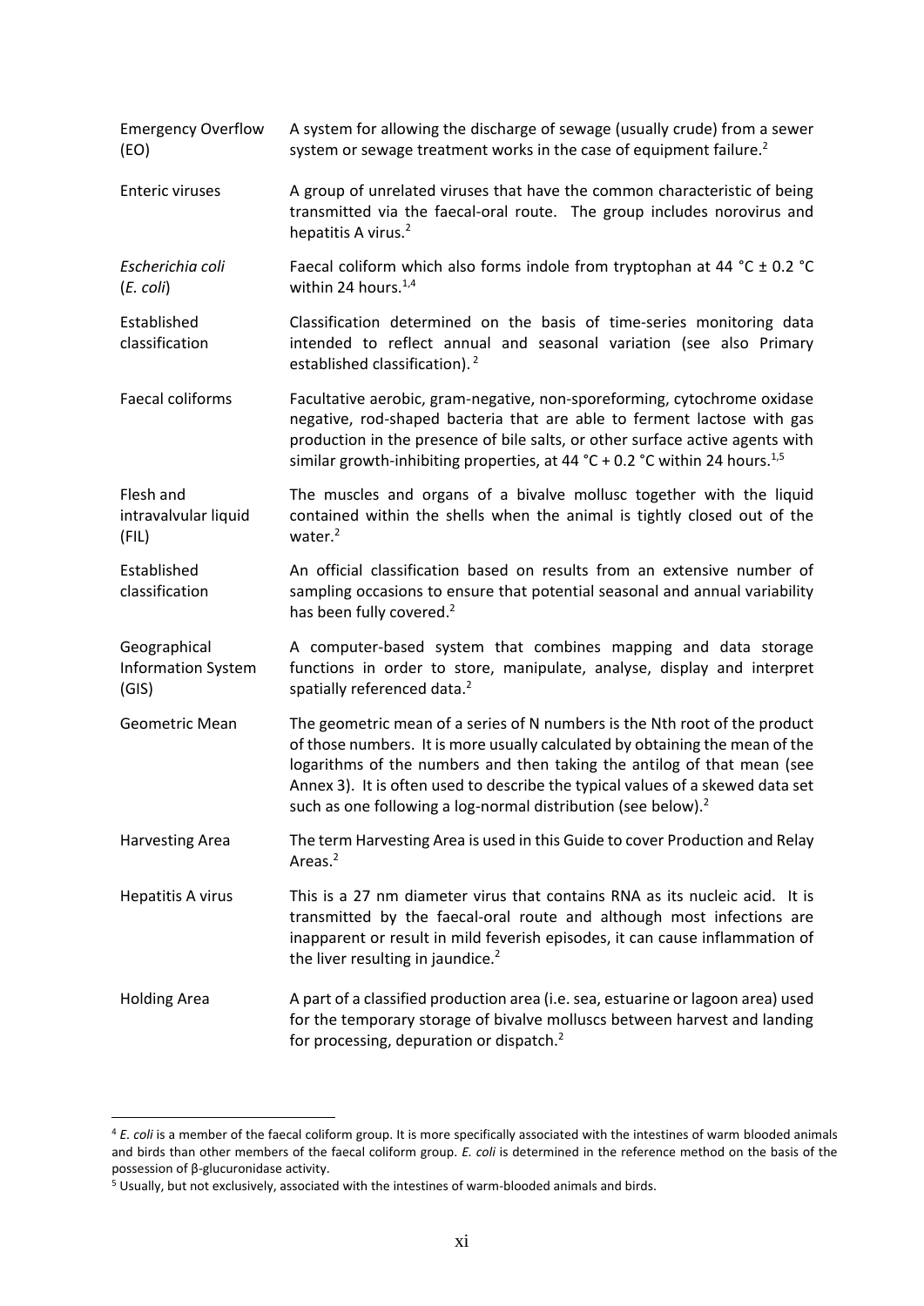| | |
|---|---|
| Emergency Overflow (EO) | A system for allowing the discharge of sewage (usually crude) from a sewer system or sewage treatment works in the case of equipment failure.[2] |
| Enteric viruses | A group of unrelated viruses that have the common characteristic of being transmitted via the faecal-oral route. The group includes norovirus and hepatitis A virus.[2] |
| *Escherichia coli* (*E. coli*) | Faecal coliform which also forms indole from tryptophan at 44 °C ± 0.2 °C within 24 hours.[1,4] |
| Established classification | Classification determined on the basis of time-series monitoring data intended to reflect annual and seasonal variation (see also Primary established classification).[2] |
| Faecal coliforms | Facultative aerobic, gram-negative, non-sporeforming, cytochrome oxidase negative, rod-shaped bacteria that are able to ferment lactose with gas production in the presence of bile salts, or other surface active agents with similar growth-inhibiting properties, at 44 °C + 0.2 °C within 24 hours.[1,5] |
| Flesh and intravalvular liquid (FIL) | The muscles and organs of a bivalve mollusc together with the liquid contained within the shells when the animal is tightly closed out of the water.[2] |
| Established classification | An official classification based on results from an extensive number of sampling occasions to ensure that potential seasonal and annual variability has been fully covered.[2] |
| Geographical Information System (GIS) | A computer-based system that combines mapping and data storage functions in order to store, manipulate, analyse, display and interpret spatially referenced data.[2] |
| Geometric Mean | The geometric mean of a series of N numbers is the Nth root of the product of those numbers. It is more usually calculated by obtaining the mean of the logarithms of the numbers and then taking the antilog of that mean (see Annex 3). It is often used to describe the typical values of a skewed data set such as one following a log-normal distribution (see below).[2] |
| Harvesting Area | The term Harvesting Area is used in this Guide to cover Production and Relay Areas.[2] |
| Hepatitis A virus | This is a 27 nm diameter virus that contains RNA as its nucleic acid. It is transmitted by the faecal-oral route and although most infections are inapparent or result in mild feverish episodes, it can cause inflammation of the liver resulting in jaundice.[2] |
| Holding Area | A part of a classified production area (i.e. sea, estuarine or lagoon area) used for the temporary storage of bivalve molluscs between harvest and landing for processing, depuration or dispatch.[2] |

[4] *E. coli* is a member of the faecal coliform group. It is more specifically associated with the intestines of warm blooded animals and birds than other members of the faecal coliform group. *E. coli* is determined in the reference method on the basis of the possession of β-glucuronidase activity.

[5] Usually, but not exclusively, associated with the intestines of warm-blooded animals and birds.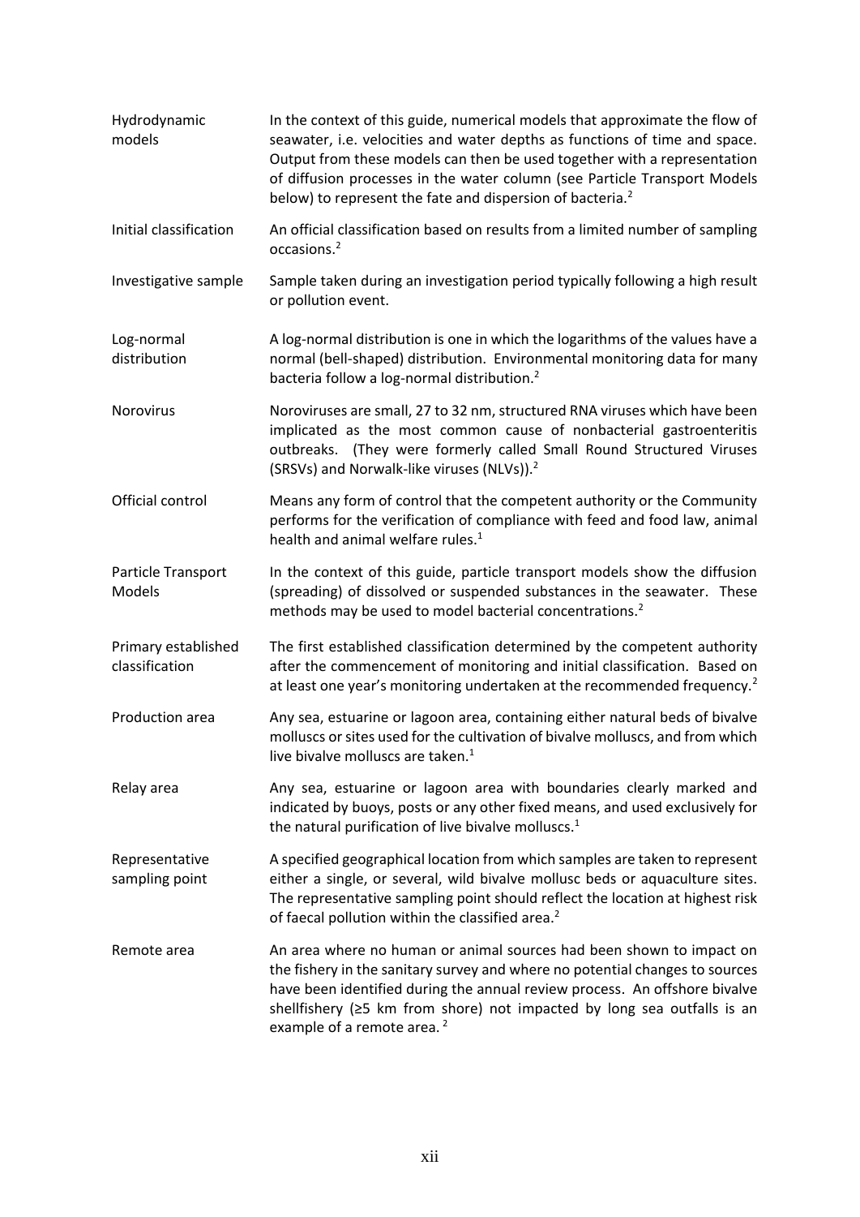| | |
|---|---|
| Hydrodynamic models | In the context of this guide, numerical models that approximate the flow of seawater, i.e. velocities and water depths as functions of time and space. Output from these models can then be used together with a representation of diffusion processes in the water column (see Particle Transport Models below) to represent the fate and dispersion of bacteria.[2] |
| Initial classification | An official classification based on results from a limited number of sampling occasions.[2] |
| Investigative sample | Sample taken during an investigation period typically following a high result or pollution event. |
| Log-normal distribution | A log-normal distribution is one in which the logarithms of the values have a normal (bell-shaped) distribution. Environmental monitoring data for many bacteria follow a log-normal distribution.[2] |
| Norovirus | Noroviruses are small, 27 to 32 nm, structured RNA viruses which have been implicated as the most common cause of nonbacterial gastroenteritis outbreaks. (They were formerly called Small Round Structured Viruses (SRSVs) and Norwalk-like viruses (NLVs)).[2] |
| Official control | Means any form of control that the competent authority or the Community performs for the verification of compliance with feed and food law, animal health and animal welfare rules.[1] |
| Particle Transport Models | In the context of this guide, particle transport models show the diffusion (spreading) of dissolved or suspended substances in the seawater. These methods may be used to model bacterial concentrations.[2] |
| Primary established classification | The first established classification determined by the competent authority after the commencement of monitoring and initial classification. Based on at least one year's monitoring undertaken at the recommended frequency.[2] |
| Production area | Any sea, estuarine or lagoon area, containing either natural beds of bivalve molluscs or sites used for the cultivation of bivalve molluscs, and from which live bivalve molluscs are taken.[1] |
| Relay area | Any sea, estuarine or lagoon area with boundaries clearly marked and indicated by buoys, posts or any other fixed means, and used exclusively for the natural purification of live bivalve molluscs.[1] |
| Representative sampling point | A specified geographical location from which samples are taken to represent either a single, or several, wild bivalve mollusc beds or aquaculture sites. The representative sampling point should reflect the location at highest risk of faecal pollution within the classified area.[2] |
| Remote area | An area where no human or animal sources had been shown to impact on the fishery in the sanitary survey and where no potential changes to sources have been identified during the annual review process. An offshore bivalve shellfishery (≥5 km from shore) not impacted by long sea outfalls is an example of a remote area.[2] |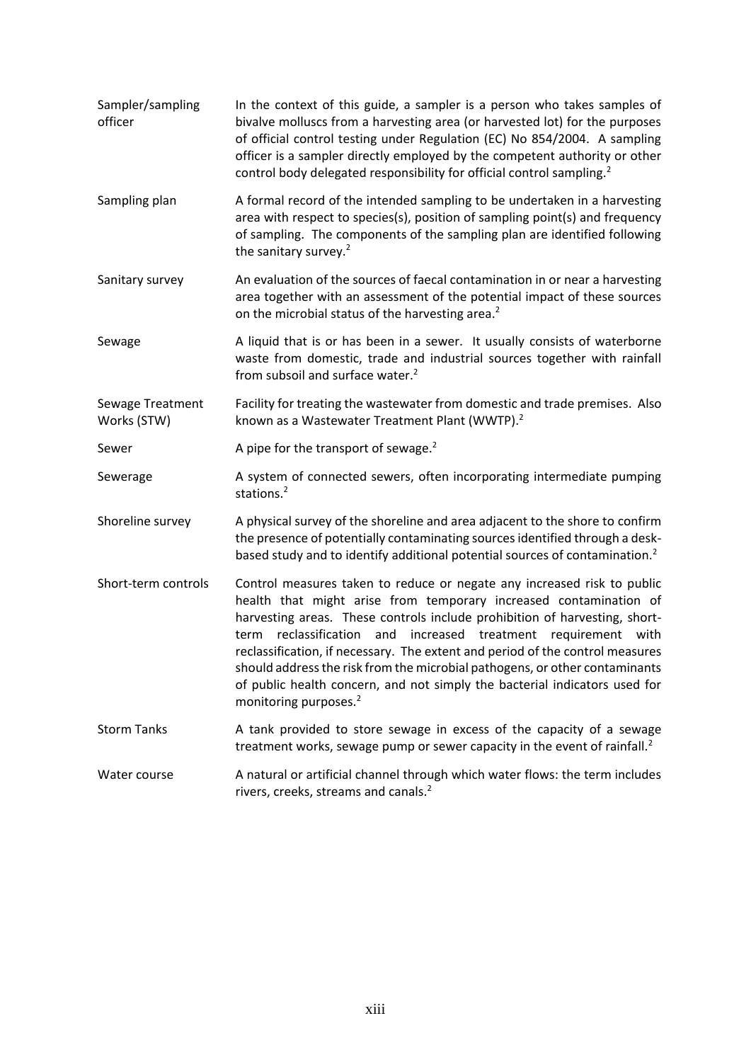| | |
|---|---|
| Sampler/sampling officer | In the context of this guide, a sampler is a person who takes samples of bivalve molluscs from a harvesting area (or harvested lot) for the purposes of official control testing under Regulation (EC) No 854/2004. A sampling officer is a sampler directly employed by the competent authority or other control body delegated responsibility for official control sampling.[2] |
| Sampling plan | A formal record of the intended sampling to be undertaken in a harvesting area with respect to species(s), position of sampling point(s) and frequency of sampling. The components of the sampling plan are identified following the sanitary survey.[2] |
| Sanitary survey | An evaluation of the sources of faecal contamination in or near a harvesting area together with an assessment of the potential impact of these sources on the microbial status of the harvesting area.[2] |
| Sewage | A liquid that is or has been in a sewer. It usually consists of waterborne waste from domestic, trade and industrial sources together with rainfall from subsoil and surface water.[2] |
| Sewage Treatment Works (STW) | Facility for treating the wastewater from domestic and trade premises. Also known as a Wastewater Treatment Plant (WWTP).[2] |
| Sewer | A pipe for the transport of sewage.[2] |
| Sewerage | A system of connected sewers, often incorporating intermediate pumping stations.[2] |
| Shoreline survey | A physical survey of the shoreline and area adjacent to the shore to confirm the presence of potentially contaminating sources identified through a desk-based study and to identify additional potential sources of contamination.[2] |
| Short-term controls | Control measures taken to reduce or negate any increased risk to public health that might arise from temporary increased contamination of harvesting areas. These controls include prohibition of harvesting, short-term reclassification and increased treatment requirement with reclassification, if necessary. The extent and period of the control measures should address the risk from the microbial pathogens, or other contaminants of public health concern, and not simply the bacterial indicators used for monitoring purposes.[2] |
| Storm Tanks | A tank provided to store sewage in excess of the capacity of a sewage treatment works, sewage pump or sewer capacity in the event of rainfall.[2] |
| Water course | A natural or artificial channel through which water flows: the term includes rivers, creeks, streams and canals.[2] |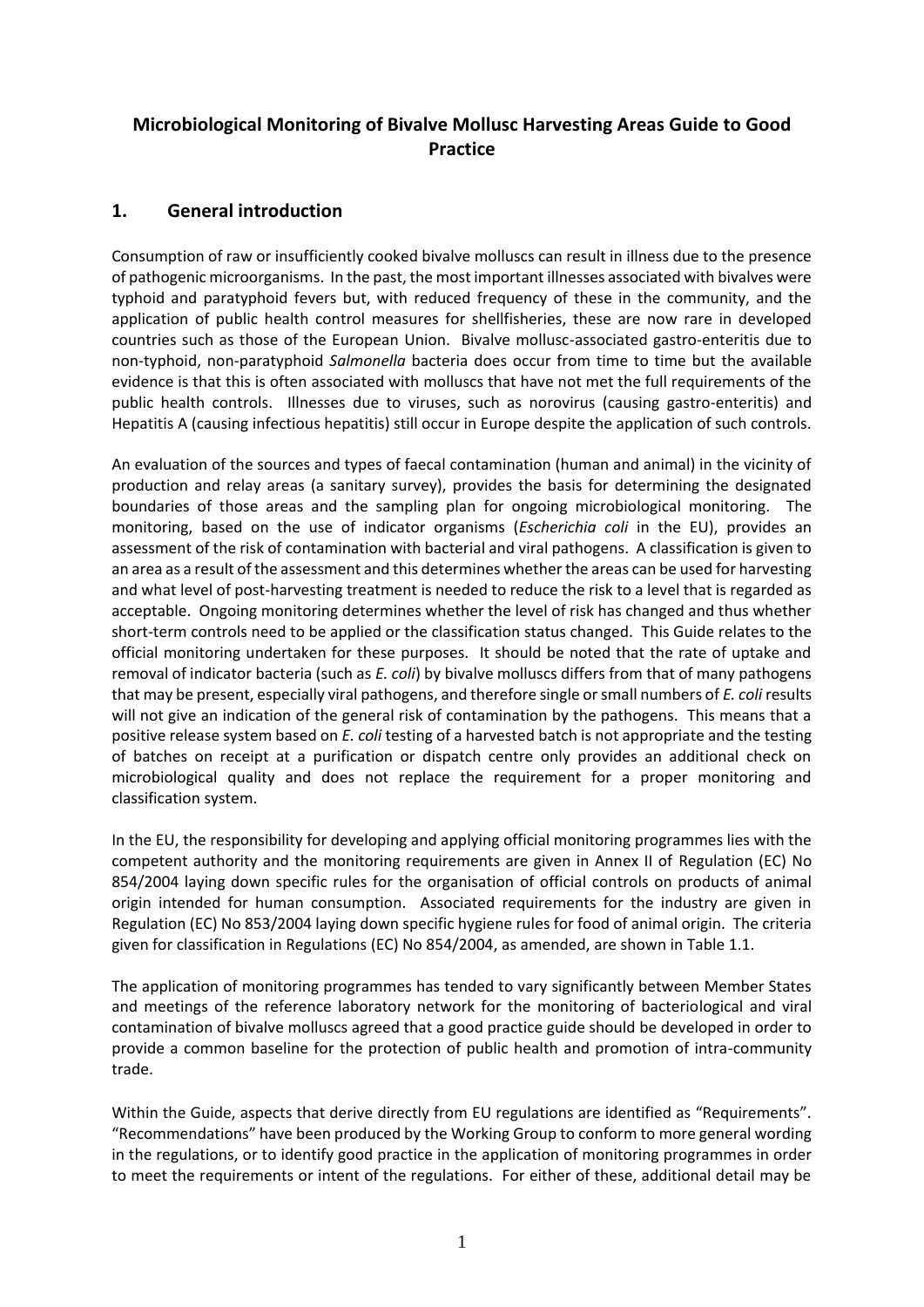# Microbiological Monitoring of Bivalve Mollusc Harvesting Areas Guide to Good Practice

## 1. General introduction

Consumption of raw or insufficiently cooked bivalve molluscs can result in illness due to the presence of pathogenic microorganisms. In the past, the most important illnesses associated with bivalves were typhoid and paratyphoid fevers but, with reduced frequency of these in the community, and the application of public health control measures for shellfisheries, these are now rare in developed countries such as those of the European Union. Bivalve mollusc-associated gastro-enteritis due to non-typhoid, non-paratyphoid *Salmonella* bacteria does occur from time to time but the available evidence is that this is often associated with molluscs that have not met the full requirements of the public health controls. Illnesses due to viruses, such as norovirus (causing gastro-enteritis) and Hepatitis A (causing infectious hepatitis) still occur in Europe despite the application of such controls.

An evaluation of the sources and types of faecal contamination (human and animal) in the vicinity of production and relay areas (a sanitary survey), provides the basis for determining the designated boundaries of those areas and the sampling plan for ongoing microbiological monitoring. The monitoring, based on the use of indicator organisms (*Escherichia coli* in the EU), provides an assessment of the risk of contamination with bacterial and viral pathogens. A classification is given to an area as a result of the assessment and this determines whether the areas can be used for harvesting and what level of post-harvesting treatment is needed to reduce the risk to a level that is regarded as acceptable. Ongoing monitoring determines whether the level of risk has changed and thus whether short-term controls need to be applied or the classification status changed. This Guide relates to the official monitoring undertaken for these purposes. It should be noted that the rate of uptake and removal of indicator bacteria (such as *E. coli*) by bivalve molluscs differs from that of many pathogens that may be present, especially viral pathogens, and therefore single or small numbers of *E. coli* results will not give an indication of the general risk of contamination by the pathogens. This means that a positive release system based on *E. coli* testing of a harvested batch is not appropriate and the testing of batches on receipt at a purification or dispatch centre only provides an additional check on microbiological quality and does not replace the requirement for a proper monitoring and classification system.

In the EU, the responsibility for developing and applying official monitoring programmes lies with the competent authority and the monitoring requirements are given in Annex II of Regulation (EC) No 854/2004 laying down specific rules for the organisation of official controls on products of animal origin intended for human consumption. Associated requirements for the industry are given in Regulation (EC) No 853/2004 laying down specific hygiene rules for food of animal origin. The criteria given for classification in Regulations (EC) No 854/2004, as amended, are shown in Table 1.1.

The application of monitoring programmes has tended to vary significantly between Member States and meetings of the reference laboratory network for the monitoring of bacteriological and viral contamination of bivalve molluscs agreed that a good practice guide should be developed in order to provide a common baseline for the protection of public health and promotion of intra-community trade.

Within the Guide, aspects that derive directly from EU regulations are identified as "Requirements". "Recommendations" have been produced by the Working Group to conform to more general wording in the regulations, or to identify good practice in the application of monitoring programmes in order to meet the requirements or intent of the regulations. For either of these, additional detail may be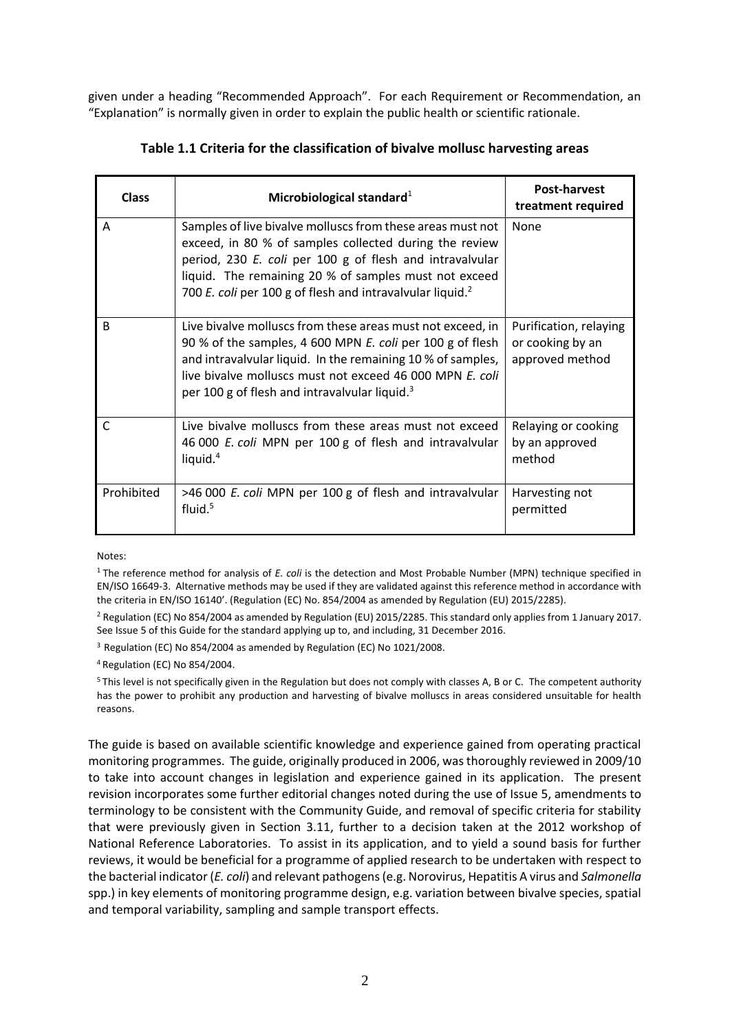given under a heading "Recommended Approach". For each Requirement or Recommendation, an "Explanation" is normally given in order to explain the public health or scientific rationale.

**Table 1.1 Criteria for the classification of bivalve mollusc harvesting areas**

| Class | Microbiological standard[1] | Post-harvest treatment required |
|---|---|---|
| A | Samples of live bivalve molluscs from these areas must not exceed, in 80 % of samples collected during the review period, 230 *E. coli* per 100 g of flesh and intravalvular liquid. The remaining 20 % of samples must not exceed 700 *E. coli* per 100 g of flesh and intravalvular liquid.[2] | None |
| B | Live bivalve molluscs from these areas must not exceed, in 90 % of the samples, 4 600 MPN *E. coli* per 100 g of flesh and intravalvular liquid. In the remaining 10 % of samples, live bivalve molluscs must not exceed 46 000 MPN *E. coli* per 100 g of flesh and intravalvular liquid.[3] | Purification, relaying or cooking by an approved method |
| C | Live bivalve molluscs from these areas must not exceed 46 000 *E. coli* MPN per 100 g of flesh and intravalvular liquid.[4] | Relaying or cooking by an approved method |
| Prohibited | >46 000 *E. coli* MPN per 100 g of flesh and intravalvular fluid.[5] | Harvesting not permitted |

Notes:

[1] The reference method for analysis of *E. coli* is the detection and Most Probable Number (MPN) technique specified in EN/ISO 16649-3. Alternative methods may be used if they are validated against this reference method in accordance with the criteria in EN/ISO 16140'. (Regulation (EC) No. 854/2004 as amended by Regulation (EU) 2015/2285).

[2] Regulation (EC) No 854/2004 as amended by Regulation (EU) 2015/2285. This standard only applies from 1 January 2017. See Issue 5 of this Guide for the standard applying up to, and including, 31 December 2016.

[3] Regulation (EC) No 854/2004 as amended by Regulation (EC) No 1021/2008.

[4] Regulation (EC) No 854/2004.

[5] This level is not specifically given in the Regulation but does not comply with classes A, B or C. The competent authority has the power to prohibit any production and harvesting of bivalve molluscs in areas considered unsuitable for health reasons.

The guide is based on available scientific knowledge and experience gained from operating practical monitoring programmes. The guide, originally produced in 2006, was thoroughly reviewed in 2009/10 to take into account changes in legislation and experience gained in its application. The present revision incorporates some further editorial changes noted during the use of Issue 5, amendments to terminology to be consistent with the Community Guide, and removal of specific criteria for stability that were previously given in Section 3.11, further to a decision taken at the 2012 workshop of National Reference Laboratories. To assist in its application, and to yield a sound basis for further reviews, it would be beneficial for a programme of applied research to be undertaken with respect to the bacterial indicator (*E. coli*) and relevant pathogens (e.g. Norovirus, Hepatitis A virus and *Salmonella* spp.) in key elements of monitoring programme design, e.g. variation between bivalve species, spatial and temporal variability, sampling and sample transport effects.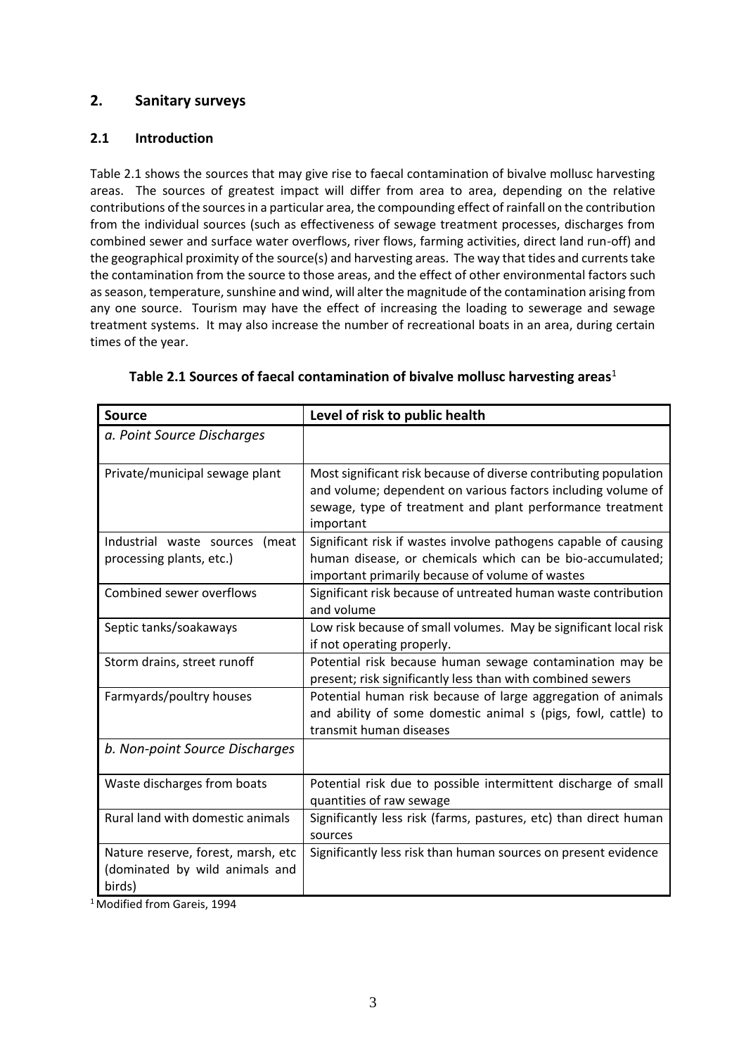## 2. Sanitary surveys

### 2.1 Introduction

Table 2.1 shows the sources that may give rise to faecal contamination of bivalve mollusc harvesting areas. The sources of greatest impact will differ from area to area, depending on the relative contributions of the sources in a particular area, the compounding effect of rainfall on the contribution from the individual sources (such as effectiveness of sewage treatment processes, discharges from combined sewer and surface water overflows, river flows, farming activities, direct land run-off) and the geographical proximity of the source(s) and harvesting areas. The way that tides and currents take the contamination from the source to those areas, and the effect of other environmental factors such as season, temperature, sunshine and wind, will alter the magnitude of the contamination arising from any one source. Tourism may have the effect of increasing the loading to sewerage and sewage treatment systems. It may also increase the number of recreational boats in an area, during certain times of the year.

**Table 2.1 Sources of faecal contamination of bivalve mollusc harvesting areas**[1]

| Source | Level of risk to public health |
|---|---|
| *a. Point Source Discharges* | |
| Private/municipal sewage plant | Most significant risk because of diverse contributing population and volume; dependent on various factors including volume of sewage, type of treatment and plant performance treatment important |
| Industrial waste sources (meat processing plants, etc.) | Significant risk if wastes involve pathogens capable of causing human disease, or chemicals which can be bio-accumulated; important primarily because of volume of wastes |
| Combined sewer overflows | Significant risk because of untreated human waste contribution and volume |
| Septic tanks/soakaways | Low risk because of small volumes. May be significant local risk if not operating properly. |
| Storm drains, street runoff | Potential risk because human sewage contamination may be present; risk significantly less than with combined sewers |
| Farmyards/poultry houses | Potential human risk because of large aggregation of animals and ability of some domestic animal s (pigs, fowl, cattle) to transmit human diseases |
| *b. Non-point Source Discharges* | |
| Waste discharges from boats | Potential risk due to possible intermittent discharge of small quantities of raw sewage |
| Rural land with domestic animals | Significantly less risk (farms, pastures, etc) than direct human sources |
| Nature reserve, forest, marsh, etc (dominated by wild animals and birds) | Significantly less risk than human sources on present evidence |

[1] Modified from Gareis, 1994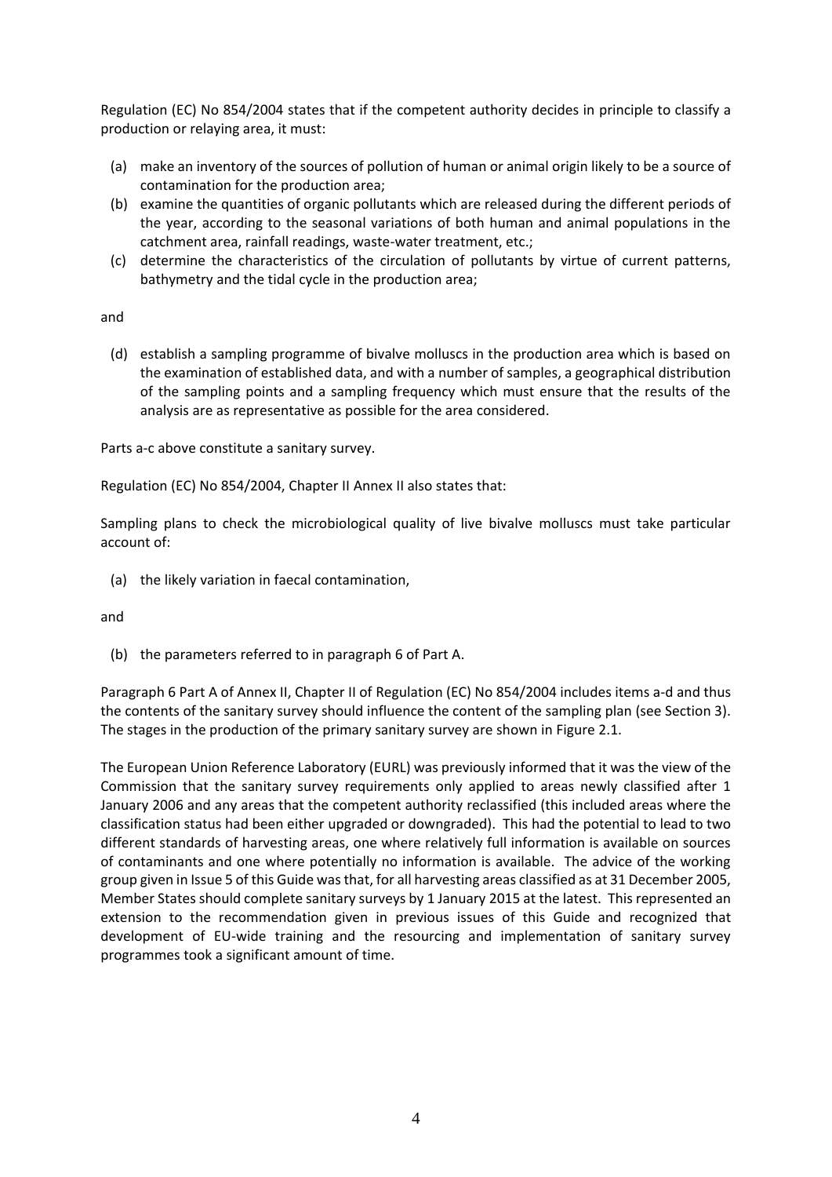Regulation (EC) No 854/2004 states that if the competent authority decides in principle to classify a production or relaying area, it must:

(a) make an inventory of the sources of pollution of human or animal origin likely to be a source of contamination for the production area;
(b) examine the quantities of organic pollutants which are released during the different periods of the year, according to the seasonal variations of both human and animal populations in the catchment area, rainfall readings, waste-water treatment, etc.;
(c) determine the characteristics of the circulation of pollutants by virtue of current patterns, bathymetry and the tidal cycle in the production area;

and

(d) establish a sampling programme of bivalve molluscs in the production area which is based on the examination of established data, and with a number of samples, a geographical distribution of the sampling points and a sampling frequency which must ensure that the results of the analysis are as representative as possible for the area considered.

Parts a-c above constitute a sanitary survey.

Regulation (EC) No 854/2004, Chapter II Annex II also states that:

Sampling plans to check the microbiological quality of live bivalve molluscs must take particular account of:

(a) the likely variation in faecal contamination,

and

(b) the parameters referred to in paragraph 6 of Part A.

Paragraph 6 Part A of Annex II, Chapter II of Regulation (EC) No 854/2004 includes items a-d and thus the contents of the sanitary survey should influence the content of the sampling plan (see Section 3). The stages in the production of the primary sanitary survey are shown in Figure 2.1.

The European Union Reference Laboratory (EURL) was previously informed that it was the view of the Commission that the sanitary survey requirements only applied to areas newly classified after 1 January 2006 and any areas that the competent authority reclassified (this included areas where the classification status had been either upgraded or downgraded). This had the potential to lead to two different standards of harvesting areas, one where relatively full information is available on sources of contaminants and one where potentially no information is available. The advice of the working group given in Issue 5 of this Guide was that, for all harvesting areas classified as at 31 December 2005, Member States should complete sanitary surveys by 1 January 2015 at the latest. This represented an extension to the recommendation given in previous issues of this Guide and recognized that development of EU-wide training and the resourcing and implementation of sanitary survey programmes took a significant amount of time.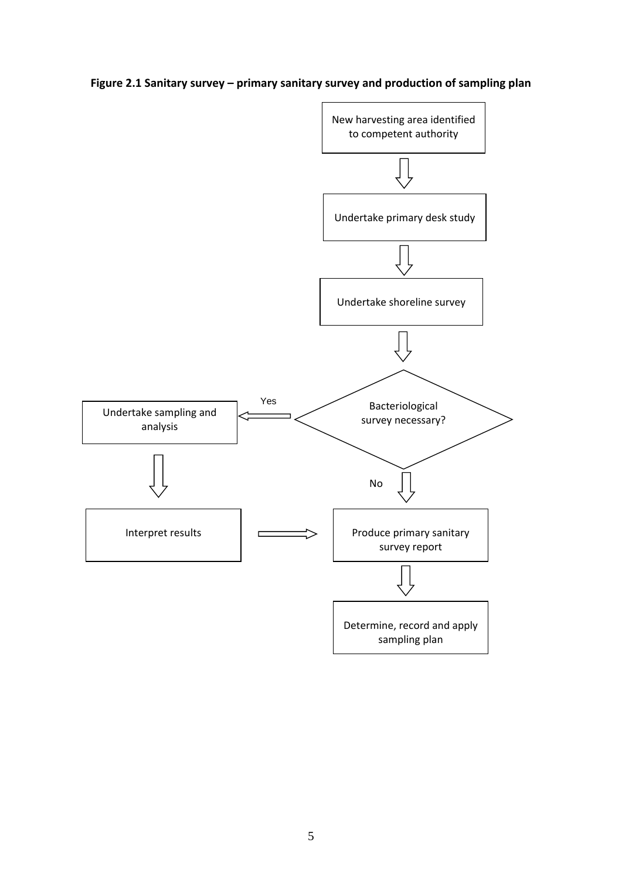**Figure 2.1 Sanitary survey – primary sanitary survey and production of sampling plan**

New harvesting area identified to competent authority

↓

Undertake primary desk study

↓

Undertake shoreline survey

↓

Bacteriological survey necessary?

- Yes → Undertake sampling and analysis → Interpret results → Produce primary sanitary survey report
- No → Produce primary sanitary survey report

↓

Determine, record and apply sampling plan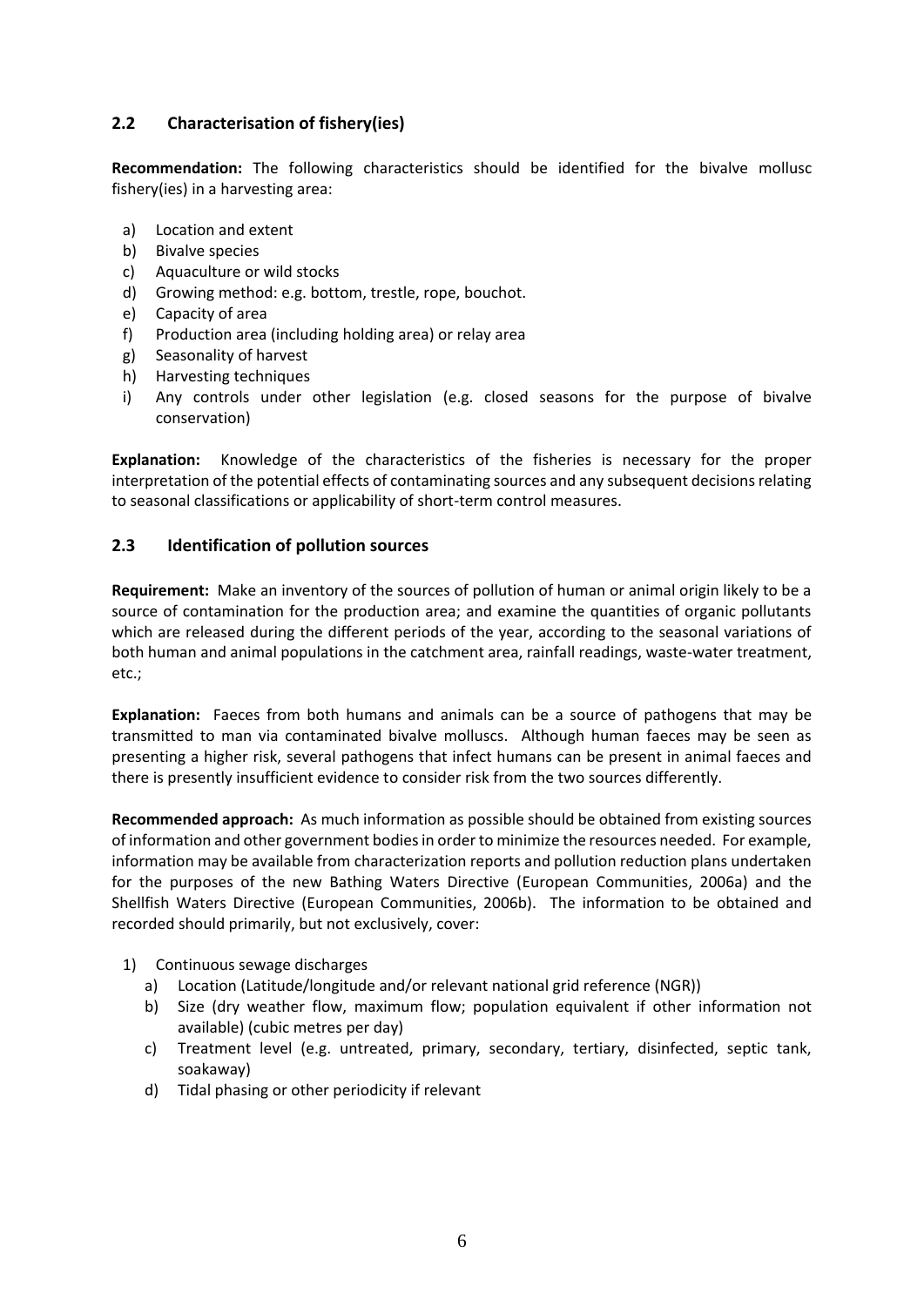## 2.2 Characterisation of fishery(ies)

**Recommendation:** The following characteristics should be identified for the bivalve mollusc fishery(ies) in a harvesting area:

a) Location and extent
b) Bivalve species
c) Aquaculture or wild stocks
d) Growing method: e.g. bottom, trestle, rope, bouchot.
e) Capacity of area
f) Production area (including holding area) or relay area
g) Seasonality of harvest
h) Harvesting techniques
i) Any controls under other legislation (e.g. closed seasons for the purpose of bivalve conservation)

**Explanation:** Knowledge of the characteristics of the fisheries is necessary for the proper interpretation of the potential effects of contaminating sources and any subsequent decisions relating to seasonal classifications or applicability of short-term control measures.

## 2.3 Identification of pollution sources

**Requirement:** Make an inventory of the sources of pollution of human or animal origin likely to be a source of contamination for the production area; and examine the quantities of organic pollutants which are released during the different periods of the year, according to the seasonal variations of both human and animal populations in the catchment area, rainfall readings, waste-water treatment, etc.;

**Explanation:** Faeces from both humans and animals can be a source of pathogens that may be transmitted to man via contaminated bivalve molluscs. Although human faeces may be seen as presenting a higher risk, several pathogens that infect humans can be present in animal faeces and there is presently insufficient evidence to consider risk from the two sources differently.

**Recommended approach:** As much information as possible should be obtained from existing sources of information and other government bodies in order to minimize the resources needed. For example, information may be available from characterization reports and pollution reduction plans undertaken for the purposes of the new Bathing Waters Directive (European Communities, 2006a) and the Shellfish Waters Directive (European Communities, 2006b). The information to be obtained and recorded should primarily, but not exclusively, cover:

1) Continuous sewage discharges
   a) Location (Latitude/longitude and/or relevant national grid reference (NGR))
   b) Size (dry weather flow, maximum flow; population equivalent if other information not available) (cubic metres per day)
   c) Treatment level (e.g. untreated, primary, secondary, tertiary, disinfected, septic tank, soakaway)
   d) Tidal phasing or other periodicity if relevant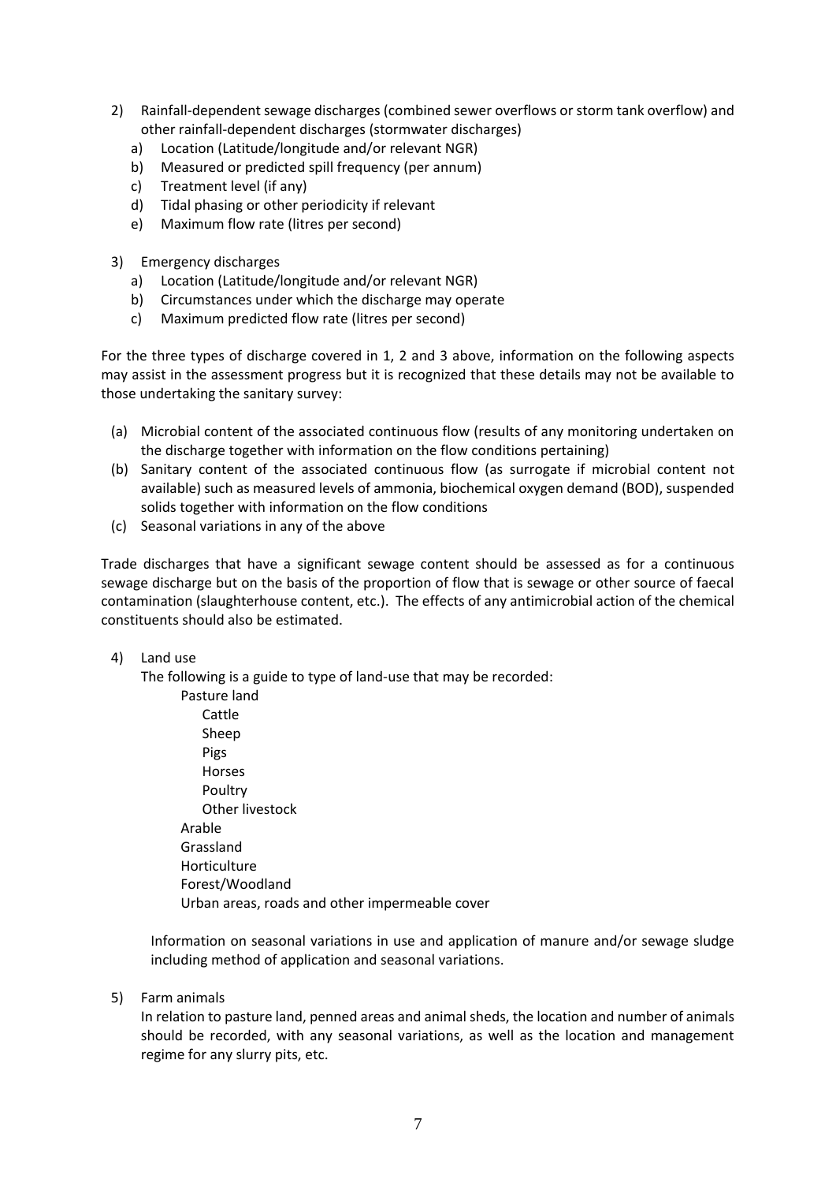2) Rainfall-dependent sewage discharges (combined sewer overflows or storm tank overflow) and other rainfall-dependent discharges (stormwater discharges)
   a) Location (Latitude/longitude and/or relevant NGR)
   b) Measured or predicted spill frequency (per annum)
   c) Treatment level (if any)
   d) Tidal phasing or other periodicity if relevant
   e) Maximum flow rate (litres per second)

3) Emergency discharges
   a) Location (Latitude/longitude and/or relevant NGR)
   b) Circumstances under which the discharge may operate
   c) Maximum predicted flow rate (litres per second)

For the three types of discharge covered in 1, 2 and 3 above, information on the following aspects may assist in the assessment progress but it is recognized that these details may not be available to those undertaking the sanitary survey:

(a) Microbial content of the associated continuous flow (results of any monitoring undertaken on the discharge together with information on the flow conditions pertaining)
(b) Sanitary content of the associated continuous flow (as surrogate if microbial content not available) such as measured levels of ammonia, biochemical oxygen demand (BOD), suspended solids together with information on the flow conditions
(c) Seasonal variations in any of the above

Trade discharges that have a significant sewage content should be assessed as for a continuous sewage discharge but on the basis of the proportion of flow that is sewage or other source of faecal contamination (slaughterhouse content, etc.). The effects of any antimicrobial action of the chemical constituents should also be estimated.

4) Land use

   The following is a guide to type of land-use that may be recorded:

   - Pasture land
     - Cattle
     - Sheep
     - Pigs
     - Horses
     - Poultry
     - Other livestock
   - Arable
   - Grassland
   - Horticulture
   - Forest/Woodland
   - Urban areas, roads and other impermeable cover

   Information on seasonal variations in use and application of manure and/or sewage sludge including method of application and seasonal variations.

5) Farm animals

   In relation to pasture land, penned areas and animal sheds, the location and number of animals should be recorded, with any seasonal variations, as well as the location and management regime for any slurry pits, etc.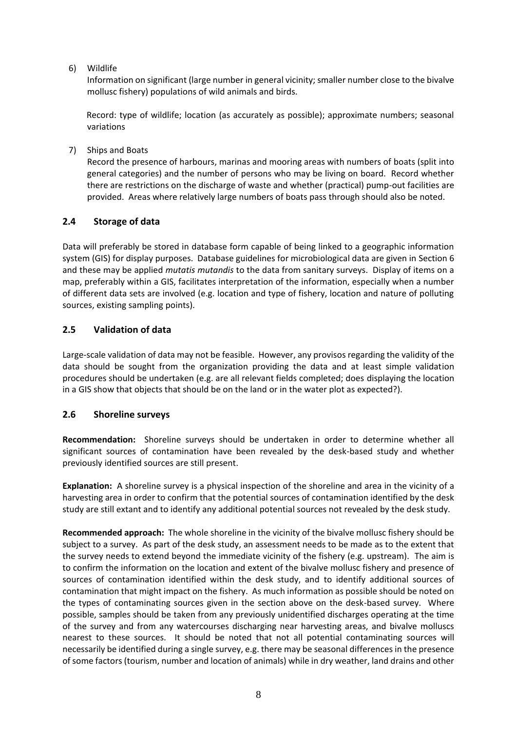6) Wildlife

   Information on significant (large number in general vicinity; smaller number close to the bivalve mollusc fishery) populations of wild animals and birds.

   Record: type of wildlife; location (as accurately as possible); approximate numbers; seasonal variations

7) Ships and Boats

   Record the presence of harbours, marinas and mooring areas with numbers of boats (split into general categories) and the number of persons who may be living on board. Record whether there are restrictions on the discharge of waste and whether (practical) pump-out facilities are provided. Areas where relatively large numbers of boats pass through should also be noted.

## 2.4 Storage of data

Data will preferably be stored in database form capable of being linked to a geographic information system (GIS) for display purposes. Database guidelines for microbiological data are given in Section 6 and these may be applied *mutatis mutandis* to the data from sanitary surveys. Display of items on a map, preferably within a GIS, facilitates interpretation of the information, especially when a number of different data sets are involved (e.g. location and type of fishery, location and nature of polluting sources, existing sampling points).

## 2.5 Validation of data

Large-scale validation of data may not be feasible. However, any provisos regarding the validity of the data should be sought from the organization providing the data and at least simple validation procedures should be undertaken (e.g. are all relevant fields completed; does displaying the location in a GIS show that objects that should be on the land or in the water plot as expected?).

## 2.6 Shoreline surveys

**Recommendation:** Shoreline surveys should be undertaken in order to determine whether all significant sources of contamination have been revealed by the desk-based study and whether previously identified sources are still present.

**Explanation:** A shoreline survey is a physical inspection of the shoreline and area in the vicinity of a harvesting area in order to confirm that the potential sources of contamination identified by the desk study are still extant and to identify any additional potential sources not revealed by the desk study.

**Recommended approach:** The whole shoreline in the vicinity of the bivalve mollusc fishery should be subject to a survey. As part of the desk study, an assessment needs to be made as to the extent that the survey needs to extend beyond the immediate vicinity of the fishery (e.g. upstream). The aim is to confirm the information on the location and extent of the bivalve mollusc fishery and presence of sources of contamination identified within the desk study, and to identify additional sources of contamination that might impact on the fishery. As much information as possible should be noted on the types of contaminating sources given in the section above on the desk-based survey. Where possible, samples should be taken from any previously unidentified discharges operating at the time of the survey and from any watercourses discharging near harvesting areas, and bivalve molluscs nearest to these sources. It should be noted that not all potential contaminating sources will necessarily be identified during a single survey, e.g. there may be seasonal differences in the presence of some factors (tourism, number and location of animals) while in dry weather, land drains and other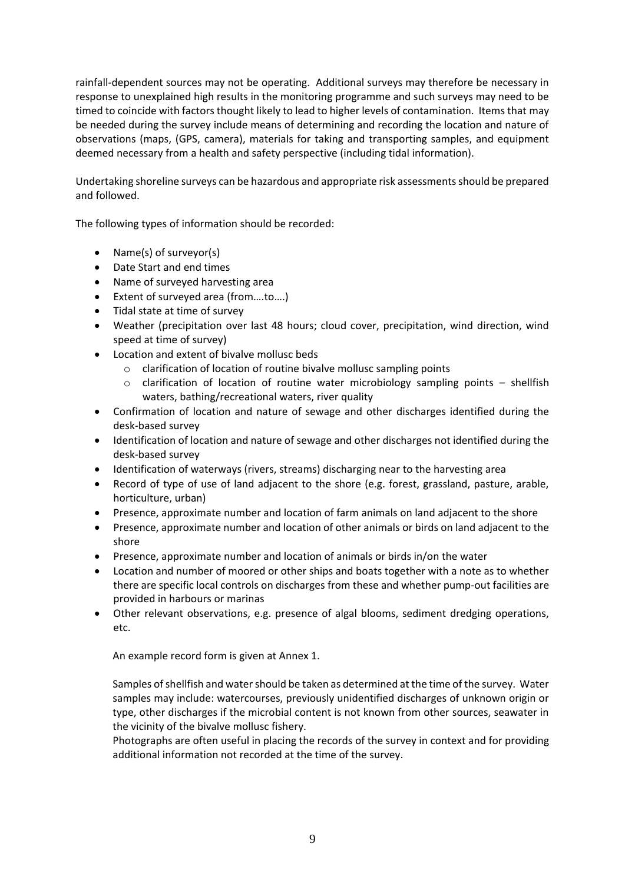rainfall-dependent sources may not be operating. Additional surveys may therefore be necessary in response to unexplained high results in the monitoring programme and such surveys may need to be timed to coincide with factors thought likely to lead to higher levels of contamination. Items that may be needed during the survey include means of determining and recording the location and nature of observations (maps, (GPS, camera), materials for taking and transporting samples, and equipment deemed necessary from a health and safety perspective (including tidal information).

Undertaking shoreline surveys can be hazardous and appropriate risk assessments should be prepared and followed.

The following types of information should be recorded:

- Name(s) of surveyor(s)
- Date Start and end times
- Name of surveyed harvesting area
- Extent of surveyed area (from….to….)
- Tidal state at time of survey
- Weather (precipitation over last 48 hours; cloud cover, precipitation, wind direction, wind speed at time of survey)
- Location and extent of bivalve mollusc beds
  - clarification of location of routine bivalve mollusc sampling points
  - clarification of location of routine water microbiology sampling points – shellfish waters, bathing/recreational waters, river quality
- Confirmation of location and nature of sewage and other discharges identified during the desk-based survey
- Identification of location and nature of sewage and other discharges not identified during the desk-based survey
- Identification of waterways (rivers, streams) discharging near to the harvesting area
- Record of type of use of land adjacent to the shore (e.g. forest, grassland, pasture, arable, horticulture, urban)
- Presence, approximate number and location of farm animals on land adjacent to the shore
- Presence, approximate number and location of other animals or birds on land adjacent to the shore
- Presence, approximate number and location of animals or birds in/on the water
- Location and number of moored or other ships and boats together with a note as to whether there are specific local controls on discharges from these and whether pump-out facilities are provided in harbours or marinas
- Other relevant observations, e.g. presence of algal blooms, sediment dredging operations, etc.

An example record form is given at Annex 1.

Samples of shellfish and water should be taken as determined at the time of the survey. Water samples may include: watercourses, previously unidentified discharges of unknown origin or type, other discharges if the microbial content is not known from other sources, seawater in the vicinity of the bivalve mollusc fishery.

Photographs are often useful in placing the records of the survey in context and for providing additional information not recorded at the time of the survey.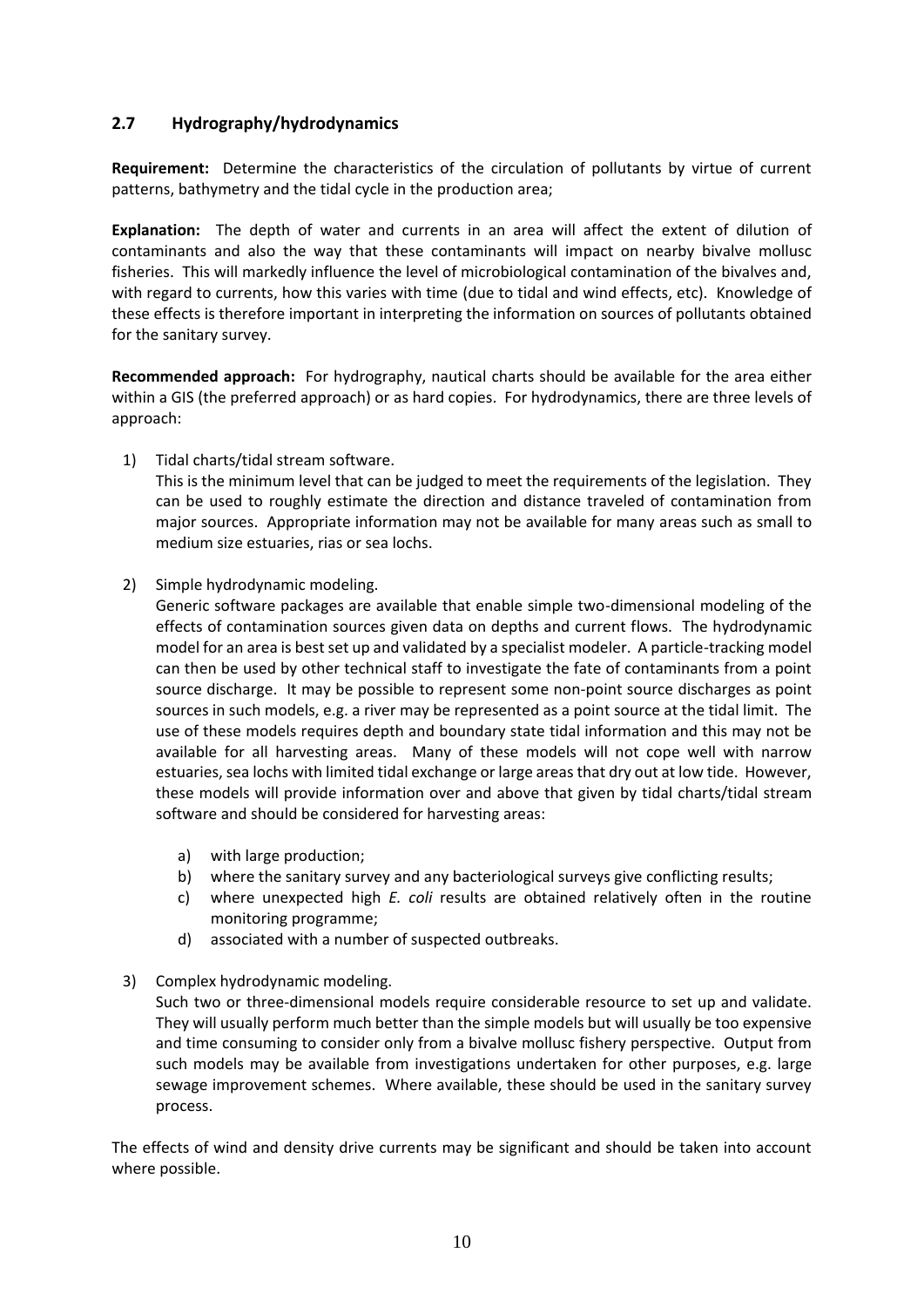## 2.7 Hydrography/hydrodynamics

**Requirement:** Determine the characteristics of the circulation of pollutants by virtue of current patterns, bathymetry and the tidal cycle in the production area;

**Explanation:** The depth of water and currents in an area will affect the extent of dilution of contaminants and also the way that these contaminants will impact on nearby bivalve mollusc fisheries. This will markedly influence the level of microbiological contamination of the bivalves and, with regard to currents, how this varies with time (due to tidal and wind effects, etc). Knowledge of these effects is therefore important in interpreting the information on sources of pollutants obtained for the sanitary survey.

**Recommended approach:** For hydrography, nautical charts should be available for the area either within a GIS (the preferred approach) or as hard copies. For hydrodynamics, there are three levels of approach:

1) Tidal charts/tidal stream software.
   This is the minimum level that can be judged to meet the requirements of the legislation. They can be used to roughly estimate the direction and distance traveled of contamination from major sources. Appropriate information may not be available for many areas such as small to medium size estuaries, rias or sea lochs.

2) Simple hydrodynamic modeling.
   Generic software packages are available that enable simple two-dimensional modeling of the effects of contamination sources given data on depths and current flows. The hydrodynamic model for an area is best set up and validated by a specialist modeler. A particle-tracking model can then be used by other technical staff to investigate the fate of contaminants from a point source discharge. It may be possible to represent some non-point source discharges as point sources in such models, e.g. a river may be represented as a point source at the tidal limit. The use of these models requires depth and boundary state tidal information and this may not be available for all harvesting areas. Many of these models will not cope well with narrow estuaries, sea lochs with limited tidal exchange or large areas that dry out at low tide. However, these models will provide information over and above that given by tidal charts/tidal stream software and should be considered for harvesting areas:

   a) with large production;
   b) where the sanitary survey and any bacteriological surveys give conflicting results;
   c) where unexpected high *E. coli* results are obtained relatively often in the routine monitoring programme;
   d) associated with a number of suspected outbreaks.

3) Complex hydrodynamic modeling.
   Such two or three-dimensional models require considerable resource to set up and validate. They will usually perform much better than the simple models but will usually be too expensive and time consuming to consider only from a bivalve mollusc fishery perspective. Output from such models may be available from investigations undertaken for other purposes, e.g. large sewage improvement schemes. Where available, these should be used in the sanitary survey process.

The effects of wind and density drive currents may be significant and should be taken into account where possible.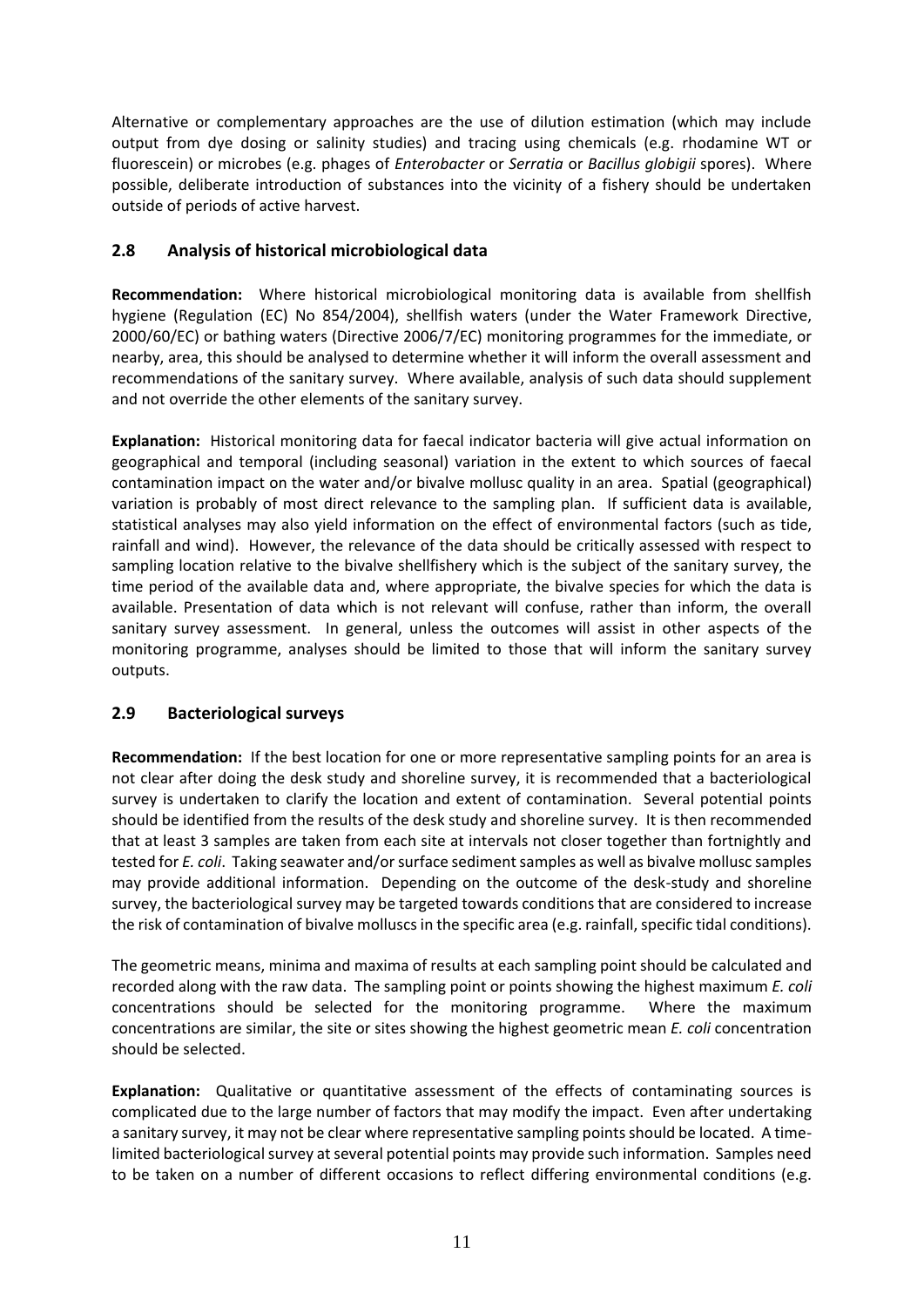Alternative or complementary approaches are the use of dilution estimation (which may include output from dye dosing or salinity studies) and tracing using chemicals (e.g. rhodamine WT or fluorescein) or microbes (e.g. phages of *Enterobacter* or *Serratia* or *Bacillus globigii* spores). Where possible, deliberate introduction of substances into the vicinity of a fishery should be undertaken outside of periods of active harvest.

## 2.8 Analysis of historical microbiological data

**Recommendation:** Where historical microbiological monitoring data is available from shellfish hygiene (Regulation (EC) No 854/2004), shellfish waters (under the Water Framework Directive, 2000/60/EC) or bathing waters (Directive 2006/7/EC) monitoring programmes for the immediate, or nearby, area, this should be analysed to determine whether it will inform the overall assessment and recommendations of the sanitary survey. Where available, analysis of such data should supplement and not override the other elements of the sanitary survey.

**Explanation:** Historical monitoring data for faecal indicator bacteria will give actual information on geographical and temporal (including seasonal) variation in the extent to which sources of faecal contamination impact on the water and/or bivalve mollusc quality in an area. Spatial (geographical) variation is probably of most direct relevance to the sampling plan. If sufficient data is available, statistical analyses may also yield information on the effect of environmental factors (such as tide, rainfall and wind). However, the relevance of the data should be critically assessed with respect to sampling location relative to the bivalve shellfishery which is the subject of the sanitary survey, the time period of the available data and, where appropriate, the bivalve species for which the data is available. Presentation of data which is not relevant will confuse, rather than inform, the overall sanitary survey assessment. In general, unless the outcomes will assist in other aspects of the monitoring programme, analyses should be limited to those that will inform the sanitary survey outputs.

## 2.9 Bacteriological surveys

**Recommendation:** If the best location for one or more representative sampling points for an area is not clear after doing the desk study and shoreline survey, it is recommended that a bacteriological survey is undertaken to clarify the location and extent of contamination. Several potential points should be identified from the results of the desk study and shoreline survey. It is then recommended that at least 3 samples are taken from each site at intervals not closer together than fortnightly and tested for *E. coli*. Taking seawater and/or surface sediment samples as well as bivalve mollusc samples may provide additional information. Depending on the outcome of the desk-study and shoreline survey, the bacteriological survey may be targeted towards conditions that are considered to increase the risk of contamination of bivalve molluscs in the specific area (e.g. rainfall, specific tidal conditions).

The geometric means, minima and maxima of results at each sampling point should be calculated and recorded along with the raw data. The sampling point or points showing the highest maximum *E. coli* concentrations should be selected for the monitoring programme. Where the maximum concentrations are similar, the site or sites showing the highest geometric mean *E. coli* concentration should be selected.

**Explanation:** Qualitative or quantitative assessment of the effects of contaminating sources is complicated due to the large number of factors that may modify the impact. Even after undertaking a sanitary survey, it may not be clear where representative sampling points should be located. A time-limited bacteriological survey at several potential points may provide such information. Samples need to be taken on a number of different occasions to reflect differing environmental conditions (e.g.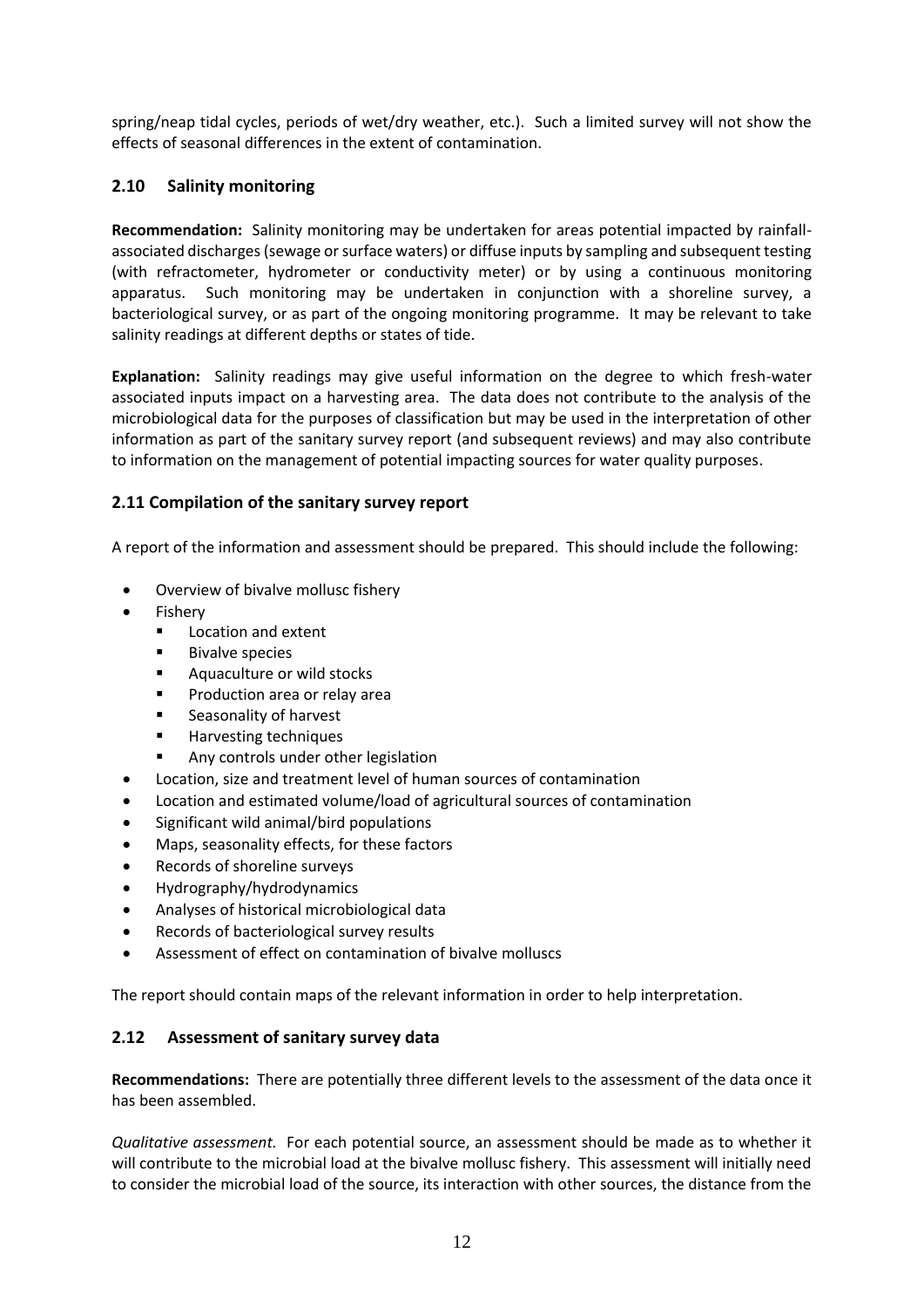spring/neap tidal cycles, periods of wet/dry weather, etc.). Such a limited survey will not show the effects of seasonal differences in the extent of contamination.

## 2.10 Salinity monitoring

**Recommendation:** Salinity monitoring may be undertaken for areas potential impacted by rainfall-associated discharges (sewage or surface waters) or diffuse inputs by sampling and subsequent testing (with refractometer, hydrometer or conductivity meter) or by using a continuous monitoring apparatus. Such monitoring may be undertaken in conjunction with a shoreline survey, a bacteriological survey, or as part of the ongoing monitoring programme. It may be relevant to take salinity readings at different depths or states of tide.

**Explanation:** Salinity readings may give useful information on the degree to which fresh-water associated inputs impact on a harvesting area. The data does not contribute to the analysis of the microbiological data for the purposes of classification but may be used in the interpretation of other information as part of the sanitary survey report (and subsequent reviews) and may also contribute to information on the management of potential impacting sources for water quality purposes.

## 2.11 Compilation of the sanitary survey report

A report of the information and assessment should be prepared. This should include the following:

- Overview of bivalve mollusc fishery
- Fishery
  - Location and extent
  - Bivalve species
  - Aquaculture or wild stocks
  - Production area or relay area
  - Seasonality of harvest
  - Harvesting techniques
  - Any controls under other legislation
- Location, size and treatment level of human sources of contamination
- Location and estimated volume/load of agricultural sources of contamination
- Significant wild animal/bird populations
- Maps, seasonality effects, for these factors
- Records of shoreline surveys
- Hydrography/hydrodynamics
- Analyses of historical microbiological data
- Records of bacteriological survey results
- Assessment of effect on contamination of bivalve molluscs

The report should contain maps of the relevant information in order to help interpretation.

## 2.12 Assessment of sanitary survey data

**Recommendations:** There are potentially three different levels to the assessment of the data once it has been assembled.

*Qualitative assessment.* For each potential source, an assessment should be made as to whether it will contribute to the microbial load at the bivalve mollusc fishery. This assessment will initially need to consider the microbial load of the source, its interaction with other sources, the distance from the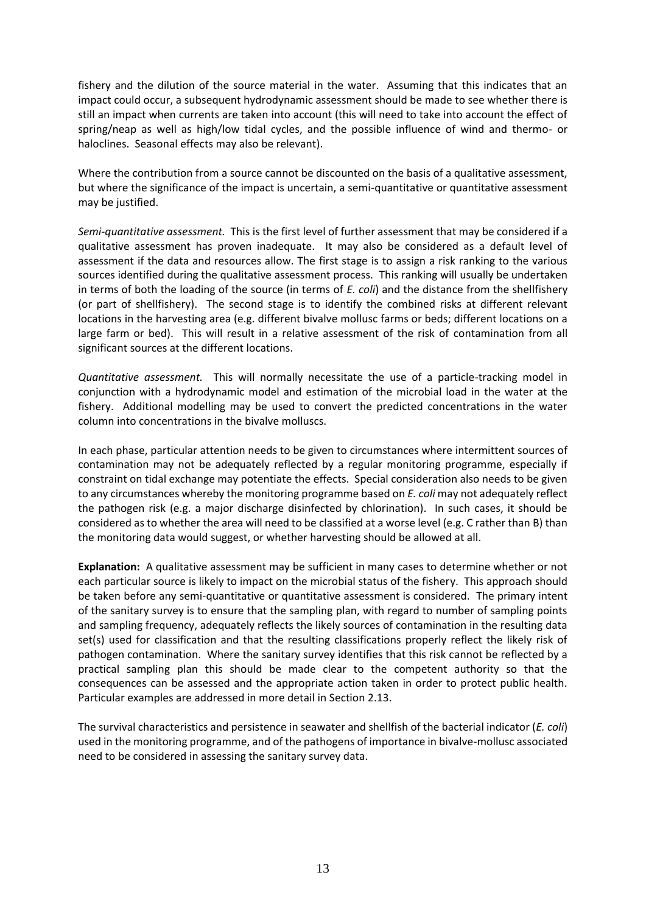fishery and the dilution of the source material in the water. Assuming that this indicates that an impact could occur, a subsequent hydrodynamic assessment should be made to see whether there is still an impact when currents are taken into account (this will need to take into account the effect of spring/neap as well as high/low tidal cycles, and the possible influence of wind and thermo- or haloclines. Seasonal effects may also be relevant).

Where the contribution from a source cannot be discounted on the basis of a qualitative assessment, but where the significance of the impact is uncertain, a semi-quantitative or quantitative assessment may be justified.

*Semi-quantitative assessment.* This is the first level of further assessment that may be considered if a qualitative assessment has proven inadequate. It may also be considered as a default level of assessment if the data and resources allow. The first stage is to assign a risk ranking to the various sources identified during the qualitative assessment process. This ranking will usually be undertaken in terms of both the loading of the source (in terms of *E. coli*) and the distance from the shellfishery (or part of shellfishery). The second stage is to identify the combined risks at different relevant locations in the harvesting area (e.g. different bivalve mollusc farms or beds; different locations on a large farm or bed). This will result in a relative assessment of the risk of contamination from all significant sources at the different locations.

*Quantitative assessment.* This will normally necessitate the use of a particle-tracking model in conjunction with a hydrodynamic model and estimation of the microbial load in the water at the fishery. Additional modelling may be used to convert the predicted concentrations in the water column into concentrations in the bivalve molluscs.

In each phase, particular attention needs to be given to circumstances where intermittent sources of contamination may not be adequately reflected by a regular monitoring programme, especially if constraint on tidal exchange may potentiate the effects. Special consideration also needs to be given to any circumstances whereby the monitoring programme based on *E. coli* may not adequately reflect the pathogen risk (e.g. a major discharge disinfected by chlorination). In such cases, it should be considered as to whether the area will need to be classified at a worse level (e.g. C rather than B) than the monitoring data would suggest, or whether harvesting should be allowed at all.

**Explanation:** A qualitative assessment may be sufficient in many cases to determine whether or not each particular source is likely to impact on the microbial status of the fishery. This approach should be taken before any semi-quantitative or quantitative assessment is considered. The primary intent of the sanitary survey is to ensure that the sampling plan, with regard to number of sampling points and sampling frequency, adequately reflects the likely sources of contamination in the resulting data set(s) used for classification and that the resulting classifications properly reflect the likely risk of pathogen contamination. Where the sanitary survey identifies that this risk cannot be reflected by a practical sampling plan this should be made clear to the competent authority so that the consequences can be assessed and the appropriate action taken in order to protect public health. Particular examples are addressed in more detail in Section 2.13.

The survival characteristics and persistence in seawater and shellfish of the bacterial indicator (*E. coli*) used in the monitoring programme, and of the pathogens of importance in bivalve-mollusc associated need to be considered in assessing the sanitary survey data.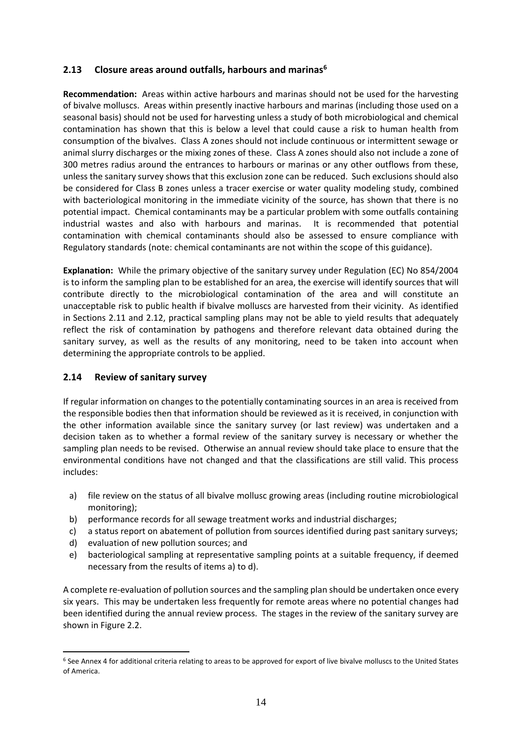## 2.13 Closure areas around outfalls, harbours and marinas[6]

**Recommendation:** Areas within active harbours and marinas should not be used for the harvesting of bivalve molluscs. Areas within presently inactive harbours and marinas (including those used on a seasonal basis) should not be used for harvesting unless a study of both microbiological and chemical contamination has shown that this is below a level that could cause a risk to human health from consumption of the bivalves. Class A zones should not include continuous or intermittent sewage or animal slurry discharges or the mixing zones of these. Class A zones should also not include a zone of 300 metres radius around the entrances to harbours or marinas or any other outflows from these, unless the sanitary survey shows that this exclusion zone can be reduced. Such exclusions should also be considered for Class B zones unless a tracer exercise or water quality modeling study, combined with bacteriological monitoring in the immediate vicinity of the source, has shown that there is no potential impact. Chemical contaminants may be a particular problem with some outfalls containing industrial wastes and also with harbours and marinas. It is recommended that potential contamination with chemical contaminants should also be assessed to ensure compliance with Regulatory standards (note: chemical contaminants are not within the scope of this guidance).

**Explanation:** While the primary objective of the sanitary survey under Regulation (EC) No 854/2004 is to inform the sampling plan to be established for an area, the exercise will identify sources that will contribute directly to the microbiological contamination of the area and will constitute an unacceptable risk to public health if bivalve molluscs are harvested from their vicinity. As identified in Sections 2.11 and 2.12, practical sampling plans may not be able to yield results that adequately reflect the risk of contamination by pathogens and therefore relevant data obtained during the sanitary survey, as well as the results of any monitoring, need to be taken into account when determining the appropriate controls to be applied.

## 2.14 Review of sanitary survey

If regular information on changes to the potentially contaminating sources in an area is received from the responsible bodies then that information should be reviewed as it is received, in conjunction with the other information available since the sanitary survey (or last review) was undertaken and a decision taken as to whether a formal review of the sanitary survey is necessary or whether the sampling plan needs to be revised. Otherwise an annual review should take place to ensure that the environmental conditions have not changed and that the classifications are still valid. This process includes:

a) file review on the status of all bivalve mollusc growing areas (including routine microbiological monitoring);
b) performance records for all sewage treatment works and industrial discharges;
c) a status report on abatement of pollution from sources identified during past sanitary surveys;
d) evaluation of new pollution sources; and
e) bacteriological sampling at representative sampling points at a suitable frequency, if deemed necessary from the results of items a) to d).

A complete re-evaluation of pollution sources and the sampling plan should be undertaken once every six years. This may be undertaken less frequently for remote areas where no potential changes had been identified during the annual review process. The stages in the review of the sanitary survey are shown in Figure 2.2.

[6] See Annex 4 for additional criteria relating to areas to be approved for export of live bivalve molluscs to the United States of America.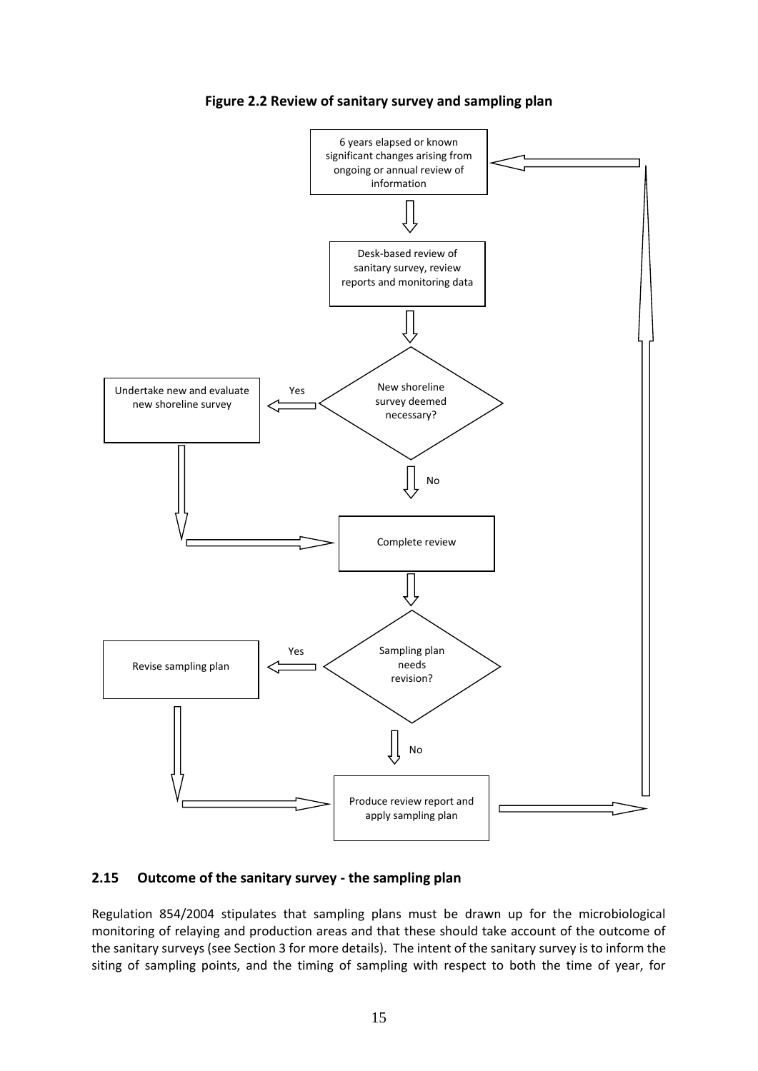**Figure 2.2 Review of sanitary survey and sampling plan**

6 years elapsed or known significant changes arising from ongoing or annual review of information

Desk-based review of sanitary survey, review reports and monitoring data

New shoreline survey deemed necessary?

Yes

Undertake new and evaluate new shoreline survey

No

Complete review

Sampling plan needs revision?

Yes

Revise sampling plan

No

Produce review report and apply sampling plan

## 2.15 Outcome of the sanitary survey - the sampling plan

Regulation 854/2004 stipulates that sampling plans must be drawn up for the microbiological monitoring of relaying and production areas and that these should take account of the outcome of the sanitary surveys (see Section 3 for more details). The intent of the sanitary survey is to inform the siting of sampling points, and the timing of sampling with respect to both the time of year, for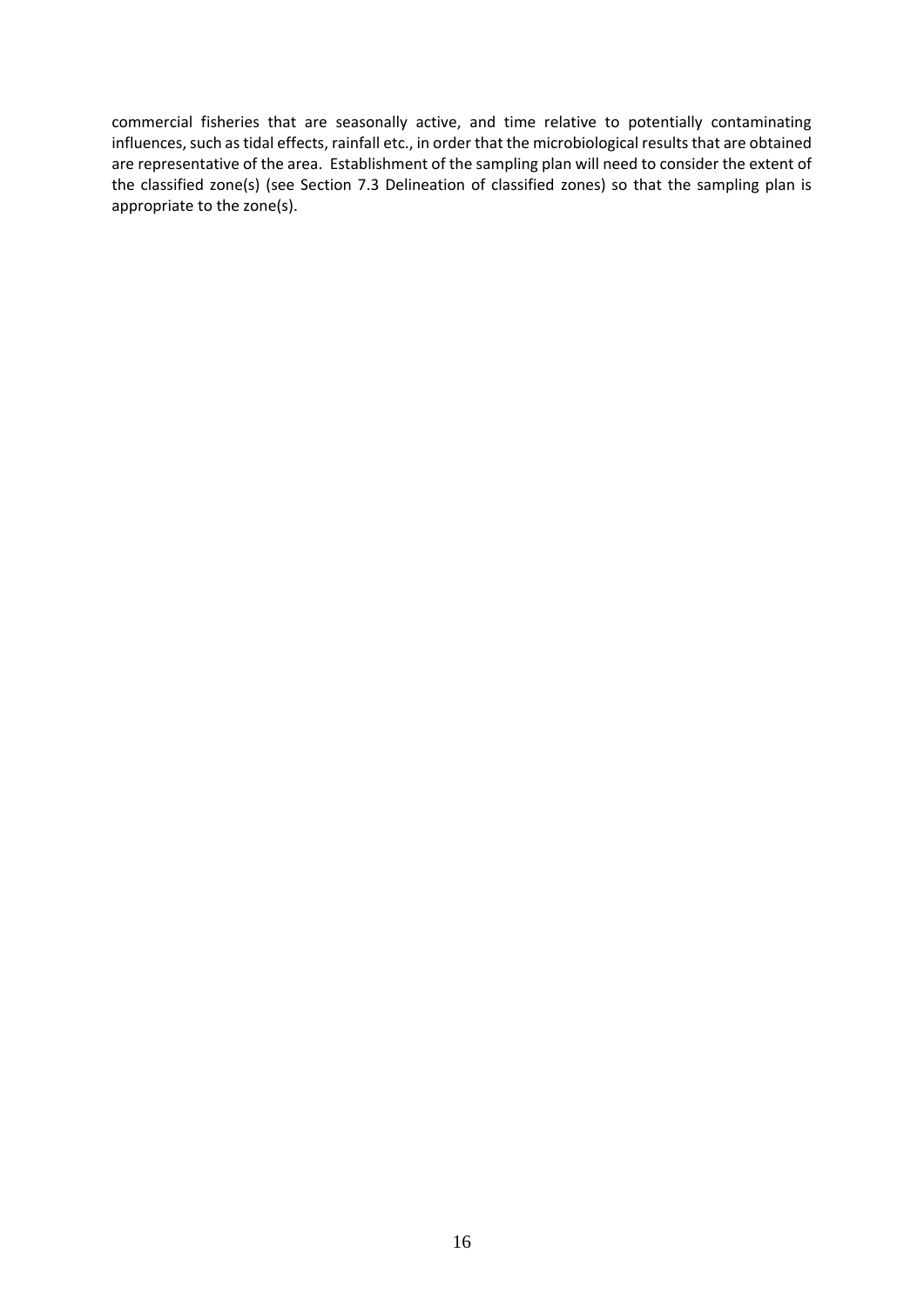commercial fisheries that are seasonally active, and time relative to potentially contaminating influences, such as tidal effects, rainfall etc., in order that the microbiological results that are obtained are representative of the area. Establishment of the sampling plan will need to consider the extent of the classified zone(s) (see Section 7.3 Delineation of classified zones) so that the sampling plan is appropriate to the zone(s).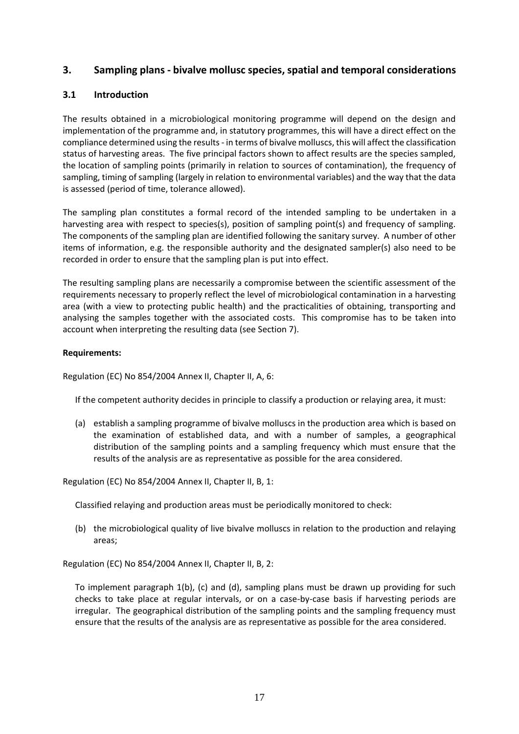## 3. Sampling plans - bivalve mollusc species, spatial and temporal considerations

### 3.1 Introduction

The results obtained in a microbiological monitoring programme will depend on the design and implementation of the programme and, in statutory programmes, this will have a direct effect on the compliance determined using the results - in terms of bivalve molluscs, this will affect the classification status of harvesting areas. The five principal factors shown to affect results are the species sampled, the location of sampling points (primarily in relation to sources of contamination), the frequency of sampling, timing of sampling (largely in relation to environmental variables) and the way that the data is assessed (period of time, tolerance allowed).

The sampling plan constitutes a formal record of the intended sampling to be undertaken in a harvesting area with respect to species(s), position of sampling point(s) and frequency of sampling. The components of the sampling plan are identified following the sanitary survey. A number of other items of information, e.g. the responsible authority and the designated sampler(s) also need to be recorded in order to ensure that the sampling plan is put into effect.

The resulting sampling plans are necessarily a compromise between the scientific assessment of the requirements necessary to properly reflect the level of microbiological contamination in a harvesting area (with a view to protecting public health) and the practicalities of obtaining, transporting and analysing the samples together with the associated costs. This compromise has to be taken into account when interpreting the resulting data (see Section 7).

**Requirements:**

Regulation (EC) No 854/2004 Annex II, Chapter II, A, 6:

> If the competent authority decides in principle to classify a production or relaying area, it must:
>
> (a) establish a sampling programme of bivalve molluscs in the production area which is based on the examination of established data, and with a number of samples, a geographical distribution of the sampling points and a sampling frequency which must ensure that the results of the analysis are as representative as possible for the area considered.

Regulation (EC) No 854/2004 Annex II, Chapter II, B, 1:

> Classified relaying and production areas must be periodically monitored to check:
>
> (b) the microbiological quality of live bivalve molluscs in relation to the production and relaying areas;

Regulation (EC) No 854/2004 Annex II, Chapter II, B, 2:

> To implement paragraph 1(b), (c) and (d), sampling plans must be drawn up providing for such checks to take place at regular intervals, or on a case-by-case basis if harvesting periods are irregular. The geographical distribution of the sampling points and the sampling frequency must ensure that the results of the analysis are as representative as possible for the area considered.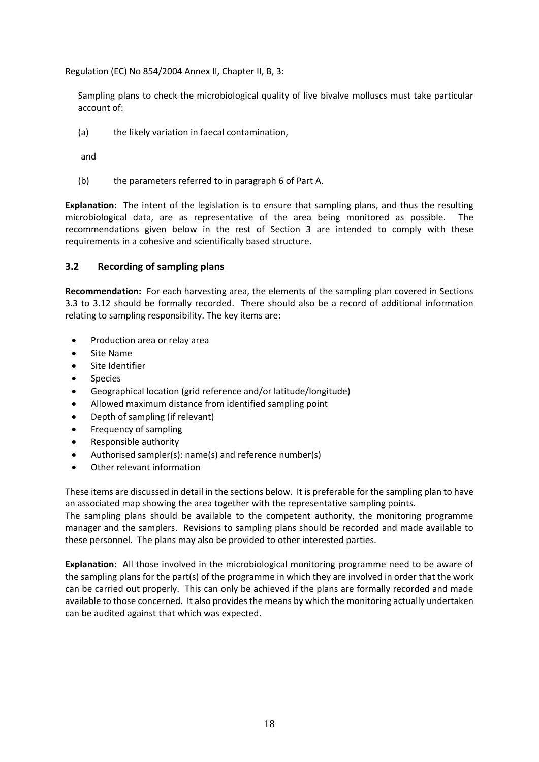Regulation (EC) No 854/2004 Annex II, Chapter II, B, 3:

> Sampling plans to check the microbiological quality of live bivalve molluscs must take particular account of:
>
> (a) the likely variation in faecal contamination,
>
> and
>
> (b) the parameters referred to in paragraph 6 of Part A.

**Explanation:** The intent of the legislation is to ensure that sampling plans, and thus the resulting microbiological data, are as representative of the area being monitored as possible. The recommendations given below in the rest of Section 3 are intended to comply with these requirements in a cohesive and scientifically based structure.

### 3.2 Recording of sampling plans

**Recommendation:** For each harvesting area, the elements of the sampling plan covered in Sections 3.3 to 3.12 should be formally recorded. There should also be a record of additional information relating to sampling responsibility. The key items are:

- Production area or relay area
- Site Name
- Site Identifier
- Species
- Geographical location (grid reference and/or latitude/longitude)
- Allowed maximum distance from identified sampling point
- Depth of sampling (if relevant)
- Frequency of sampling
- Responsible authority
- Authorised sampler(s): name(s) and reference number(s)
- Other relevant information

These items are discussed in detail in the sections below. It is preferable for the sampling plan to have an associated map showing the area together with the representative sampling points.

The sampling plans should be available to the competent authority, the monitoring programme manager and the samplers. Revisions to sampling plans should be recorded and made available to these personnel. The plans may also be provided to other interested parties.

**Explanation:** All those involved in the microbiological monitoring programme need to be aware of the sampling plans for the part(s) of the programme in which they are involved in order that the work can be carried out properly. This can only be achieved if the plans are formally recorded and made available to those concerned. It also provides the means by which the monitoring actually undertaken can be audited against that which was expected.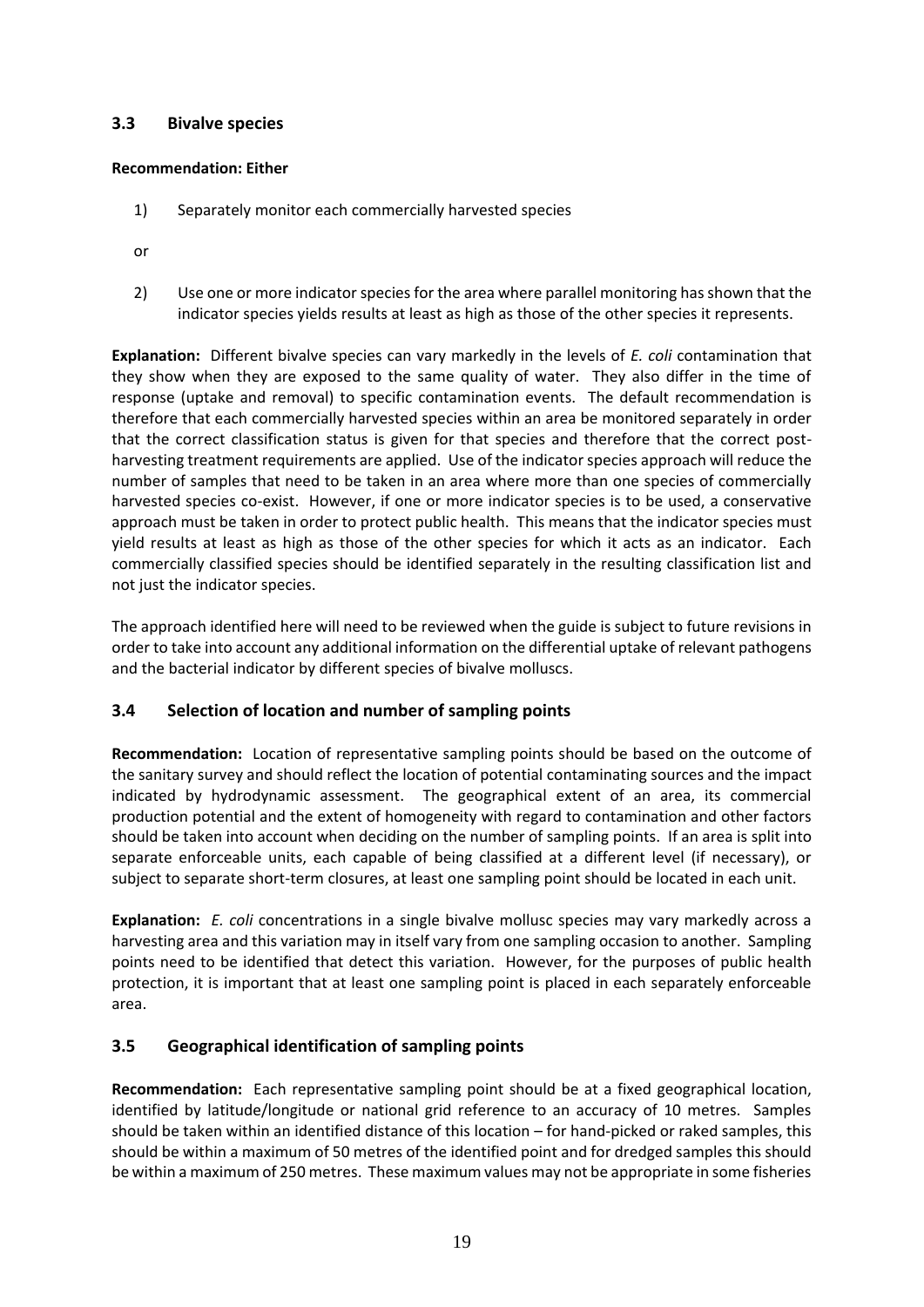### 3.3 Bivalve species

**Recommendation: Either**

1) Separately monitor each commercially harvested species

or

2) Use one or more indicator species for the area where parallel monitoring has shown that the indicator species yields results at least as high as those of the other species it represents.

**Explanation:** Different bivalve species can vary markedly in the levels of *E. coli* contamination that they show when they are exposed to the same quality of water. They also differ in the time of response (uptake and removal) to specific contamination events. The default recommendation is therefore that each commercially harvested species within an area be monitored separately in order that the correct classification status is given for that species and therefore that the correct post-harvesting treatment requirements are applied. Use of the indicator species approach will reduce the number of samples that need to be taken in an area where more than one species of commercially harvested species co-exist. However, if one or more indicator species is to be used, a conservative approach must be taken in order to protect public health. This means that the indicator species must yield results at least as high as those of the other species for which it acts as an indicator. Each commercially classified species should be identified separately in the resulting classification list and not just the indicator species.

The approach identified here will need to be reviewed when the guide is subject to future revisions in order to take into account any additional information on the differential uptake of relevant pathogens and the bacterial indicator by different species of bivalve molluscs.

### 3.4 Selection of location and number of sampling points

**Recommendation:** Location of representative sampling points should be based on the outcome of the sanitary survey and should reflect the location of potential contaminating sources and the impact indicated by hydrodynamic assessment. The geographical extent of an area, its commercial production potential and the extent of homogeneity with regard to contamination and other factors should be taken into account when deciding on the number of sampling points. If an area is split into separate enforceable units, each capable of being classified at a different level (if necessary), or subject to separate short-term closures, at least one sampling point should be located in each unit.

**Explanation:** *E. coli* concentrations in a single bivalve mollusc species may vary markedly across a harvesting area and this variation may in itself vary from one sampling occasion to another. Sampling points need to be identified that detect this variation. However, for the purposes of public health protection, it is important that at least one sampling point is placed in each separately enforceable area.

### 3.5 Geographical identification of sampling points

**Recommendation:** Each representative sampling point should be at a fixed geographical location, identified by latitude/longitude or national grid reference to an accuracy of 10 metres. Samples should be taken within an identified distance of this location – for hand-picked or raked samples, this should be within a maximum of 50 metres of the identified point and for dredged samples this should be within a maximum of 250 metres. These maximum values may not be appropriate in some fisheries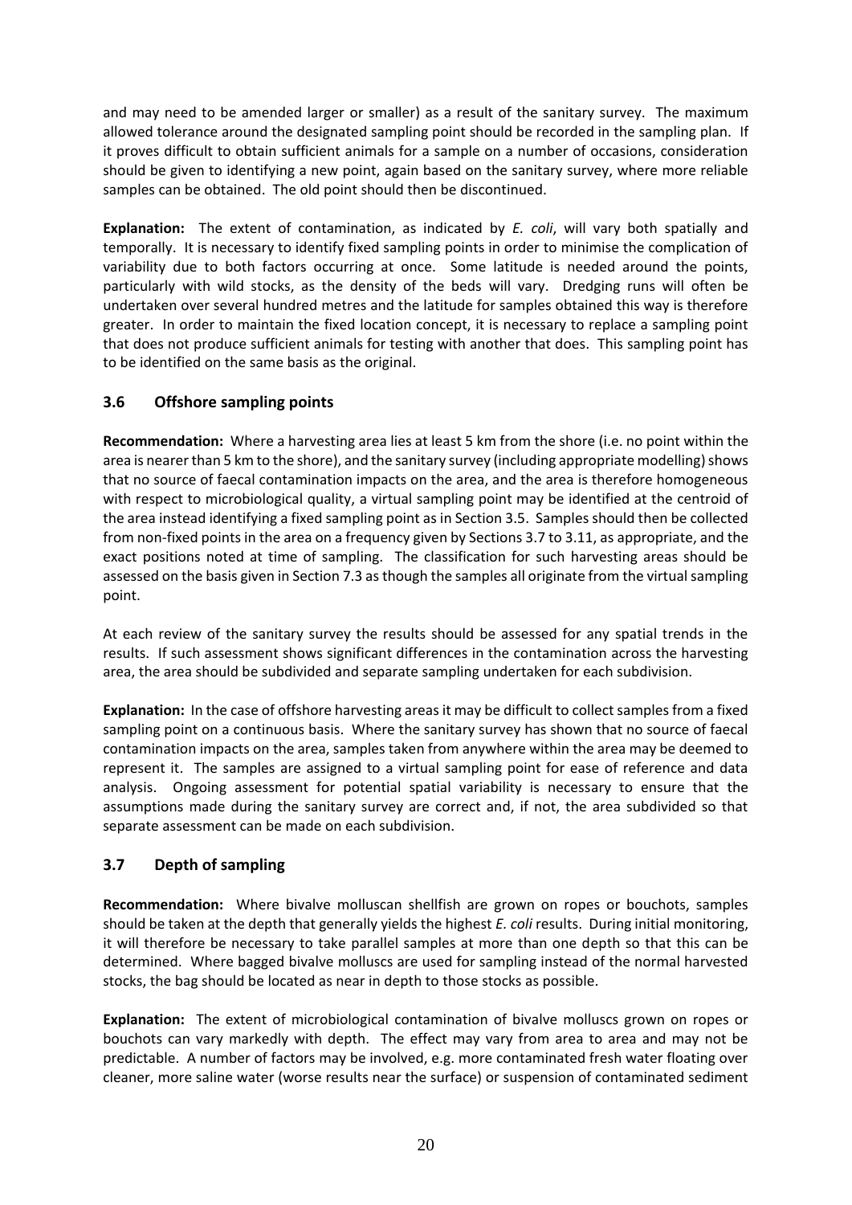and may need to be amended larger or smaller) as a result of the sanitary survey. The maximum allowed tolerance around the designated sampling point should be recorded in the sampling plan. If it proves difficult to obtain sufficient animals for a sample on a number of occasions, consideration should be given to identifying a new point, again based on the sanitary survey, where more reliable samples can be obtained. The old point should then be discontinued.

**Explanation:** The extent of contamination, as indicated by *E. coli*, will vary both spatially and temporally. It is necessary to identify fixed sampling points in order to minimise the complication of variability due to both factors occurring at once. Some latitude is needed around the points, particularly with wild stocks, as the density of the beds will vary. Dredging runs will often be undertaken over several hundred metres and the latitude for samples obtained this way is therefore greater. In order to maintain the fixed location concept, it is necessary to replace a sampling point that does not produce sufficient animals for testing with another that does. This sampling point has to be identified on the same basis as the original.

### 3.6 Offshore sampling points

**Recommendation:** Where a harvesting area lies at least 5 km from the shore (i.e. no point within the area is nearer than 5 km to the shore), and the sanitary survey (including appropriate modelling) shows that no source of faecal contamination impacts on the area, and the area is therefore homogeneous with respect to microbiological quality, a virtual sampling point may be identified at the centroid of the area instead identifying a fixed sampling point as in Section 3.5. Samples should then be collected from non-fixed points in the area on a frequency given by Sections 3.7 to 3.11, as appropriate, and the exact positions noted at time of sampling. The classification for such harvesting areas should be assessed on the basis given in Section 7.3 as though the samples all originate from the virtual sampling point.

At each review of the sanitary survey the results should be assessed for any spatial trends in the results. If such assessment shows significant differences in the contamination across the harvesting area, the area should be subdivided and separate sampling undertaken for each subdivision.

**Explanation:** In the case of offshore harvesting areas it may be difficult to collect samples from a fixed sampling point on a continuous basis. Where the sanitary survey has shown that no source of faecal contamination impacts on the area, samples taken from anywhere within the area may be deemed to represent it. The samples are assigned to a virtual sampling point for ease of reference and data analysis. Ongoing assessment for potential spatial variability is necessary to ensure that the assumptions made during the sanitary survey are correct and, if not, the area subdivided so that separate assessment can be made on each subdivision.

### 3.7 Depth of sampling

**Recommendation:** Where bivalve molluscan shellfish are grown on ropes or bouchots, samples should be taken at the depth that generally yields the highest *E. coli* results. During initial monitoring, it will therefore be necessary to take parallel samples at more than one depth so that this can be determined. Where bagged bivalve molluscs are used for sampling instead of the normal harvested stocks, the bag should be located as near in depth to those stocks as possible.

**Explanation:** The extent of microbiological contamination of bivalve molluscs grown on ropes or bouchots can vary markedly with depth. The effect may vary from area to area and may not be predictable. A number of factors may be involved, e.g. more contaminated fresh water floating over cleaner, more saline water (worse results near the surface) or suspension of contaminated sediment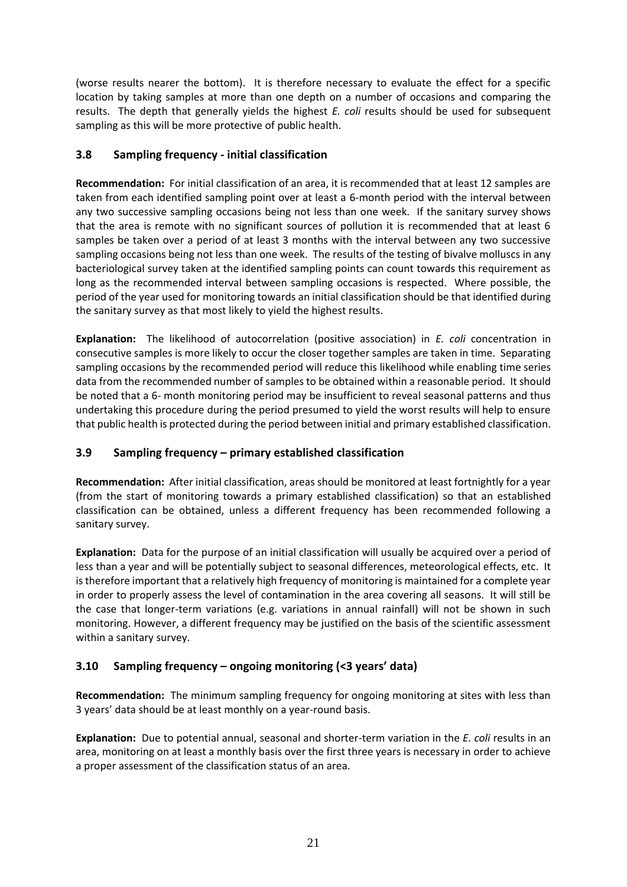(worse results nearer the bottom). It is therefore necessary to evaluate the effect for a specific location by taking samples at more than one depth on a number of occasions and comparing the results. The depth that generally yields the highest *E. coli* results should be used for subsequent sampling as this will be more protective of public health.

### 3.8 Sampling frequency - initial classification

**Recommendation:** For initial classification of an area, it is recommended that at least 12 samples are taken from each identified sampling point over at least a 6-month period with the interval between any two successive sampling occasions being not less than one week. If the sanitary survey shows that the area is remote with no significant sources of pollution it is recommended that at least 6 samples be taken over a period of at least 3 months with the interval between any two successive sampling occasions being not less than one week. The results of the testing of bivalve molluscs in any bacteriological survey taken at the identified sampling points can count towards this requirement as long as the recommended interval between sampling occasions is respected. Where possible, the period of the year used for monitoring towards an initial classification should be that identified during the sanitary survey as that most likely to yield the highest results.

**Explanation:** The likelihood of autocorrelation (positive association) in *E. coli* concentration in consecutive samples is more likely to occur the closer together samples are taken in time. Separating sampling occasions by the recommended period will reduce this likelihood while enabling time series data from the recommended number of samples to be obtained within a reasonable period. It should be noted that a 6- month monitoring period may be insufficient to reveal seasonal patterns and thus undertaking this procedure during the period presumed to yield the worst results will help to ensure that public health is protected during the period between initial and primary established classification.

### 3.9 Sampling frequency – primary established classification

**Recommendation:** After initial classification, areas should be monitored at least fortnightly for a year (from the start of monitoring towards a primary established classification) so that an established classification can be obtained, unless a different frequency has been recommended following a sanitary survey.

**Explanation:** Data for the purpose of an initial classification will usually be acquired over a period of less than a year and will be potentially subject to seasonal differences, meteorological effects, etc. It is therefore important that a relatively high frequency of monitoring is maintained for a complete year in order to properly assess the level of contamination in the area covering all seasons. It will still be the case that longer-term variations (e.g. variations in annual rainfall) will not be shown in such monitoring. However, a different frequency may be justified on the basis of the scientific assessment within a sanitary survey.

### 3.10 Sampling frequency – ongoing monitoring (<3 years' data)

**Recommendation:** The minimum sampling frequency for ongoing monitoring at sites with less than 3 years' data should be at least monthly on a year-round basis.

**Explanation:** Due to potential annual, seasonal and shorter-term variation in the *E. coli* results in an area, monitoring on at least a monthly basis over the first three years is necessary in order to achieve a proper assessment of the classification status of an area.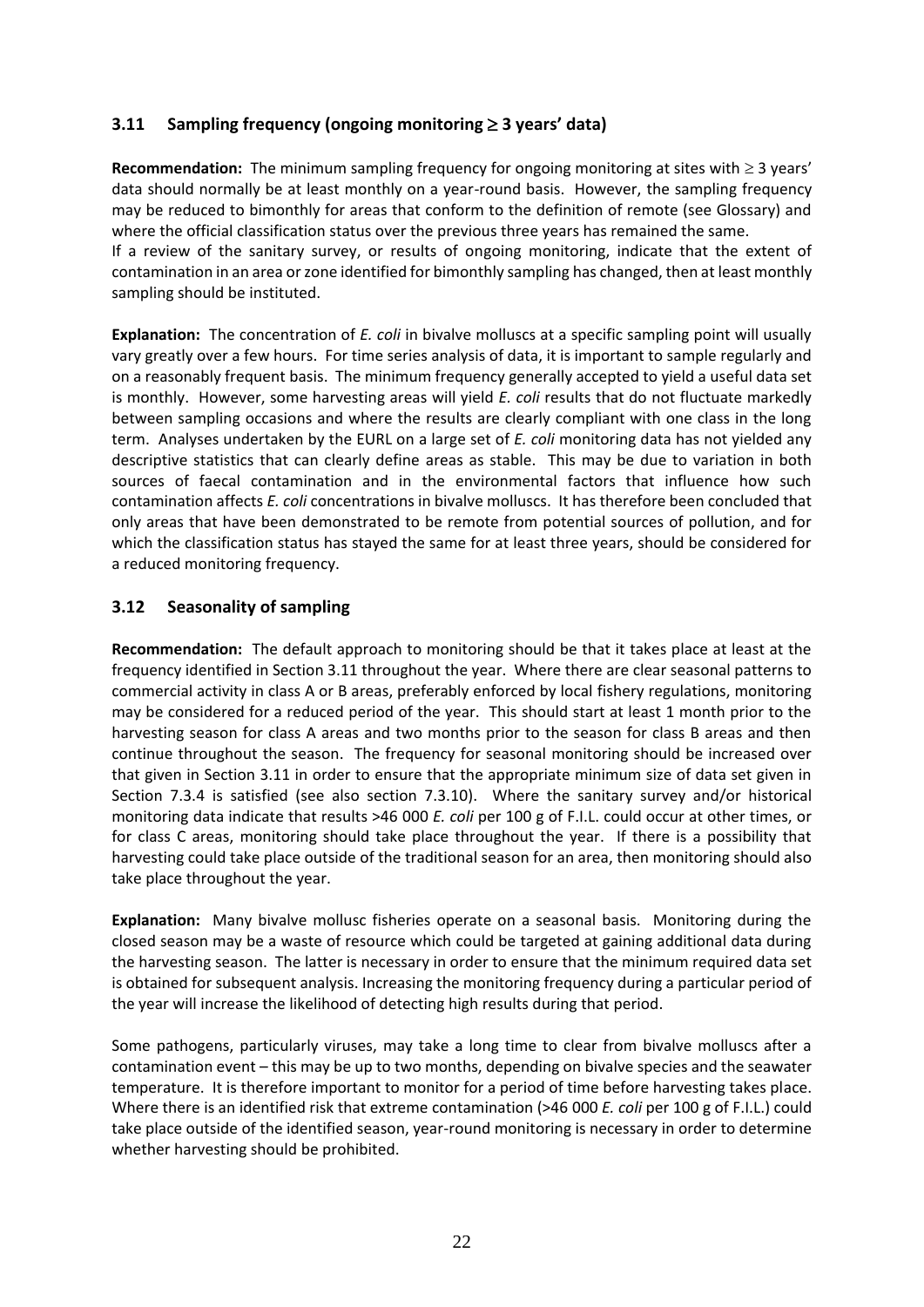### 3.11 Sampling frequency (ongoing monitoring ≥ 3 years' data)

**Recommendation:** The minimum sampling frequency for ongoing monitoring at sites with ≥ 3 years' data should normally be at least monthly on a year-round basis. However, the sampling frequency may be reduced to bimonthly for areas that conform to the definition of remote (see Glossary) and where the official classification status over the previous three years has remained the same.
If a review of the sanitary survey, or results of ongoing monitoring, indicate that the extent of contamination in an area or zone identified for bimonthly sampling has changed, then at least monthly sampling should be instituted.

**Explanation:** The concentration of *E. coli* in bivalve molluscs at a specific sampling point will usually vary greatly over a few hours. For time series analysis of data, it is important to sample regularly and on a reasonably frequent basis. The minimum frequency generally accepted to yield a useful data set is monthly. However, some harvesting areas will yield *E. coli* results that do not fluctuate markedly between sampling occasions and where the results are clearly compliant with one class in the long term. Analyses undertaken by the EURL on a large set of *E. coli* monitoring data has not yielded any descriptive statistics that can clearly define areas as stable. This may be due to variation in both sources of faecal contamination and in the environmental factors that influence how such contamination affects *E. coli* concentrations in bivalve molluscs. It has therefore been concluded that only areas that have been demonstrated to be remote from potential sources of pollution, and for which the classification status has stayed the same for at least three years, should be considered for a reduced monitoring frequency.

### 3.12 Seasonality of sampling

**Recommendation:** The default approach to monitoring should be that it takes place at least at the frequency identified in Section 3.11 throughout the year. Where there are clear seasonal patterns to commercial activity in class A or B areas, preferably enforced by local fishery regulations, monitoring may be considered for a reduced period of the year. This should start at least 1 month prior to the harvesting season for class A areas and two months prior to the season for class B areas and then continue throughout the season. The frequency for seasonal monitoring should be increased over that given in Section 3.11 in order to ensure that the appropriate minimum size of data set given in Section 7.3.4 is satisfied (see also section 7.3.10). Where the sanitary survey and/or historical monitoring data indicate that results >46 000 *E. coli* per 100 g of F.I.L. could occur at other times, or for class C areas, monitoring should take place throughout the year. If there is a possibility that harvesting could take place outside of the traditional season for an area, then monitoring should also take place throughout the year.

**Explanation:** Many bivalve mollusc fisheries operate on a seasonal basis. Monitoring during the closed season may be a waste of resource which could be targeted at gaining additional data during the harvesting season. The latter is necessary in order to ensure that the minimum required data set is obtained for subsequent analysis. Increasing the monitoring frequency during a particular period of the year will increase the likelihood of detecting high results during that period.

Some pathogens, particularly viruses, may take a long time to clear from bivalve molluscs after a contamination event – this may be up to two months, depending on bivalve species and the seawater temperature. It is therefore important to monitor for a period of time before harvesting takes place. Where there is an identified risk that extreme contamination (>46 000 *E. coli* per 100 g of F.I.L.) could take place outside of the identified season, year-round monitoring is necessary in order to determine whether harvesting should be prohibited.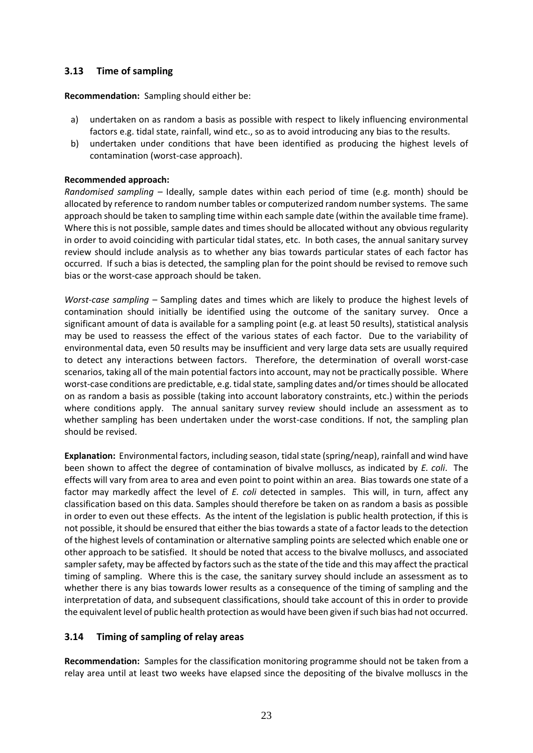### 3.13 Time of sampling

**Recommendation:** Sampling should either be:

a) undertaken on as random a basis as possible with respect to likely influencing environmental factors e.g. tidal state, rainfall, wind etc., so as to avoid introducing any bias to the results.
b) undertaken under conditions that have been identified as producing the highest levels of contamination (worst-case approach).

**Recommended approach:**
*Randomised sampling* – Ideally, sample dates within each period of time (e.g. month) should be allocated by reference to random number tables or computerized random number systems. The same approach should be taken to sampling time within each sample date (within the available time frame). Where this is not possible, sample dates and times should be allocated without any obvious regularity in order to avoid coinciding with particular tidal states, etc. In both cases, the annual sanitary survey review should include analysis as to whether any bias towards particular states of each factor has occurred. If such a bias is detected, the sampling plan for the point should be revised to remove such bias or the worst-case approach should be taken.

*Worst-case sampling* – Sampling dates and times which are likely to produce the highest levels of contamination should initially be identified using the outcome of the sanitary survey. Once a significant amount of data is available for a sampling point (e.g. at least 50 results), statistical analysis may be used to reassess the effect of the various states of each factor. Due to the variability of environmental data, even 50 results may be insufficient and very large data sets are usually required to detect any interactions between factors. Therefore, the determination of overall worst-case scenarios, taking all of the main potential factors into account, may not be practically possible. Where worst-case conditions are predictable, e.g. tidal state, sampling dates and/or times should be allocated on as random a basis as possible (taking into account laboratory constraints, etc.) within the periods where conditions apply. The annual sanitary survey review should include an assessment as to whether sampling has been undertaken under the worst-case conditions. If not, the sampling plan should be revised.

**Explanation:** Environmental factors, including season, tidal state (spring/neap), rainfall and wind have been shown to affect the degree of contamination of bivalve molluscs, as indicated by *E. coli*. The effects will vary from area to area and even point to point within an area. Bias towards one state of a factor may markedly affect the level of *E. coli* detected in samples. This will, in turn, affect any classification based on this data. Samples should therefore be taken on as random a basis as possible in order to even out these effects. As the intent of the legislation is public health protection, if this is not possible, it should be ensured that either the bias towards a state of a factor leads to the detection of the highest levels of contamination or alternative sampling points are selected which enable one or other approach to be satisfied. It should be noted that access to the bivalve molluscs, and associated sampler safety, may be affected by factors such as the state of the tide and this may affect the practical timing of sampling. Where this is the case, the sanitary survey should include an assessment as to whether there is any bias towards lower results as a consequence of the timing of sampling and the interpretation of data, and subsequent classifications, should take account of this in order to provide the equivalent level of public health protection as would have been given if such bias had not occurred.

### 3.14 Timing of sampling of relay areas

**Recommendation:** Samples for the classification monitoring programme should not be taken from a relay area until at least two weeks have elapsed since the depositing of the bivalve molluscs in the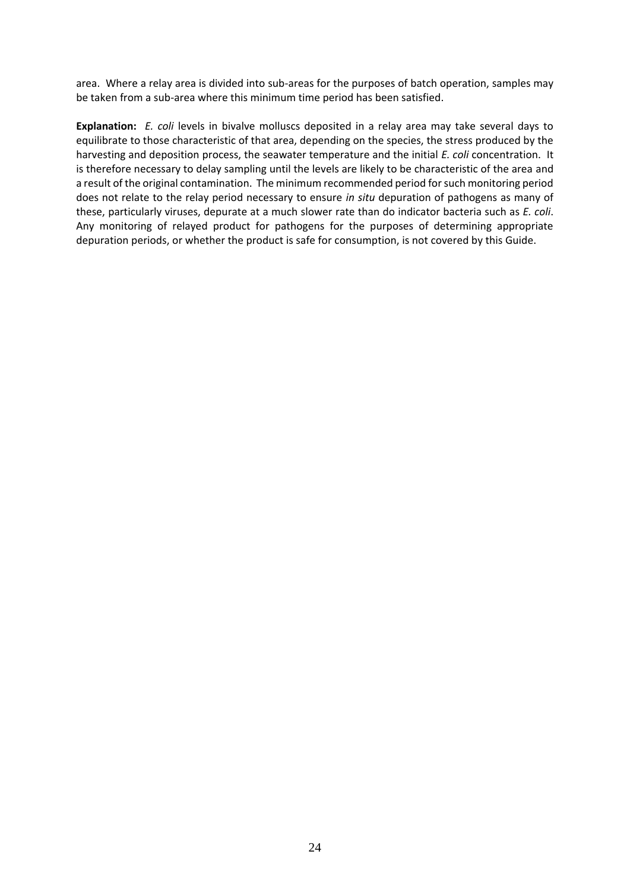area. Where a relay area is divided into sub-areas for the purposes of batch operation, samples may be taken from a sub-area where this minimum time period has been satisfied.

**Explanation:** *E. coli* levels in bivalve molluscs deposited in a relay area may take several days to equilibrate to those characteristic of that area, depending on the species, the stress produced by the harvesting and deposition process, the seawater temperature and the initial *E. coli* concentration. It is therefore necessary to delay sampling until the levels are likely to be characteristic of the area and a result of the original contamination. The minimum recommended period for such monitoring period does not relate to the relay period necessary to ensure *in situ* depuration of pathogens as many of these, particularly viruses, depurate at a much slower rate than do indicator bacteria such as *E. coli*. Any monitoring of relayed product for pathogens for the purposes of determining appropriate depuration periods, or whether the product is safe for consumption, is not covered by this Guide.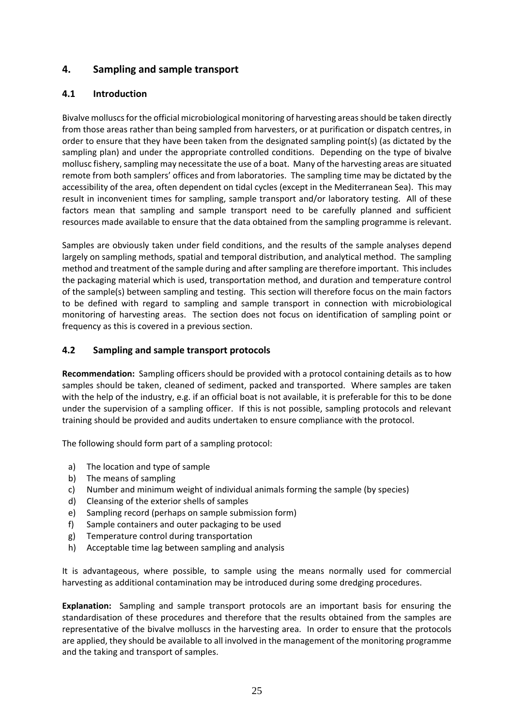## 4. Sampling and sample transport

### 4.1 Introduction

Bivalve molluscs for the official microbiological monitoring of harvesting areas should be taken directly from those areas rather than being sampled from harvesters, or at purification or dispatch centres, in order to ensure that they have been taken from the designated sampling point(s) (as dictated by the sampling plan) and under the appropriate controlled conditions. Depending on the type of bivalve mollusc fishery, sampling may necessitate the use of a boat. Many of the harvesting areas are situated remote from both samplers' offices and from laboratories. The sampling time may be dictated by the accessibility of the area, often dependent on tidal cycles (except in the Mediterranean Sea). This may result in inconvenient times for sampling, sample transport and/or laboratory testing. All of these factors mean that sampling and sample transport need to be carefully planned and sufficient resources made available to ensure that the data obtained from the sampling programme is relevant.

Samples are obviously taken under field conditions, and the results of the sample analyses depend largely on sampling methods, spatial and temporal distribution, and analytical method. The sampling method and treatment of the sample during and after sampling are therefore important. This includes the packaging material which is used, transportation method, and duration and temperature control of the sample(s) between sampling and testing. This section will therefore focus on the main factors to be defined with regard to sampling and sample transport in connection with microbiological monitoring of harvesting areas. The section does not focus on identification of sampling point or frequency as this is covered in a previous section.

### 4.2 Sampling and sample transport protocols

**Recommendation:** Sampling officers should be provided with a protocol containing details as to how samples should be taken, cleaned of sediment, packed and transported. Where samples are taken with the help of the industry, e.g. if an official boat is not available, it is preferable for this to be done under the supervision of a sampling officer. If this is not possible, sampling protocols and relevant training should be provided and audits undertaken to ensure compliance with the protocol.

The following should form part of a sampling protocol:

a) The location and type of sample
b) The means of sampling
c) Number and minimum weight of individual animals forming the sample (by species)
d) Cleansing of the exterior shells of samples
e) Sampling record (perhaps on sample submission form)
f) Sample containers and outer packaging to be used
g) Temperature control during transportation
h) Acceptable time lag between sampling and analysis

It is advantageous, where possible, to sample using the means normally used for commercial harvesting as additional contamination may be introduced during some dredging procedures.

**Explanation:** Sampling and sample transport protocols are an important basis for ensuring the standardisation of these procedures and therefore that the results obtained from the samples are representative of the bivalve molluscs in the harvesting area. In order to ensure that the protocols are applied, they should be available to all involved in the management of the monitoring programme and the taking and transport of samples.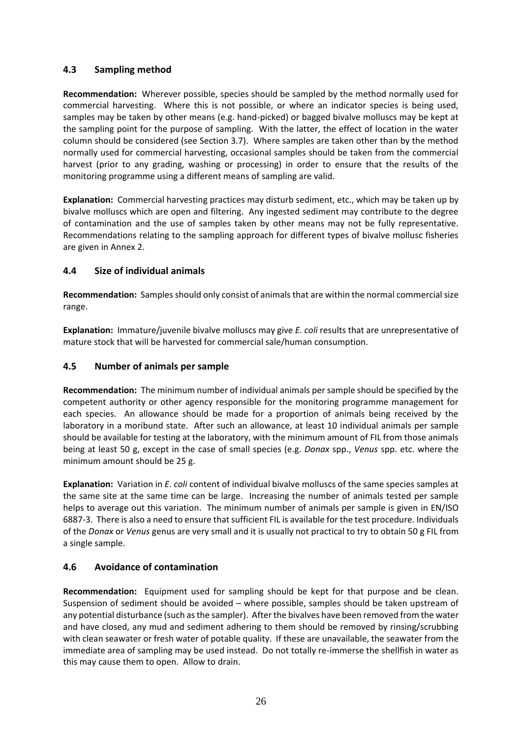### 4.3 Sampling method

**Recommendation:** Wherever possible, species should be sampled by the method normally used for commercial harvesting. Where this is not possible, or where an indicator species is being used, samples may be taken by other means (e.g. hand-picked) or bagged bivalve molluscs may be kept at the sampling point for the purpose of sampling. With the latter, the effect of location in the water column should be considered (see Section 3.7). Where samples are taken other than by the method normally used for commercial harvesting, occasional samples should be taken from the commercial harvest (prior to any grading, washing or processing) in order to ensure that the results of the monitoring programme using a different means of sampling are valid.

**Explanation:** Commercial harvesting practices may disturb sediment, etc., which may be taken up by bivalve molluscs which are open and filtering. Any ingested sediment may contribute to the degree of contamination and the use of samples taken by other means may not be fully representative. Recommendations relating to the sampling approach for different types of bivalve mollusc fisheries are given in Annex 2.

### 4.4 Size of individual animals

**Recommendation:** Samples should only consist of animals that are within the normal commercial size range.

**Explanation:** Immature/juvenile bivalve molluscs may give *E. coli* results that are unrepresentative of mature stock that will be harvested for commercial sale/human consumption.

### 4.5 Number of animals per sample

**Recommendation:** The minimum number of individual animals per sample should be specified by the competent authority or other agency responsible for the monitoring programme management for each species. An allowance should be made for a proportion of animals being received by the laboratory in a moribund state. After such an allowance, at least 10 individual animals per sample should be available for testing at the laboratory, with the minimum amount of FIL from those animals being at least 50 g, except in the case of small species (e.g. *Donax* spp., *Venus* spp. etc. where the minimum amount should be 25 g.

**Explanation:** Variation in *E. coli* content of individual bivalve molluscs of the same species samples at the same site at the same time can be large. Increasing the number of animals tested per sample helps to average out this variation. The minimum number of animals per sample is given in EN/ISO 6887-3. There is also a need to ensure that sufficient FIL is available for the test procedure. Individuals of the *Donax* or *Venus* genus are very small and it is usually not practical to try to obtain 50 g FIL from a single sample.

### 4.6 Avoidance of contamination

**Recommendation:** Equipment used for sampling should be kept for that purpose and be clean. Suspension of sediment should be avoided – where possible, samples should be taken upstream of any potential disturbance (such as the sampler). After the bivalves have been removed from the water and have closed, any mud and sediment adhering to them should be removed by rinsing/scrubbing with clean seawater or fresh water of potable quality. If these are unavailable, the seawater from the immediate area of sampling may be used instead. Do not totally re-immerse the shellfish in water as this may cause them to open. Allow to drain.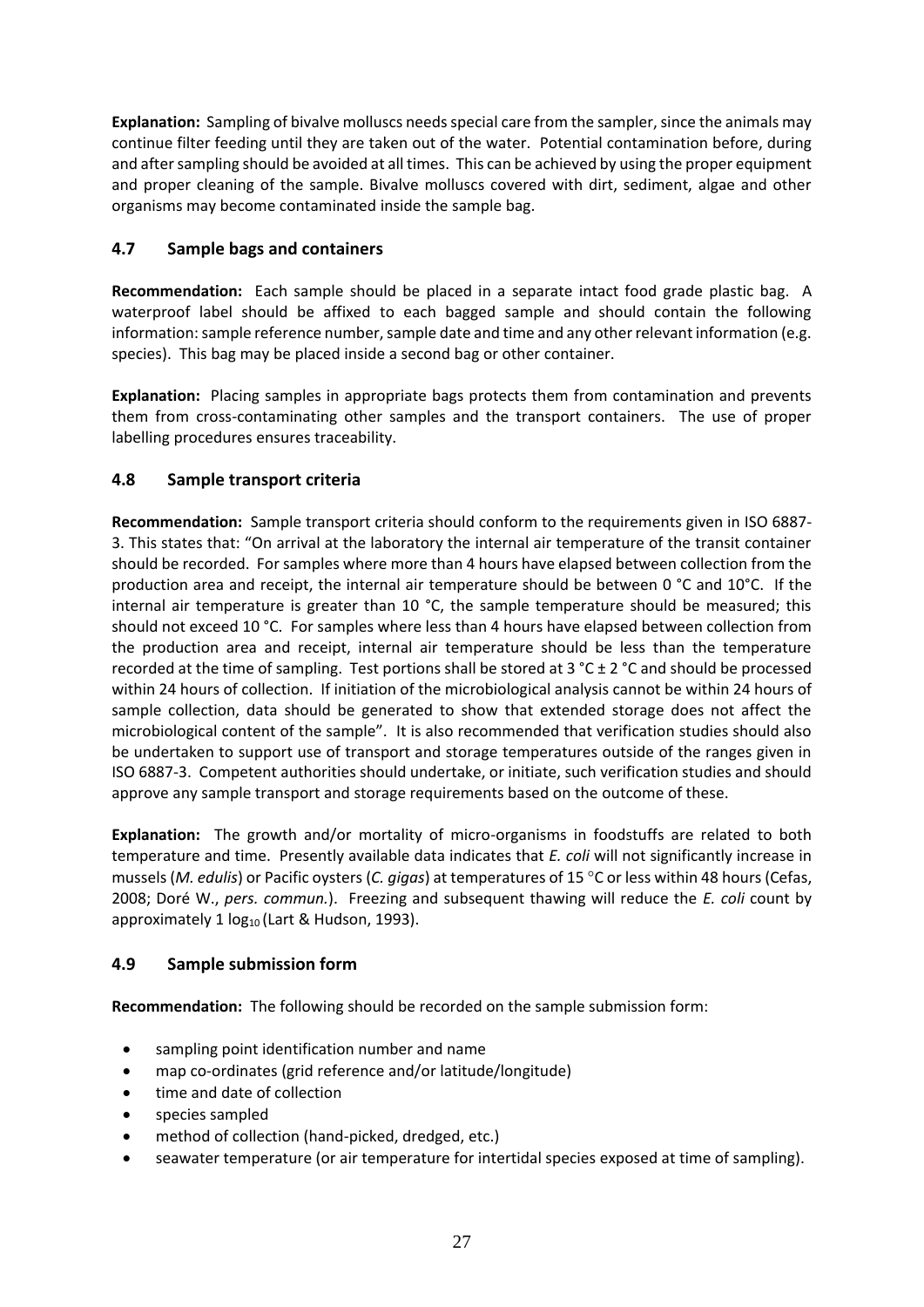**Explanation:** Sampling of bivalve molluscs needs special care from the sampler, since the animals may continue filter feeding until they are taken out of the water. Potential contamination before, during and after sampling should be avoided at all times. This can be achieved by using the proper equipment and proper cleaning of the sample. Bivalve molluscs covered with dirt, sediment, algae and other organisms may become contaminated inside the sample bag.

### 4.7 Sample bags and containers

**Recommendation:** Each sample should be placed in a separate intact food grade plastic bag. A waterproof label should be affixed to each bagged sample and should contain the following information: sample reference number, sample date and time and any other relevant information (e.g. species). This bag may be placed inside a second bag or other container.

**Explanation:** Placing samples in appropriate bags protects them from contamination and prevents them from cross-contaminating other samples and the transport containers. The use of proper labelling procedures ensures traceability.

### 4.8 Sample transport criteria

**Recommendation:** Sample transport criteria should conform to the requirements given in ISO 6887-3. This states that: "On arrival at the laboratory the internal air temperature of the transit container should be recorded. For samples where more than 4 hours have elapsed between collection from the production area and receipt, the internal air temperature should be between 0 °C and 10°C. If the internal air temperature is greater than 10 °C, the sample temperature should be measured; this should not exceed 10 °C. For samples where less than 4 hours have elapsed between collection from the production area and receipt, internal air temperature should be less than the temperature recorded at the time of sampling. Test portions shall be stored at 3 °C ± 2 °C and should be processed within 24 hours of collection. If initiation of the microbiological analysis cannot be within 24 hours of sample collection, data should be generated to show that extended storage does not affect the microbiological content of the sample". It is also recommended that verification studies should also be undertaken to support use of transport and storage temperatures outside of the ranges given in ISO 6887-3. Competent authorities should undertake, or initiate, such verification studies and should approve any sample transport and storage requirements based on the outcome of these.

**Explanation:** The growth and/or mortality of micro-organisms in foodstuffs are related to both temperature and time. Presently available data indicates that *E. coli* will not significantly increase in mussels (*M. edulis*) or Pacific oysters (*C. gigas*) at temperatures of 15 °C or less within 48 hours (Cefas, 2008; Doré W., *pers. commun.*). Freezing and subsequent thawing will reduce the *E. coli* count by approximately 1 $\log_{10}$ (Lart & Hudson, 1993).

### 4.9 Sample submission form

**Recommendation:** The following should be recorded on the sample submission form:

- sampling point identification number and name
- map co-ordinates (grid reference and/or latitude/longitude)
- time and date of collection
- species sampled
- method of collection (hand-picked, dredged, etc.)
- seawater temperature (or air temperature for intertidal species exposed at time of sampling).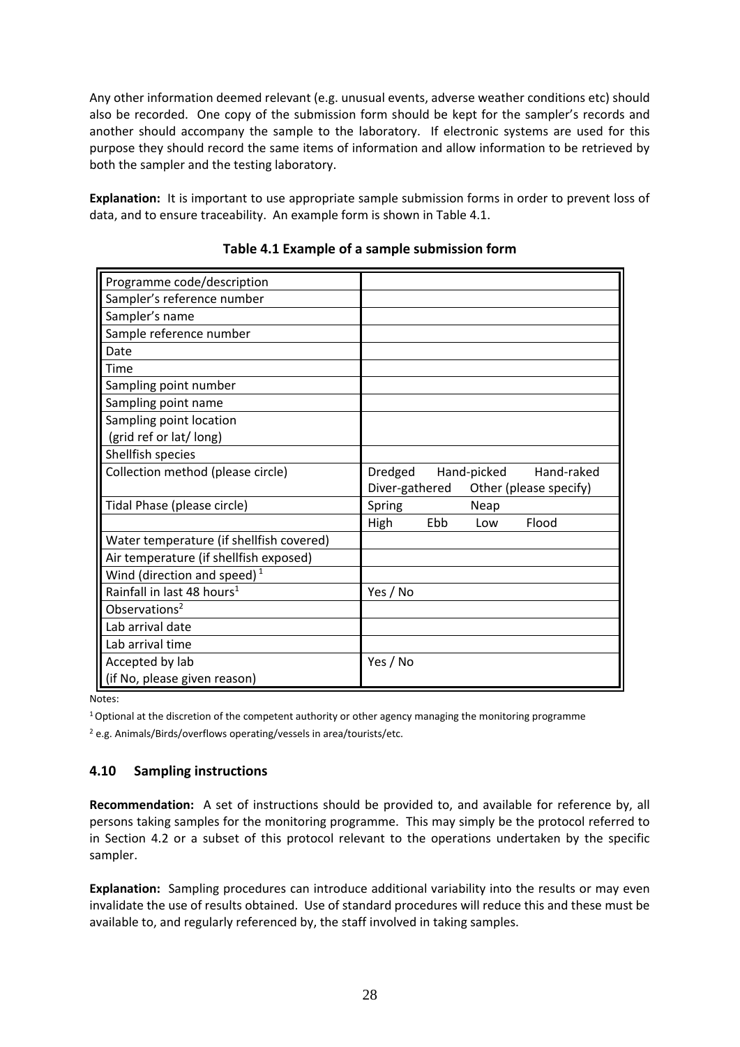Any other information deemed relevant (e.g. unusual events, adverse weather conditions etc) should also be recorded. One copy of the submission form should be kept for the sampler's records and another should accompany the sample to the laboratory. If electronic systems are used for this purpose they should record the same items of information and allow information to be retrieved by both the sampler and the testing laboratory.

**Explanation:** It is important to use appropriate sample submission forms in order to prevent loss of data, and to ensure traceability. An example form is shown in Table 4.1.

**Table 4.1 Example of a sample submission form**

| | |
|---|---|
| Programme code/description | |
| Sampler's reference number | |
| Sampler's name | |
| Sample reference number | |
| Date | |
| Time | |
| Sampling point number | |
| Sampling point name | |
| Sampling point location (grid ref or lat/ long) | |
| Shellfish species | |
| Collection method (please circle) | Dredged Hand-picked Hand-raked Diver-gathered Other (please specify) |
| Tidal Phase (please circle) | Spring Neap |
| | High Ebb Low Flood |
| Water temperature (if shellfish covered) | |
| Air temperature (if shellfish exposed) | |
| Wind (direction and speed) [1] | |
| Rainfall in last 48 hours[1] | Yes / No |
| Observations[2] | |
| Lab arrival date | |
| Lab arrival time | |
| Accepted by lab (if No, please given reason) | Yes / No |

Notes:

[1] Optional at the discretion of the competent authority or other agency managing the monitoring programme

[2] e.g. Animals/Birds/overflows operating/vessels in area/tourists/etc.

### 4.10 Sampling instructions

**Recommendation:** A set of instructions should be provided to, and available for reference by, all persons taking samples for the monitoring programme. This may simply be the protocol referred to in Section 4.2 or a subset of this protocol relevant to the operations undertaken by the specific sampler.

**Explanation:** Sampling procedures can introduce additional variability into the results or may even invalidate the use of results obtained. Use of standard procedures will reduce this and these must be available to, and regularly referenced by, the staff involved in taking samples.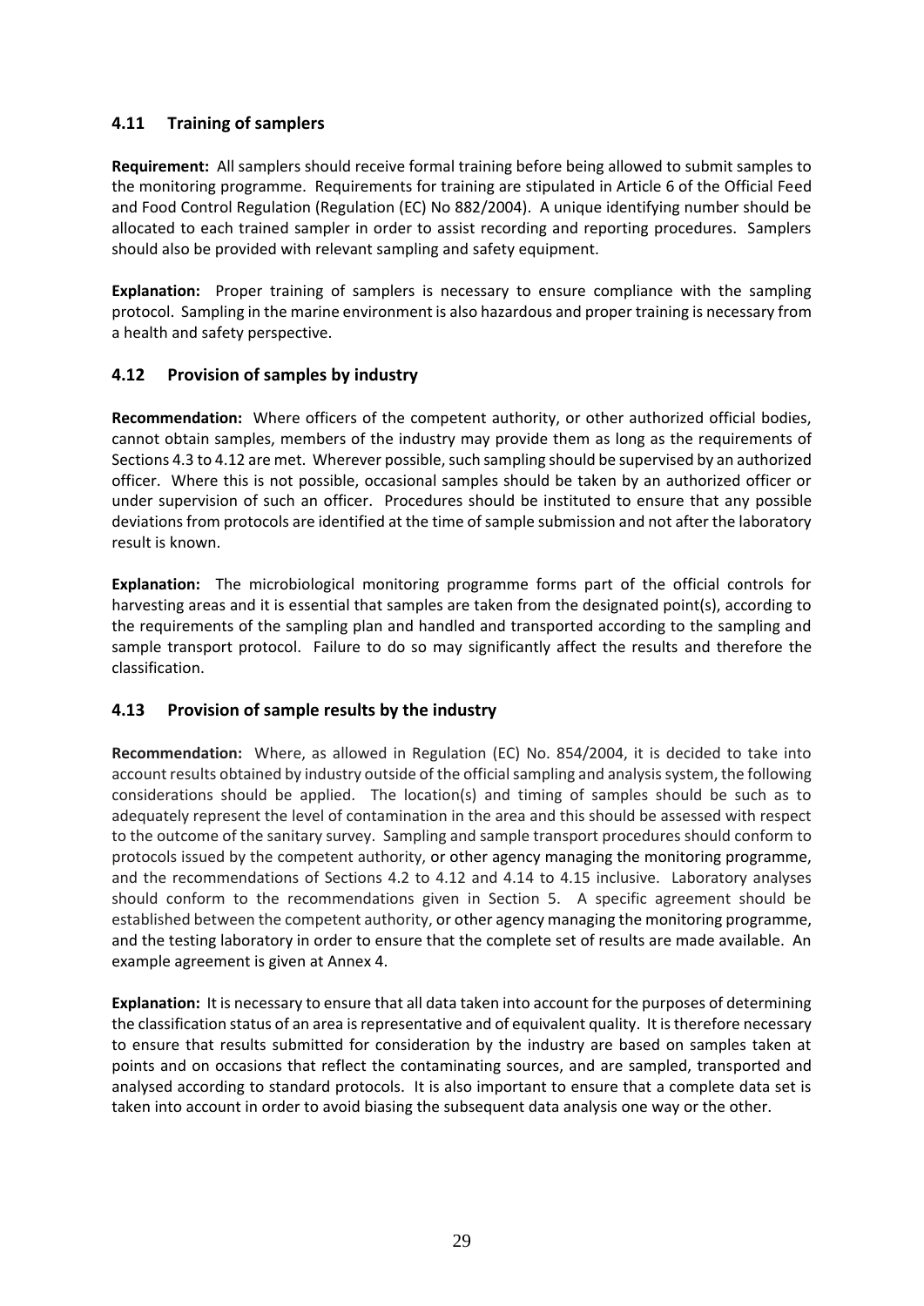## 4.11 Training of samplers

**Requirement:** All samplers should receive formal training before being allowed to submit samples to the monitoring programme. Requirements for training are stipulated in Article 6 of the Official Feed and Food Control Regulation (Regulation (EC) No 882/2004). A unique identifying number should be allocated to each trained sampler in order to assist recording and reporting procedures. Samplers should also be provided with relevant sampling and safety equipment.

**Explanation:** Proper training of samplers is necessary to ensure compliance with the sampling protocol. Sampling in the marine environment is also hazardous and proper training is necessary from a health and safety perspective.

## 4.12 Provision of samples by industry

**Recommendation:** Where officers of the competent authority, or other authorized official bodies, cannot obtain samples, members of the industry may provide them as long as the requirements of Sections 4.3 to 4.12 are met. Wherever possible, such sampling should be supervised by an authorized officer. Where this is not possible, occasional samples should be taken by an authorized officer or under supervision of such an officer. Procedures should be instituted to ensure that any possible deviations from protocols are identified at the time of sample submission and not after the laboratory result is known.

**Explanation:** The microbiological monitoring programme forms part of the official controls for harvesting areas and it is essential that samples are taken from the designated point(s), according to the requirements of the sampling plan and handled and transported according to the sampling and sample transport protocol. Failure to do so may significantly affect the results and therefore the classification.

## 4.13 Provision of sample results by the industry

**Recommendation:** Where, as allowed in Regulation (EC) No. 854/2004, it is decided to take into account results obtained by industry outside of the official sampling and analysis system, the following considerations should be applied. The location(s) and timing of samples should be such as to adequately represent the level of contamination in the area and this should be assessed with respect to the outcome of the sanitary survey. Sampling and sample transport procedures should conform to protocols issued by the competent authority, or other agency managing the monitoring programme, and the recommendations of Sections 4.2 to 4.12 and 4.14 to 4.15 inclusive. Laboratory analyses should conform to the recommendations given in Section 5. A specific agreement should be established between the competent authority, or other agency managing the monitoring programme, and the testing laboratory in order to ensure that the complete set of results are made available. An example agreement is given at Annex 4.

**Explanation:** It is necessary to ensure that all data taken into account for the purposes of determining the classification status of an area is representative and of equivalent quality. It is therefore necessary to ensure that results submitted for consideration by the industry are based on samples taken at points and on occasions that reflect the contaminating sources, and are sampled, transported and analysed according to standard protocols. It is also important to ensure that a complete data set is taken into account in order to avoid biasing the subsequent data analysis one way or the other.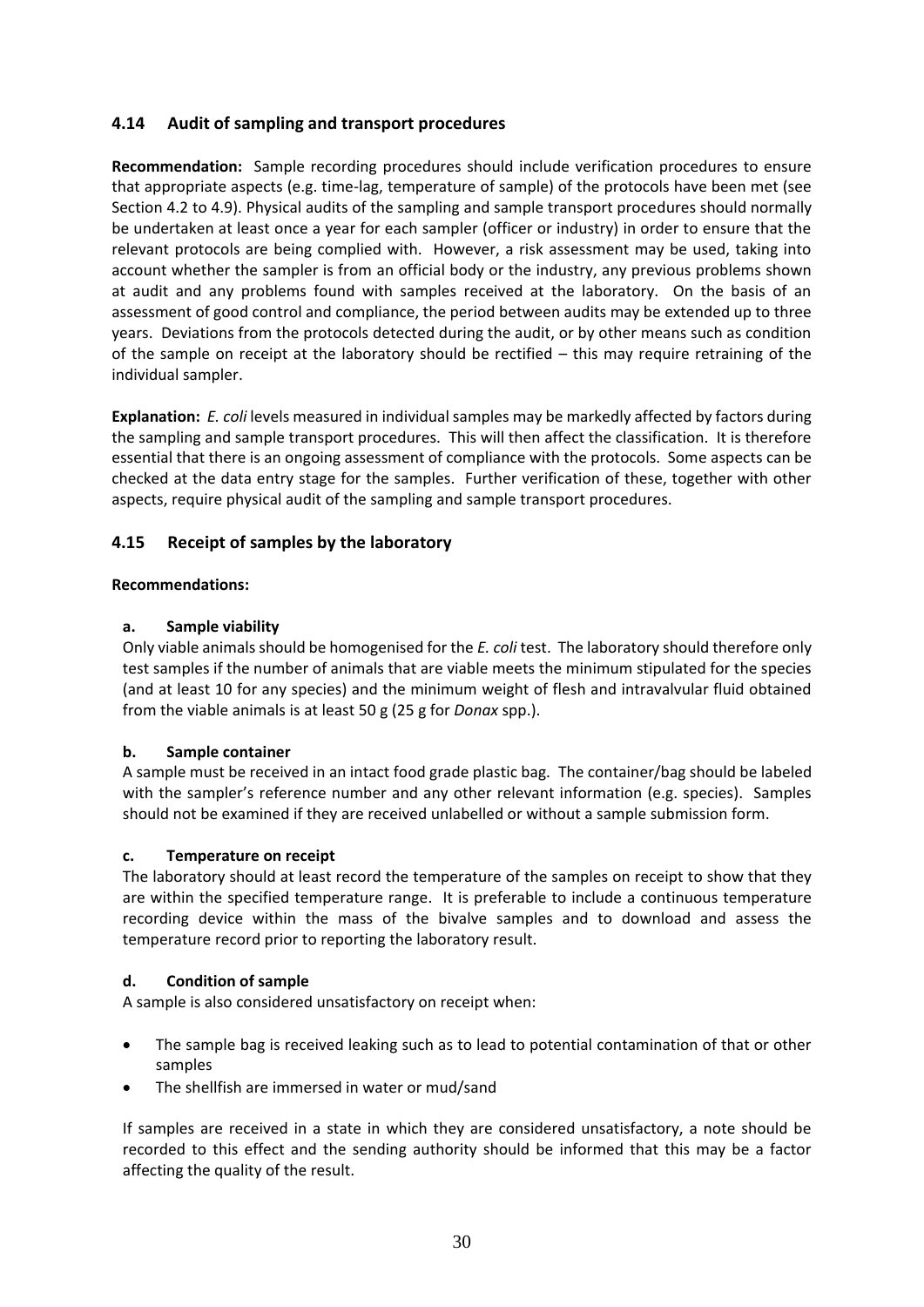## 4.14 Audit of sampling and transport procedures

**Recommendation:** Sample recording procedures should include verification procedures to ensure that appropriate aspects (e.g. time-lag, temperature of sample) of the protocols have been met (see Section 4.2 to 4.9). Physical audits of the sampling and sample transport procedures should normally be undertaken at least once a year for each sampler (officer or industry) in order to ensure that the relevant protocols are being complied with. However, a risk assessment may be used, taking into account whether the sampler is from an official body or the industry, any previous problems shown at audit and any problems found with samples received at the laboratory. On the basis of an assessment of good control and compliance, the period between audits may be extended up to three years. Deviations from the protocols detected during the audit, or by other means such as condition of the sample on receipt at the laboratory should be rectified – this may require retraining of the individual sampler.

**Explanation:** *E. coli* levels measured in individual samples may be markedly affected by factors during the sampling and sample transport procedures. This will then affect the classification. It is therefore essential that there is an ongoing assessment of compliance with the protocols. Some aspects can be checked at the data entry stage for the samples. Further verification of these, together with other aspects, require physical audit of the sampling and sample transport procedures.

## 4.15 Receipt of samples by the laboratory

**Recommendations:**

**a. Sample viability**

Only viable animals should be homogenised for the *E. coli* test. The laboratory should therefore only test samples if the number of animals that are viable meets the minimum stipulated for the species (and at least 10 for any species) and the minimum weight of flesh and intravalvular fluid obtained from the viable animals is at least 50 g (25 g for *Donax* spp.).

**b. Sample container**

A sample must be received in an intact food grade plastic bag. The container/bag should be labeled with the sampler's reference number and any other relevant information (e.g. species). Samples should not be examined if they are received unlabelled or without a sample submission form.

**c. Temperature on receipt**

The laboratory should at least record the temperature of the samples on receipt to show that they are within the specified temperature range. It is preferable to include a continuous temperature recording device within the mass of the bivalve samples and to download and assess the temperature record prior to reporting the laboratory result.

**d. Condition of sample**

A sample is also considered unsatisfactory on receipt when:

- The sample bag is received leaking such as to lead to potential contamination of that or other samples
- The shellfish are immersed in water or mud/sand

If samples are received in a state in which they are considered unsatisfactory, a note should be recorded to this effect and the sending authority should be informed that this may be a factor affecting the quality of the result.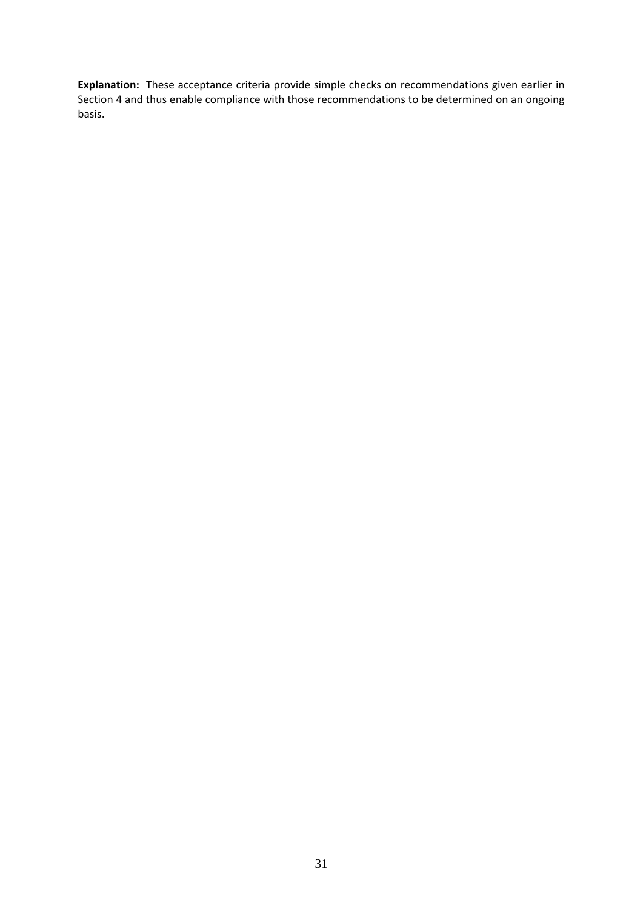**Explanation:** These acceptance criteria provide simple checks on recommendations given earlier in Section 4 and thus enable compliance with those recommendations to be determined on an ongoing basis.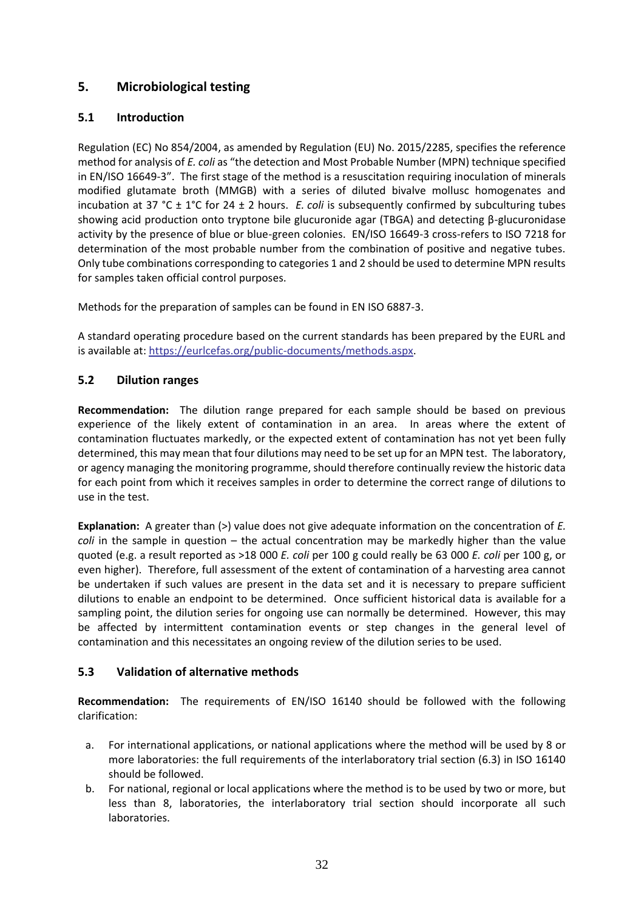## 5. Microbiological testing

### 5.1 Introduction

Regulation (EC) No 854/2004, as amended by Regulation (EU) No. 2015/2285, specifies the reference method for analysis of *E. coli* as "the detection and Most Probable Number (MPN) technique specified in EN/ISO 16649-3". The first stage of the method is a resuscitation requiring inoculation of minerals modified glutamate broth (MMGB) with a series of diluted bivalve mollusc homogenates and incubation at 37 °C ± 1°C for 24 ± 2 hours. *E. coli* is subsequently confirmed by subculturing tubes showing acid production onto tryptone bile glucuronide agar (TBGA) and detecting β-glucuronidase activity by the presence of blue or blue-green colonies. EN/ISO 16649-3 cross-refers to ISO 7218 for determination of the most probable number from the combination of positive and negative tubes. Only tube combinations corresponding to categories 1 and 2 should be used to determine MPN results for samples taken official control purposes.

Methods for the preparation of samples can be found in EN ISO 6887-3.

A standard operating procedure based on the current standards has been prepared by the EURL and is available at: https://eurlcefas.org/public-documents/methods.aspx.

### 5.2 Dilution ranges

**Recommendation:** The dilution range prepared for each sample should be based on previous experience of the likely extent of contamination in an area. In areas where the extent of contamination fluctuates markedly, or the expected extent of contamination has not yet been fully determined, this may mean that four dilutions may need to be set up for an MPN test. The laboratory, or agency managing the monitoring programme, should therefore continually review the historic data for each point from which it receives samples in order to determine the correct range of dilutions to use in the test.

**Explanation:** A greater than (>) value does not give adequate information on the concentration of *E. coli* in the sample in question – the actual concentration may be markedly higher than the value quoted (e.g. a result reported as >18 000 *E. coli* per 100 g could really be 63 000 *E. coli* per 100 g, or even higher). Therefore, full assessment of the extent of contamination of a harvesting area cannot be undertaken if such values are present in the data set and it is necessary to prepare sufficient dilutions to enable an endpoint to be determined. Once sufficient historical data is available for a sampling point, the dilution series for ongoing use can normally be determined. However, this may be affected by intermittent contamination events or step changes in the general level of contamination and this necessitates an ongoing review of the dilution series to be used.

### 5.3 Validation of alternative methods

**Recommendation:** The requirements of EN/ISO 16140 should be followed with the following clarification:

a. For international applications, or national applications where the method will be used by 8 or more laboratories: the full requirements of the interlaboratory trial section (6.3) in ISO 16140 should be followed.
b. For national, regional or local applications where the method is to be used by two or more, but less than 8, laboratories, the interlaboratory trial section should incorporate all such laboratories.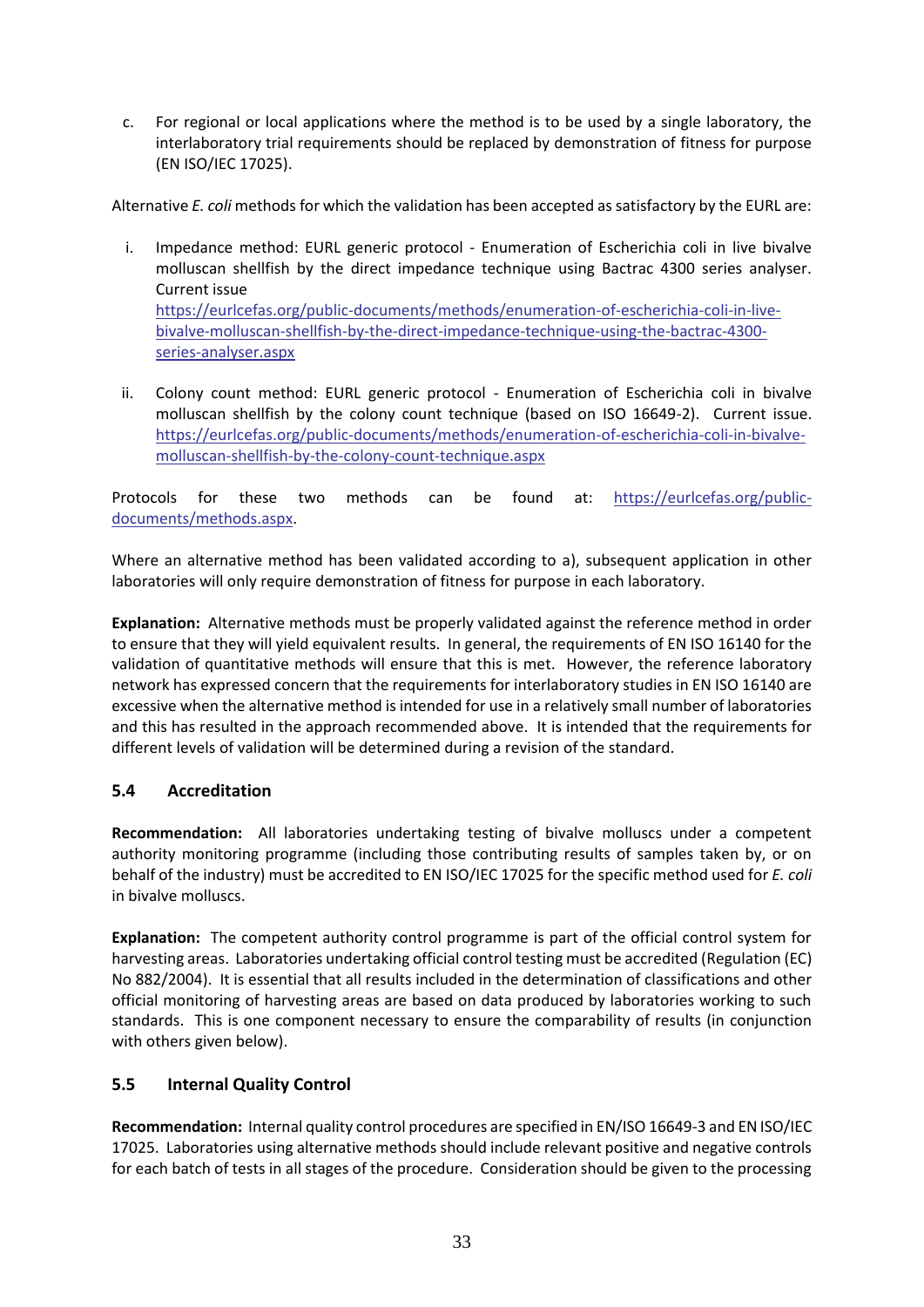c. For regional or local applications where the method is to be used by a single laboratory, the interlaboratory trial requirements should be replaced by demonstration of fitness for purpose (EN ISO/IEC 17025).

Alternative *E. coli* methods for which the validation has been accepted as satisfactory by the EURL are:

i. Impedance method: EURL generic protocol - Enumeration of Escherichia coli in live bivalve molluscan shellfish by the direct impedance technique using Bactrac 4300 series analyser. Current issue [https://eurlcefas.org/public-documents/methods/enumeration-of-escherichia-coli-in-live-bivalve-molluscan-shellfish-by-the-direct-impedance-technique-using-the-bactrac-4300-series-analyser.aspx](https://eurlcefas.org/public-documents/methods/enumeration-of-escherichia-coli-in-live-bivalve-molluscan-shellfish-by-the-direct-impedance-technique-using-the-bactrac-4300-series-analyser.aspx)

ii. Colony count method: EURL generic protocol - Enumeration of Escherichia coli in bivalve molluscan shellfish by the colony count technique (based on ISO 16649-2). Current issue. [https://eurlcefas.org/public-documents/methods/enumeration-of-escherichia-coli-in-bivalve-molluscan-shellfish-by-the-colony-count-technique.aspx](https://eurlcefas.org/public-documents/methods/enumeration-of-escherichia-coli-in-bivalve-molluscan-shellfish-by-the-colony-count-technique.aspx)

Protocols for these two methods can be found at: [https://eurlcefas.org/public-documents/methods.aspx](https://eurlcefas.org/public-documents/methods.aspx).

Where an alternative method has been validated according to a), subsequent application in other laboratories will only require demonstration of fitness for purpose in each laboratory.

**Explanation:** Alternative methods must be properly validated against the reference method in order to ensure that they will yield equivalent results. In general, the requirements of EN ISO 16140 for the validation of quantitative methods will ensure that this is met. However, the reference laboratory network has expressed concern that the requirements for interlaboratory studies in EN ISO 16140 are excessive when the alternative method is intended for use in a relatively small number of laboratories and this has resulted in the approach recommended above. It is intended that the requirements for different levels of validation will be determined during a revision of the standard.

## 5.4 Accreditation

**Recommendation:** All laboratories undertaking testing of bivalve molluscs under a competent authority monitoring programme (including those contributing results of samples taken by, or on behalf of the industry) must be accredited to EN ISO/IEC 17025 for the specific method used for *E. coli* in bivalve molluscs.

**Explanation:** The competent authority control programme is part of the official control system for harvesting areas. Laboratories undertaking official control testing must be accredited (Regulation (EC) No 882/2004). It is essential that all results included in the determination of classifications and other official monitoring of harvesting areas are based on data produced by laboratories working to such standards. This is one component necessary to ensure the comparability of results (in conjunction with others given below).

## 5.5 Internal Quality Control

**Recommendation:** Internal quality control procedures are specified in EN/ISO 16649-3 and EN ISO/IEC 17025. Laboratories using alternative methods should include relevant positive and negative controls for each batch of tests in all stages of the procedure. Consideration should be given to the processing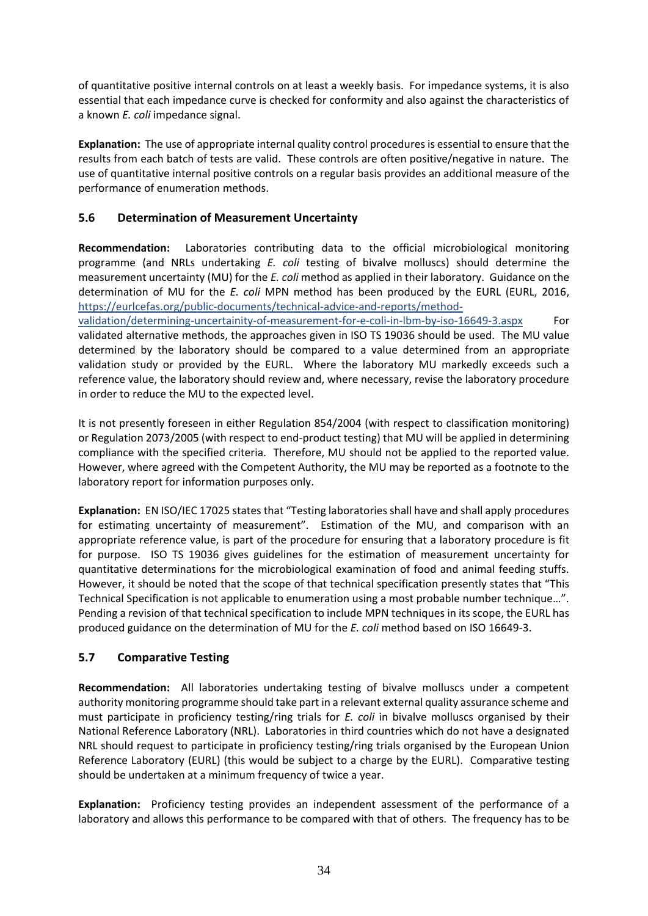of quantitative positive internal controls on at least a weekly basis. For impedance systems, it is also essential that each impedance curve is checked for conformity and also against the characteristics of a known *E. coli* impedance signal.

**Explanation:** The use of appropriate internal quality control procedures is essential to ensure that the results from each batch of tests are valid. These controls are often positive/negative in nature. The use of quantitative internal positive controls on a regular basis provides an additional measure of the performance of enumeration methods.

### 5.6 Determination of Measurement Uncertainty

**Recommendation:** Laboratories contributing data to the official microbiological monitoring programme (and NRLs undertaking *E. coli* testing of bivalve molluscs) should determine the measurement uncertainty (MU) for the *E. coli* method as applied in their laboratory. Guidance on the determination of MU for the *E. coli* MPN method has been produced by the EURL (EURL, 2016, https://eurlcefas.org/public-documents/technical-advice-and-reports/method-validation/determining-uncertainity-of-measurement-for-e-coli-in-lbm-by-iso-16649-3.aspx For validated alternative methods, the approaches given in ISO TS 19036 should be used. The MU value determined by the laboratory should be compared to a value determined from an appropriate validation study or provided by the EURL. Where the laboratory MU markedly exceeds such a reference value, the laboratory should review and, where necessary, revise the laboratory procedure in order to reduce the MU to the expected level.

It is not presently foreseen in either Regulation 854/2004 (with respect to classification monitoring) or Regulation 2073/2005 (with respect to end-product testing) that MU will be applied in determining compliance with the specified criteria. Therefore, MU should not be applied to the reported value. However, where agreed with the Competent Authority, the MU may be reported as a footnote to the laboratory report for information purposes only.

**Explanation:** EN ISO/IEC 17025 states that "Testing laboratories shall have and shall apply procedures for estimating uncertainty of measurement". Estimation of the MU, and comparison with an appropriate reference value, is part of the procedure for ensuring that a laboratory procedure is fit for purpose. ISO TS 19036 gives guidelines for the estimation of measurement uncertainty for quantitative determinations for the microbiological examination of food and animal feeding stuffs. However, it should be noted that the scope of that technical specification presently states that "This Technical Specification is not applicable to enumeration using a most probable number technique…". Pending a revision of that technical specification to include MPN techniques in its scope, the EURL has produced guidance on the determination of MU for the *E. coli* method based on ISO 16649-3.

### 5.7 Comparative Testing

**Recommendation:** All laboratories undertaking testing of bivalve molluscs under a competent authority monitoring programme should take part in a relevant external quality assurance scheme and must participate in proficiency testing/ring trials for *E. coli* in bivalve molluscs organised by their National Reference Laboratory (NRL). Laboratories in third countries which do not have a designated NRL should request to participate in proficiency testing/ring trials organised by the European Union Reference Laboratory (EURL) (this would be subject to a charge by the EURL). Comparative testing should be undertaken at a minimum frequency of twice a year.

**Explanation:** Proficiency testing provides an independent assessment of the performance of a laboratory and allows this performance to be compared with that of others. The frequency has to be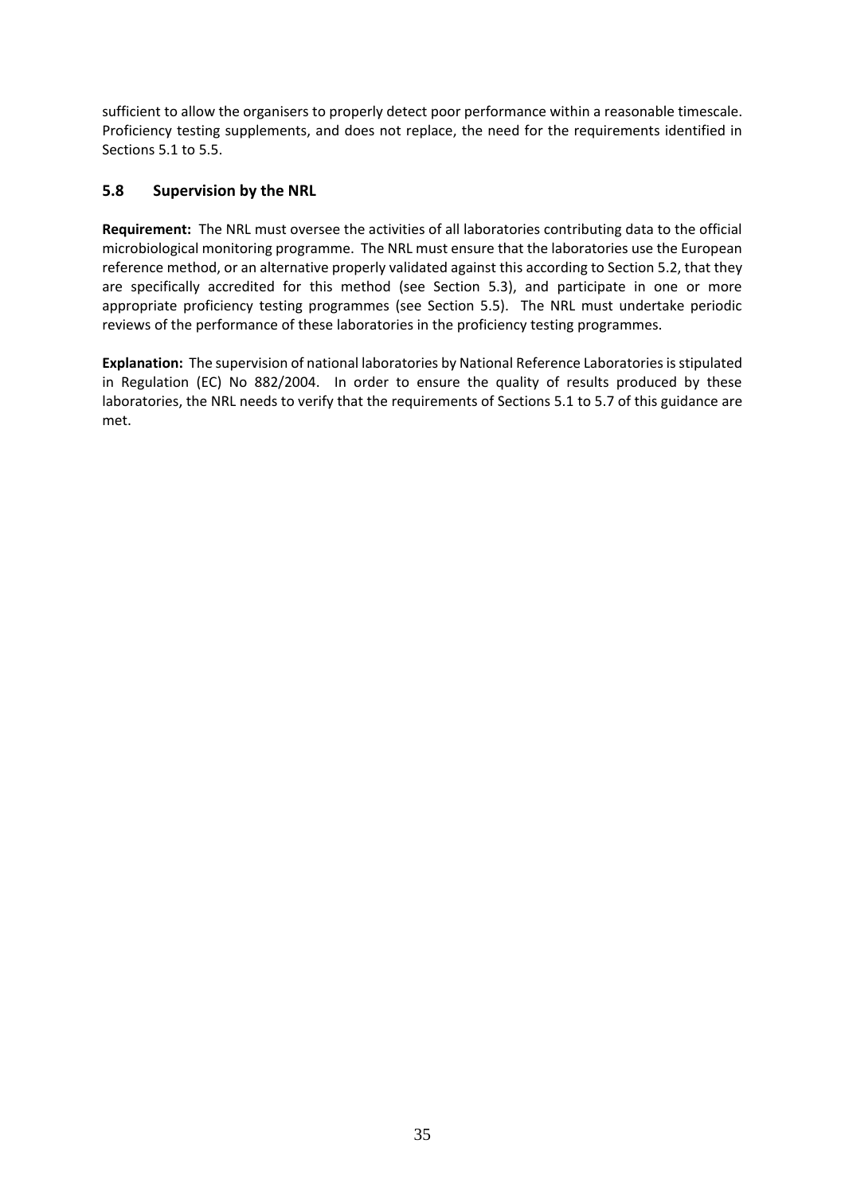sufficient to allow the organisers to properly detect poor performance within a reasonable timescale. Proficiency testing supplements, and does not replace, the need for the requirements identified in Sections 5.1 to 5.5.

### 5.8 Supervision by the NRL

**Requirement:** The NRL must oversee the activities of all laboratories contributing data to the official microbiological monitoring programme. The NRL must ensure that the laboratories use the European reference method, or an alternative properly validated against this according to Section 5.2, that they are specifically accredited for this method (see Section 5.3), and participate in one or more appropriate proficiency testing programmes (see Section 5.5). The NRL must undertake periodic reviews of the performance of these laboratories in the proficiency testing programmes.

**Explanation:** The supervision of national laboratories by National Reference Laboratories is stipulated in Regulation (EC) No 882/2004. In order to ensure the quality of results produced by these laboratories, the NRL needs to verify that the requirements of Sections 5.1 to 5.7 of this guidance are met.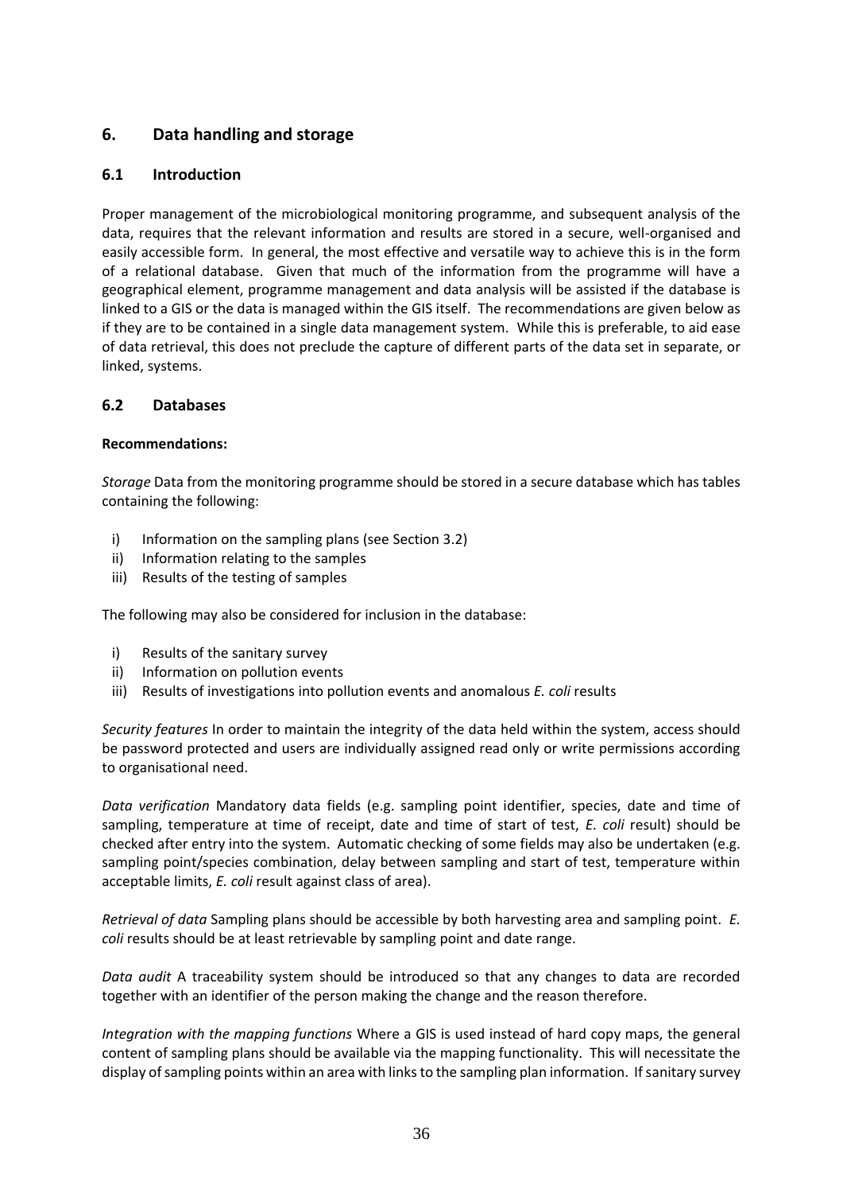## 6. Data handling and storage

### 6.1 Introduction

Proper management of the microbiological monitoring programme, and subsequent analysis of the data, requires that the relevant information and results are stored in a secure, well-organised and easily accessible form. In general, the most effective and versatile way to achieve this is in the form of a relational database. Given that much of the information from the programme will have a geographical element, programme management and data analysis will be assisted if the database is linked to a GIS or the data is managed within the GIS itself. The recommendations are given below as if they are to be contained in a single data management system. While this is preferable, to aid ease of data retrieval, this does not preclude the capture of different parts of the data set in separate, or linked, systems.

### 6.2 Databases

**Recommendations:**

*Storage* Data from the monitoring programme should be stored in a secure database which has tables containing the following:

i) Information on the sampling plans (see Section 3.2)
ii) Information relating to the samples
iii) Results of the testing of samples

The following may also be considered for inclusion in the database:

i) Results of the sanitary survey
ii) Information on pollution events
iii) Results of investigations into pollution events and anomalous *E. coli* results

*Security features* In order to maintain the integrity of the data held within the system, access should be password protected and users are individually assigned read only or write permissions according to organisational need.

*Data verification* Mandatory data fields (e.g. sampling point identifier, species, date and time of sampling, temperature at time of receipt, date and time of start of test, *E. coli* result) should be checked after entry into the system. Automatic checking of some fields may also be undertaken (e.g. sampling point/species combination, delay between sampling and start of test, temperature within acceptable limits, *E. coli* result against class of area).

*Retrieval of data* Sampling plans should be accessible by both harvesting area and sampling point. *E. coli* results should be at least retrievable by sampling point and date range.

*Data audit* A traceability system should be introduced so that any changes to data are recorded together with an identifier of the person making the change and the reason therefore.

*Integration with the mapping functions* Where a GIS is used instead of hard copy maps, the general content of sampling plans should be available via the mapping functionality. This will necessitate the display of sampling points within an area with links to the sampling plan information. If sanitary survey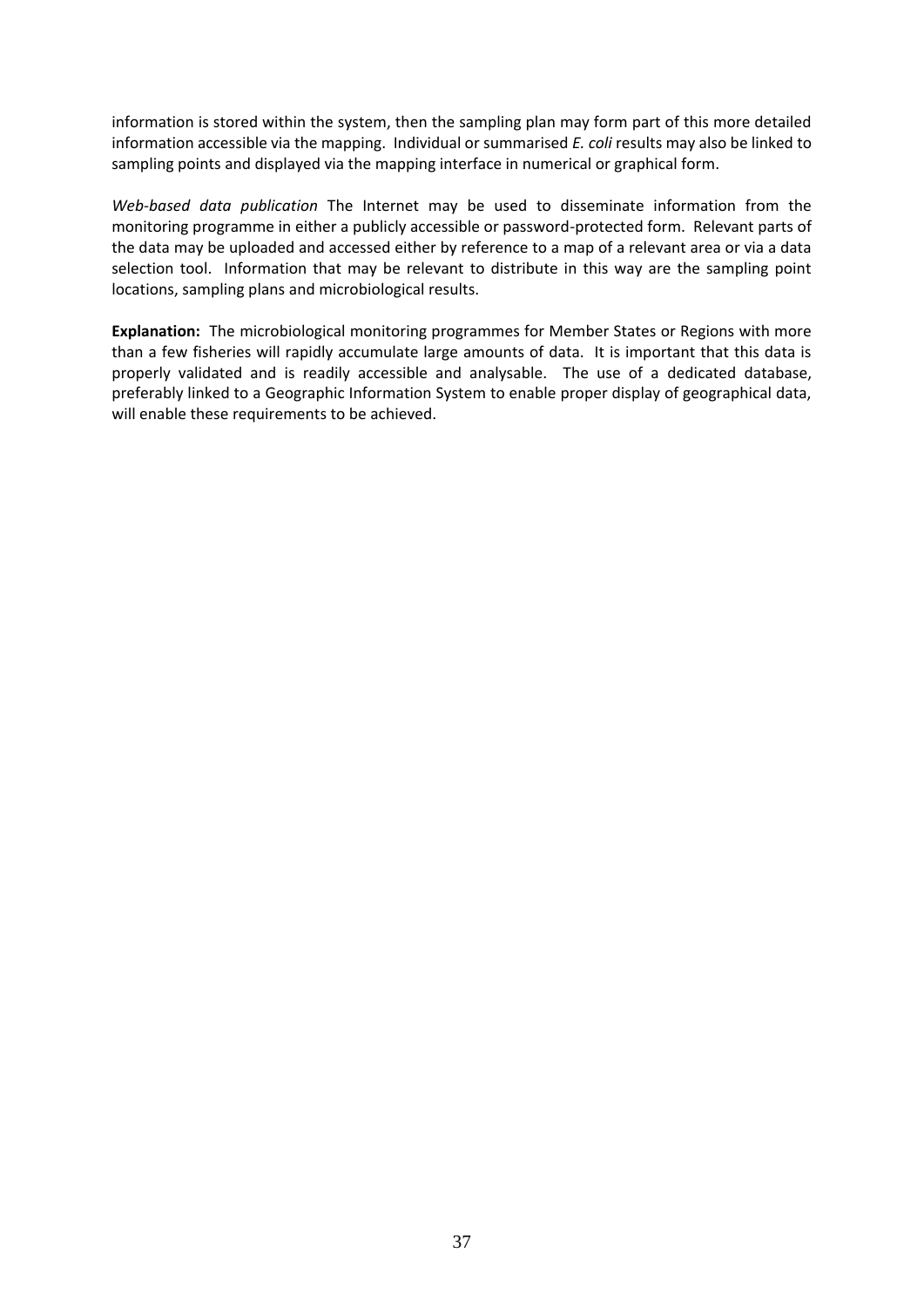information is stored within the system, then the sampling plan may form part of this more detailed information accessible via the mapping. Individual or summarised *E. coli* results may also be linked to sampling points and displayed via the mapping interface in numerical or graphical form.

*Web-based data publication* The Internet may be used to disseminate information from the monitoring programme in either a publicly accessible or password-protected form. Relevant parts of the data may be uploaded and accessed either by reference to a map of a relevant area or via a data selection tool. Information that may be relevant to distribute in this way are the sampling point locations, sampling plans and microbiological results.

**Explanation:** The microbiological monitoring programmes for Member States or Regions with more than a few fisheries will rapidly accumulate large amounts of data. It is important that this data is properly validated and is readily accessible and analysable. The use of a dedicated database, preferably linked to a Geographic Information System to enable proper display of geographical data, will enable these requirements to be achieved.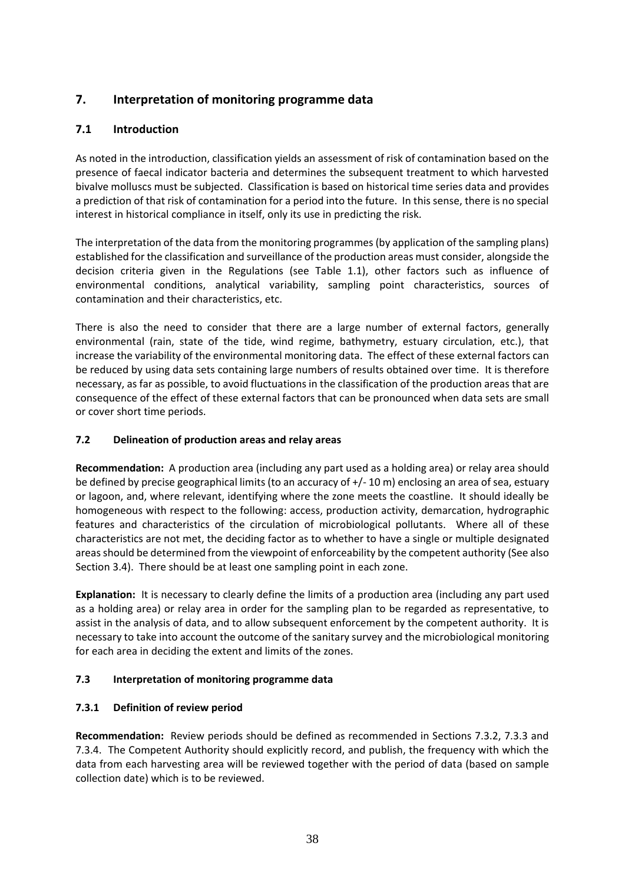## 7. Interpretation of monitoring programme data

### 7.1 Introduction

As noted in the introduction, classification yields an assessment of risk of contamination based on the presence of faecal indicator bacteria and determines the subsequent treatment to which harvested bivalve molluscs must be subjected. Classification is based on historical time series data and provides a prediction of that risk of contamination for a period into the future. In this sense, there is no special interest in historical compliance in itself, only its use in predicting the risk.

The interpretation of the data from the monitoring programmes (by application of the sampling plans) established for the classification and surveillance of the production areas must consider, alongside the decision criteria given in the Regulations (see Table 1.1), other factors such as influence of environmental conditions, analytical variability, sampling point characteristics, sources of contamination and their characteristics, etc.

There is also the need to consider that there are a large number of external factors, generally environmental (rain, state of the tide, wind regime, bathymetry, estuary circulation, etc.), that increase the variability of the environmental monitoring data. The effect of these external factors can be reduced by using data sets containing large numbers of results obtained over time. It is therefore necessary, as far as possible, to avoid fluctuations in the classification of the production areas that are consequence of the effect of these external factors that can be pronounced when data sets are small or cover short time periods.

### 7.2 Delineation of production areas and relay areas

**Recommendation:** A production area (including any part used as a holding area) or relay area should be defined by precise geographical limits (to an accuracy of +/- 10 m) enclosing an area of sea, estuary or lagoon, and, where relevant, identifying where the zone meets the coastline. It should ideally be homogeneous with respect to the following: access, production activity, demarcation, hydrographic features and characteristics of the circulation of microbiological pollutants. Where all of these characteristics are not met, the deciding factor as to whether to have a single or multiple designated areas should be determined from the viewpoint of enforceability by the competent authority (See also Section 3.4). There should be at least one sampling point in each zone.

**Explanation:** It is necessary to clearly define the limits of a production area (including any part used as a holding area) or relay area in order for the sampling plan to be regarded as representative, to assist in the analysis of data, and to allow subsequent enforcement by the competent authority. It is necessary to take into account the outcome of the sanitary survey and the microbiological monitoring for each area in deciding the extent and limits of the zones.

### 7.3 Interpretation of monitoring programme data

#### 7.3.1 Definition of review period

**Recommendation:** Review periods should be defined as recommended in Sections 7.3.2, 7.3.3 and 7.3.4. The Competent Authority should explicitly record, and publish, the frequency with which the data from each harvesting area will be reviewed together with the period of data (based on sample collection date) which is to be reviewed.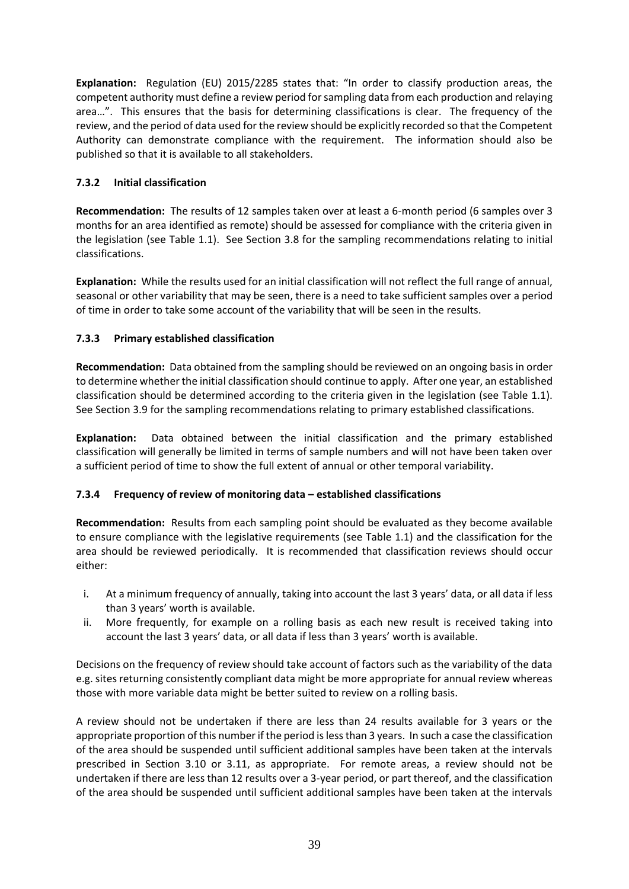**Explanation:** Regulation (EU) 2015/2285 states that: "In order to classify production areas, the competent authority must define a review period for sampling data from each production and relaying area…". This ensures that the basis for determining classifications is clear. The frequency of the review, and the period of data used for the review should be explicitly recorded so that the Competent Authority can demonstrate compliance with the requirement. The information should also be published so that it is available to all stakeholders.

### 7.3.2 Initial classification

**Recommendation:** The results of 12 samples taken over at least a 6-month period (6 samples over 3 months for an area identified as remote) should be assessed for compliance with the criteria given in the legislation (see Table 1.1). See Section 3.8 for the sampling recommendations relating to initial classifications.

**Explanation:** While the results used for an initial classification will not reflect the full range of annual, seasonal or other variability that may be seen, there is a need to take sufficient samples over a period of time in order to take some account of the variability that will be seen in the results.

### 7.3.3 Primary established classification

**Recommendation:** Data obtained from the sampling should be reviewed on an ongoing basis in order to determine whether the initial classification should continue to apply. After one year, an established classification should be determined according to the criteria given in the legislation (see Table 1.1). See Section 3.9 for the sampling recommendations relating to primary established classifications.

**Explanation:** Data obtained between the initial classification and the primary established classification will generally be limited in terms of sample numbers and will not have been taken over a sufficient period of time to show the full extent of annual or other temporal variability.

### 7.3.4 Frequency of review of monitoring data – established classifications

**Recommendation:** Results from each sampling point should be evaluated as they become available to ensure compliance with the legislative requirements (see Table 1.1) and the classification for the area should be reviewed periodically. It is recommended that classification reviews should occur either:

i. At a minimum frequency of annually, taking into account the last 3 years' data, or all data if less than 3 years' worth is available.
ii. More frequently, for example on a rolling basis as each new result is received taking into account the last 3 years' data, or all data if less than 3 years' worth is available.

Decisions on the frequency of review should take account of factors such as the variability of the data e.g. sites returning consistently compliant data might be more appropriate for annual review whereas those with more variable data might be better suited to review on a rolling basis.

A review should not be undertaken if there are less than 24 results available for 3 years or the appropriate proportion of this number if the period is less than 3 years. In such a case the classification of the area should be suspended until sufficient additional samples have been taken at the intervals prescribed in Section 3.10 or 3.11, as appropriate. For remote areas, a review should not be undertaken if there are less than 12 results over a 3-year period, or part thereof, and the classification of the area should be suspended until sufficient additional samples have been taken at the intervals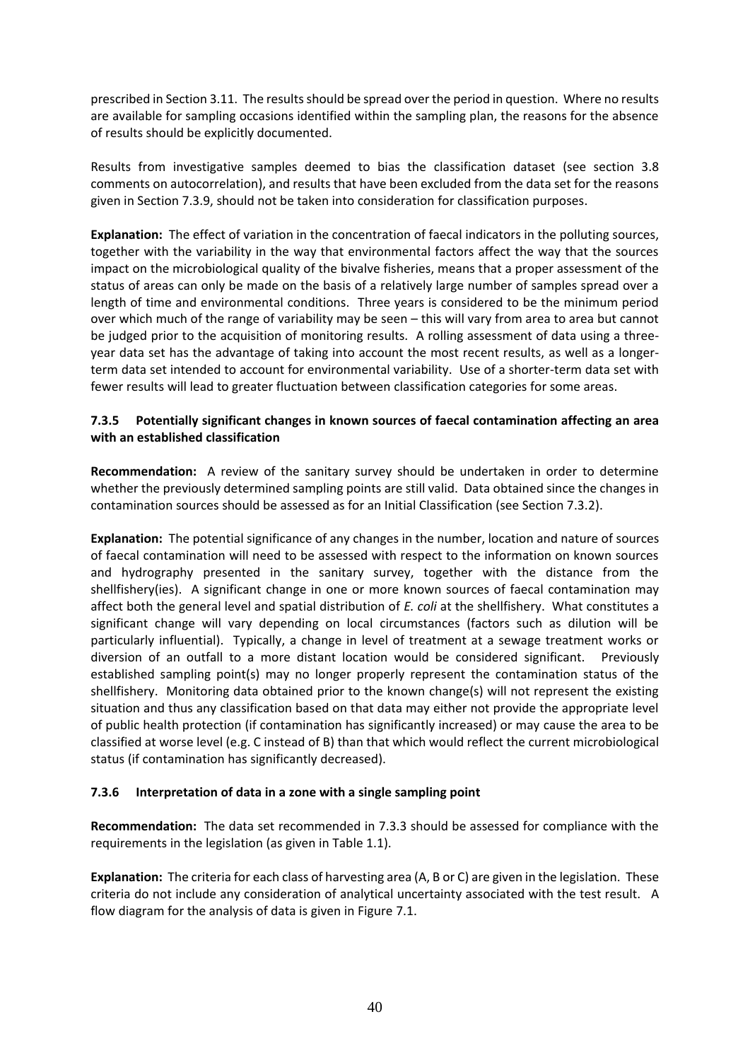prescribed in Section 3.11. The results should be spread over the period in question. Where no results are available for sampling occasions identified within the sampling plan, the reasons for the absence of results should be explicitly documented.

Results from investigative samples deemed to bias the classification dataset (see section 3.8 comments on autocorrelation), and results that have been excluded from the data set for the reasons given in Section 7.3.9, should not be taken into consideration for classification purposes.

**Explanation:** The effect of variation in the concentration of faecal indicators in the polluting sources, together with the variability in the way that environmental factors affect the way that the sources impact on the microbiological quality of the bivalve fisheries, means that a proper assessment of the status of areas can only be made on the basis of a relatively large number of samples spread over a length of time and environmental conditions. Three years is considered to be the minimum period over which much of the range of variability may be seen – this will vary from area to area but cannot be judged prior to the acquisition of monitoring results. A rolling assessment of data using a three-year data set has the advantage of taking into account the most recent results, as well as a longer-term data set intended to account for environmental variability. Use of a shorter-term data set with fewer results will lead to greater fluctuation between classification categories for some areas.

### 7.3.5 Potentially significant changes in known sources of faecal contamination affecting an area with an established classification

**Recommendation:** A review of the sanitary survey should be undertaken in order to determine whether the previously determined sampling points are still valid. Data obtained since the changes in contamination sources should be assessed as for an Initial Classification (see Section 7.3.2).

**Explanation:** The potential significance of any changes in the number, location and nature of sources of faecal contamination will need to be assessed with respect to the information on known sources and hydrography presented in the sanitary survey, together with the distance from the shellfishery(ies). A significant change in one or more known sources of faecal contamination may affect both the general level and spatial distribution of *E. coli* at the shellfishery. What constitutes a significant change will vary depending on local circumstances (factors such as dilution will be particularly influential). Typically, a change in level of treatment at a sewage treatment works or diversion of an outfall to a more distant location would be considered significant. Previously established sampling point(s) may no longer properly represent the contamination status of the shellfishery. Monitoring data obtained prior to the known change(s) will not represent the existing situation and thus any classification based on that data may either not provide the appropriate level of public health protection (if contamination has significantly increased) or may cause the area to be classified at worse level (e.g. C instead of B) than that which would reflect the current microbiological status (if contamination has significantly decreased).

### 7.3.6 Interpretation of data in a zone with a single sampling point

**Recommendation:** The data set recommended in 7.3.3 should be assessed for compliance with the requirements in the legislation (as given in Table 1.1).

**Explanation:** The criteria for each class of harvesting area (A, B or C) are given in the legislation. These criteria do not include any consideration of analytical uncertainty associated with the test result. A flow diagram for the analysis of data is given in Figure 7.1.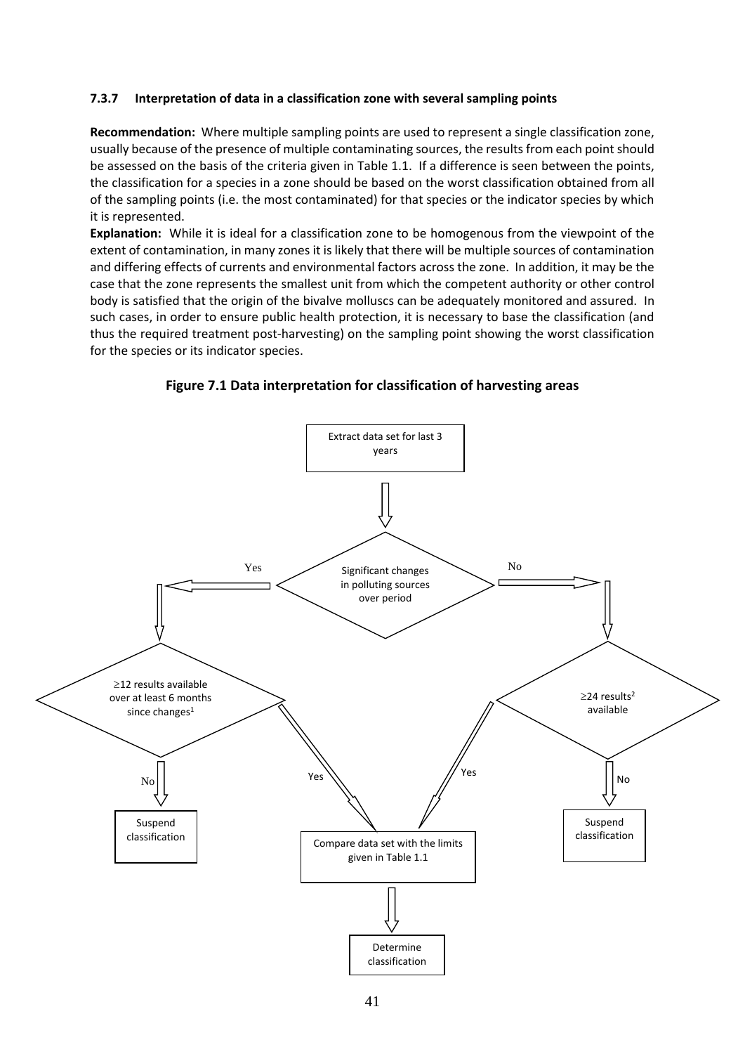### 7.3.7 Interpretation of data in a classification zone with several sampling points

**Recommendation:** Where multiple sampling points are used to represent a single classification zone, usually because of the presence of multiple contaminating sources, the results from each point should be assessed on the basis of the criteria given in Table 1.1. If a difference is seen between the points, the classification for a species in a zone should be based on the worst classification obtained from all of the sampling points (i.e. the most contaminated) for that species or the indicator species by which it is represented.

**Explanation:** While it is ideal for a classification zone to be homogenous from the viewpoint of the extent of contamination, in many zones it is likely that there will be multiple sources of contamination and differing effects of currents and environmental factors across the zone. In addition, it may be the case that the zone represents the smallest unit from which the competent authority or other control body is satisfied that the origin of the bivalve molluscs can be adequately monitored and assured. In such cases, in order to ensure public health protection, it is necessary to base the classification (and thus the required treatment post-harvesting) on the sampling point showing the worst classification for the species or its indicator species.

**Figure 7.1 Data interpretation for classification of harvesting areas**

Extract data set for last 3 years

Significant changes in polluting sources over period

Yes

No

≥12 results available over at least 6 months since changes[1]

≥24 results[2] available

No

Yes

Yes

No

Suspend classification

Compare data set with the limits given in Table 1.1

Suspend classification

Determine classification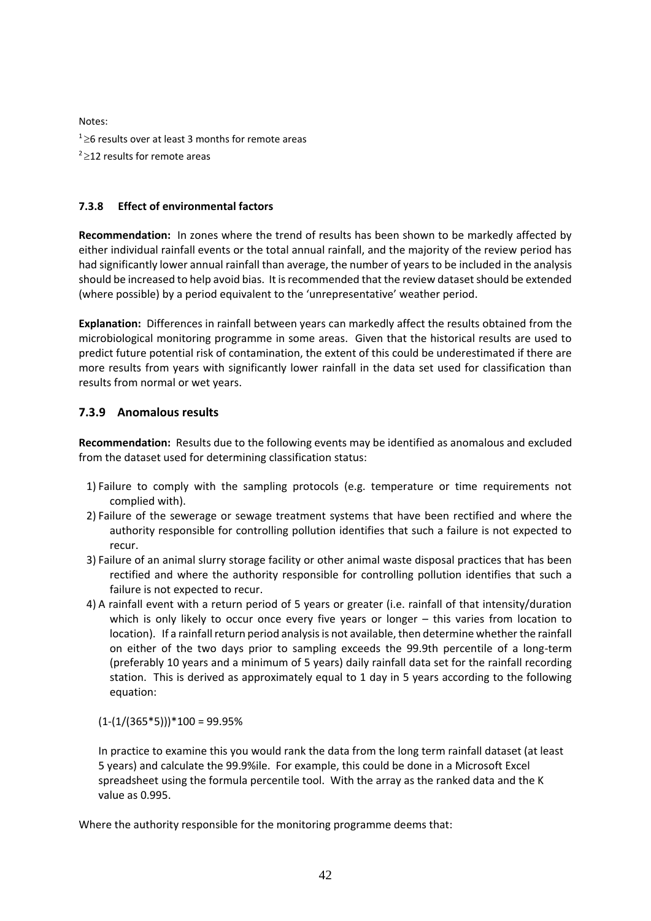Notes:

[1] ≥6 results over at least 3 months for remote areas

[2] ≥12 results for remote areas

#### 7.3.8 Effect of environmental factors

**Recommendation:** In zones where the trend of results has been shown to be markedly affected by either individual rainfall events or the total annual rainfall, and the majority of the review period has had significantly lower annual rainfall than average, the number of years to be included in the analysis should be increased to help avoid bias. It is recommended that the review dataset should be extended (where possible) by a period equivalent to the 'unrepresentative' weather period.

**Explanation:** Differences in rainfall between years can markedly affect the results obtained from the microbiological monitoring programme in some areas. Given that the historical results are used to predict future potential risk of contamination, the extent of this could be underestimated if there are more results from years with significantly lower rainfall in the data set used for classification than results from normal or wet years.

### 7.3.9 Anomalous results

**Recommendation:** Results due to the following events may be identified as anomalous and excluded from the dataset used for determining classification status:

1) Failure to comply with the sampling protocols (e.g. temperature or time requirements not complied with).
2) Failure of the sewerage or sewage treatment systems that have been rectified and where the authority responsible for controlling pollution identifies that such a failure is not expected to recur.
3) Failure of an animal slurry storage facility or other animal waste disposal practices that has been rectified and where the authority responsible for controlling pollution identifies that such a failure is not expected to recur.
4) A rainfall event with a return period of 5 years or greater (i.e. rainfall of that intensity/duration which is only likely to occur once every five years or longer – this varies from location to location). If a rainfall return period analysis is not available, then determine whether the rainfall on either of the two days prior to sampling exceeds the 99.9th percentile of a long-term (preferably 10 years and a minimum of 5 years) daily rainfall data set for the rainfall recording station. This is derived as approximately equal to 1 day in 5 years according to the following equation:

   $(1-(1/(365*5)))*100 = 99.95\%$

   In practice to examine this you would rank the data from the long term rainfall dataset (at least 5 years) and calculate the 99.9%ile. For example, this could be done in a Microsoft Excel spreadsheet using the formula percentile tool. With the array as the ranked data and the K value as 0.995.

Where the authority responsible for the monitoring programme deems that: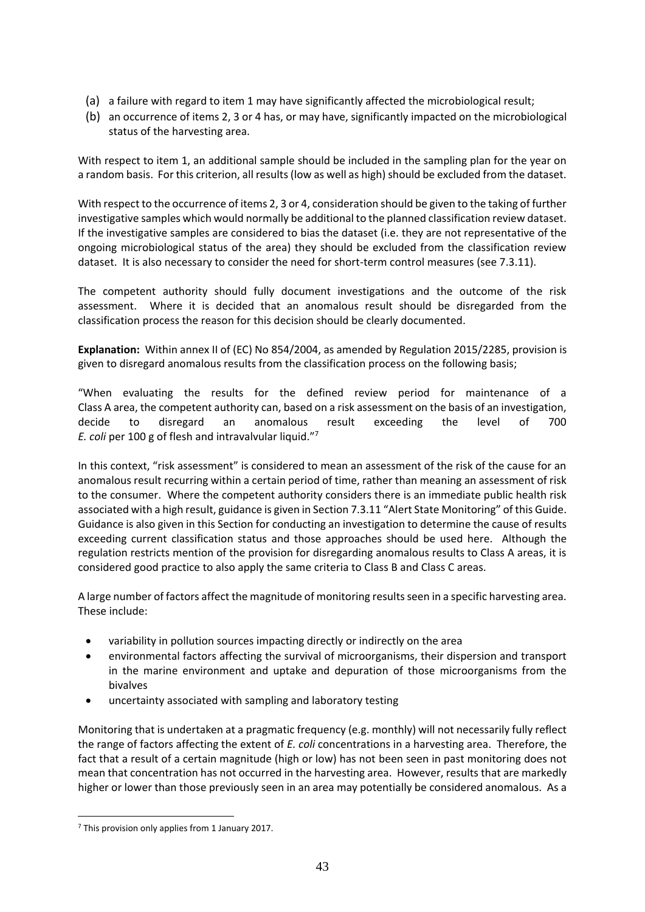(a) a failure with regard to item 1 may have significantly affected the microbiological result;
(b) an occurrence of items 2, 3 or 4 has, or may have, significantly impacted on the microbiological status of the harvesting area.

With respect to item 1, an additional sample should be included in the sampling plan for the year on a random basis. For this criterion, all results (low as well as high) should be excluded from the dataset.

With respect to the occurrence of items 2, 3 or 4, consideration should be given to the taking of further investigative samples which would normally be additional to the planned classification review dataset. If the investigative samples are considered to bias the dataset (i.e. they are not representative of the ongoing microbiological status of the area) they should be excluded from the classification review dataset. It is also necessary to consider the need for short-term control measures (see 7.3.11).

The competent authority should fully document investigations and the outcome of the risk assessment. Where it is decided that an anomalous result should be disregarded from the classification process the reason for this decision should be clearly documented.

**Explanation:** Within annex II of (EC) No 854/2004, as amended by Regulation 2015/2285, provision is given to disregard anomalous results from the classification process on the following basis;

"When evaluating the results for the defined review period for maintenance of a Class A area, the competent authority can, based on a risk assessment on the basis of an investigation, decide to disregard an anomalous result exceeding the level of 700 *E. coli* per 100 g of flesh and intravalvular liquid."[7]

In this context, "risk assessment" is considered to mean an assessment of the risk of the cause for an anomalous result recurring within a certain period of time, rather than meaning an assessment of risk to the consumer. Where the competent authority considers there is an immediate public health risk associated with a high result, guidance is given in Section 7.3.11 "Alert State Monitoring" of this Guide. Guidance is also given in this Section for conducting an investigation to determine the cause of results exceeding current classification status and those approaches should be used here. Although the regulation restricts mention of the provision for disregarding anomalous results to Class A areas, it is considered good practice to also apply the same criteria to Class B and Class C areas.

A large number of factors affect the magnitude of monitoring results seen in a specific harvesting area. These include:

- variability in pollution sources impacting directly or indirectly on the area
- environmental factors affecting the survival of microorganisms, their dispersion and transport in the marine environment and uptake and depuration of those microorganisms from the bivalves
- uncertainty associated with sampling and laboratory testing

Monitoring that is undertaken at a pragmatic frequency (e.g. monthly) will not necessarily fully reflect the range of factors affecting the extent of *E. coli* concentrations in a harvesting area. Therefore, the fact that a result of a certain magnitude (high or low) has not been seen in past monitoring does not mean that concentration has not occurred in the harvesting area. However, results that are markedly higher or lower than those previously seen in an area may potentially be considered anomalous. As a

[7] This provision only applies from 1 January 2017.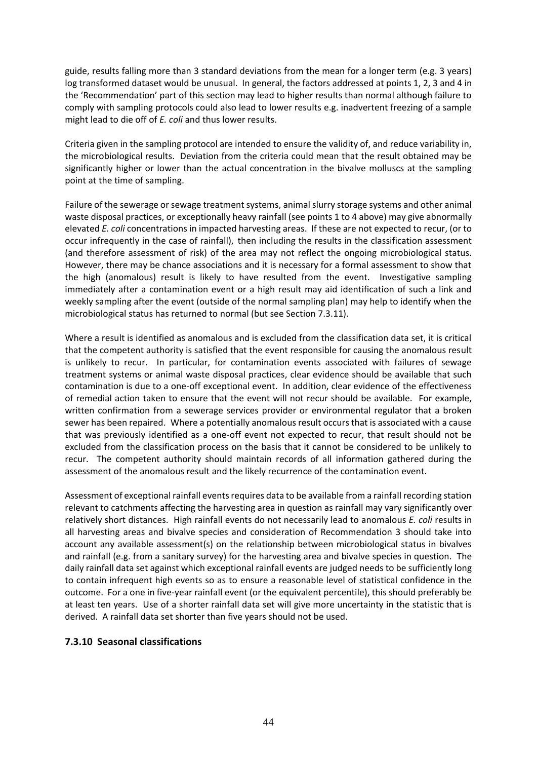guide, results falling more than 3 standard deviations from the mean for a longer term (e.g. 3 years) log transformed dataset would be unusual. In general, the factors addressed at points 1, 2, 3 and 4 in the 'Recommendation' part of this section may lead to higher results than normal although failure to comply with sampling protocols could also lead to lower results e.g. inadvertent freezing of a sample might lead to die off of *E. coli* and thus lower results.

Criteria given in the sampling protocol are intended to ensure the validity of, and reduce variability in, the microbiological results. Deviation from the criteria could mean that the result obtained may be significantly higher or lower than the actual concentration in the bivalve molluscs at the sampling point at the time of sampling.

Failure of the sewerage or sewage treatment systems, animal slurry storage systems and other animal waste disposal practices, or exceptionally heavy rainfall (see points 1 to 4 above) may give abnormally elevated *E. coli* concentrations in impacted harvesting areas. If these are not expected to recur, (or to occur infrequently in the case of rainfall), then including the results in the classification assessment (and therefore assessment of risk) of the area may not reflect the ongoing microbiological status. However, there may be chance associations and it is necessary for a formal assessment to show that the high (anomalous) result is likely to have resulted from the event. Investigative sampling immediately after a contamination event or a high result may aid identification of such a link and weekly sampling after the event (outside of the normal sampling plan) may help to identify when the microbiological status has returned to normal (but see Section 7.3.11).

Where a result is identified as anomalous and is excluded from the classification data set, it is critical that the competent authority is satisfied that the event responsible for causing the anomalous result is unlikely to recur. In particular, for contamination events associated with failures of sewage treatment systems or animal waste disposal practices, clear evidence should be available that such contamination is due to a one-off exceptional event. In addition, clear evidence of the effectiveness of remedial action taken to ensure that the event will not recur should be available. For example, written confirmation from a sewerage services provider or environmental regulator that a broken sewer has been repaired. Where a potentially anomalous result occurs that is associated with a cause that was previously identified as a one-off event not expected to recur, that result should not be excluded from the classification process on the basis that it cannot be considered to be unlikely to recur. The competent authority should maintain records of all information gathered during the assessment of the anomalous result and the likely recurrence of the contamination event.

Assessment of exceptional rainfall events requires data to be available from a rainfall recording station relevant to catchments affecting the harvesting area in question as rainfall may vary significantly over relatively short distances. High rainfall events do not necessarily lead to anomalous *E. coli* results in all harvesting areas and bivalve species and consideration of Recommendation 3 should take into account any available assessment(s) on the relationship between microbiological status in bivalves and rainfall (e.g. from a sanitary survey) for the harvesting area and bivalve species in question. The daily rainfall data set against which exceptional rainfall events are judged needs to be sufficiently long to contain infrequent high events so as to ensure a reasonable level of statistical confidence in the outcome. For a one in five-year rainfall event (or the equivalent percentile), this should preferably be at least ten years. Use of a shorter rainfall data set will give more uncertainty in the statistic that is derived. A rainfall data set shorter than five years should not be used.

### 7.3.10 Seasonal classifications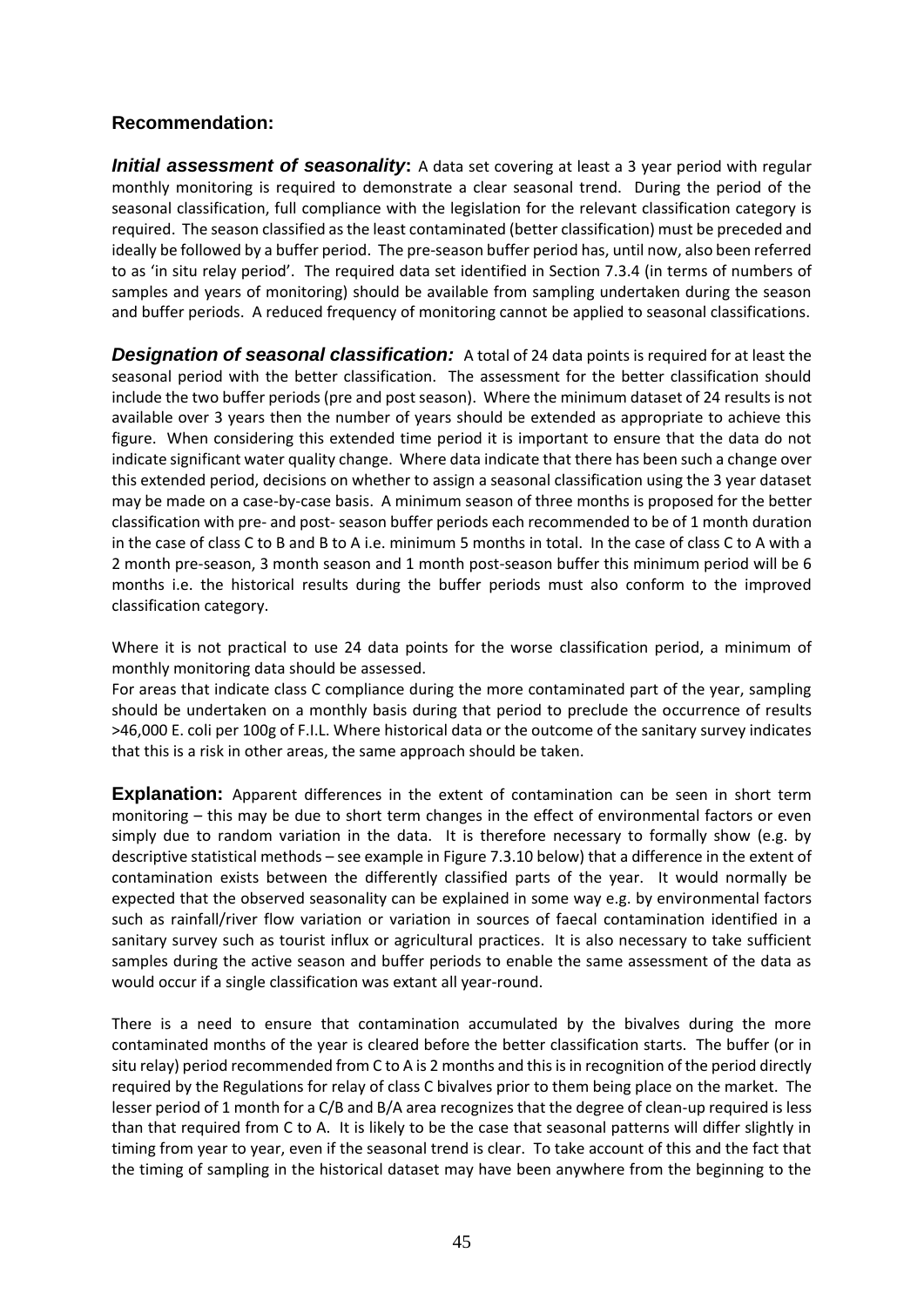## Recommendation:

***Initial assessment of seasonality*:** A data set covering at least a 3 year period with regular monthly monitoring is required to demonstrate a clear seasonal trend. During the period of the seasonal classification, full compliance with the legislation for the relevant classification category is required. The season classified as the least contaminated (better classification) must be preceded and ideally be followed by a buffer period. The pre-season buffer period has, until now, also been referred to as 'in situ relay period'. The required data set identified in Section 7.3.4 (in terms of numbers of samples and years of monitoring) should be available from sampling undertaken during the season and buffer periods. A reduced frequency of monitoring cannot be applied to seasonal classifications.

***Designation of seasonal classification:*** A total of 24 data points is required for at least the seasonal period with the better classification. The assessment for the better classification should include the two buffer periods (pre and post season). Where the minimum dataset of 24 results is not available over 3 years then the number of years should be extended as appropriate to achieve this figure. When considering this extended time period it is important to ensure that the data do not indicate significant water quality change. Where data indicate that there has been such a change over this extended period, decisions on whether to assign a seasonal classification using the 3 year dataset may be made on a case-by-case basis. A minimum season of three months is proposed for the better classification with pre- and post- season buffer periods each recommended to be of 1 month duration in the case of class C to B and B to A i.e. minimum 5 months in total. In the case of class C to A with a 2 month pre-season, 3 month season and 1 month post-season buffer this minimum period will be 6 months i.e. the historical results during the buffer periods must also conform to the improved classification category.

Where it is not practical to use 24 data points for the worse classification period, a minimum of monthly monitoring data should be assessed.
For areas that indicate class C compliance during the more contaminated part of the year, sampling should be undertaken on a monthly basis during that period to preclude the occurrence of results >46,000 E. coli per 100g of F.I.L. Where historical data or the outcome of the sanitary survey indicates that this is a risk in other areas, the same approach should be taken.

**Explanation:** Apparent differences in the extent of contamination can be seen in short term monitoring – this may be due to short term changes in the effect of environmental factors or even simply due to random variation in the data. It is therefore necessary to formally show (e.g. by descriptive statistical methods – see example in Figure 7.3.10 below) that a difference in the extent of contamination exists between the differently classified parts of the year. It would normally be expected that the observed seasonality can be explained in some way e.g. by environmental factors such as rainfall/river flow variation or variation in sources of faecal contamination identified in a sanitary survey such as tourist influx or agricultural practices. It is also necessary to take sufficient samples during the active season and buffer periods to enable the same assessment of the data as would occur if a single classification was extant all year-round.

There is a need to ensure that contamination accumulated by the bivalves during the more contaminated months of the year is cleared before the better classification starts. The buffer (or in situ relay) period recommended from C to A is 2 months and this is in recognition of the period directly required by the Regulations for relay of class C bivalves prior to them being place on the market. The lesser period of 1 month for a C/B and B/A area recognizes that the degree of clean-up required is less than that required from C to A. It is likely to be the case that seasonal patterns will differ slightly in timing from year to year, even if the seasonal trend is clear. To take account of this and the fact that the timing of sampling in the historical dataset may have been anywhere from the beginning to the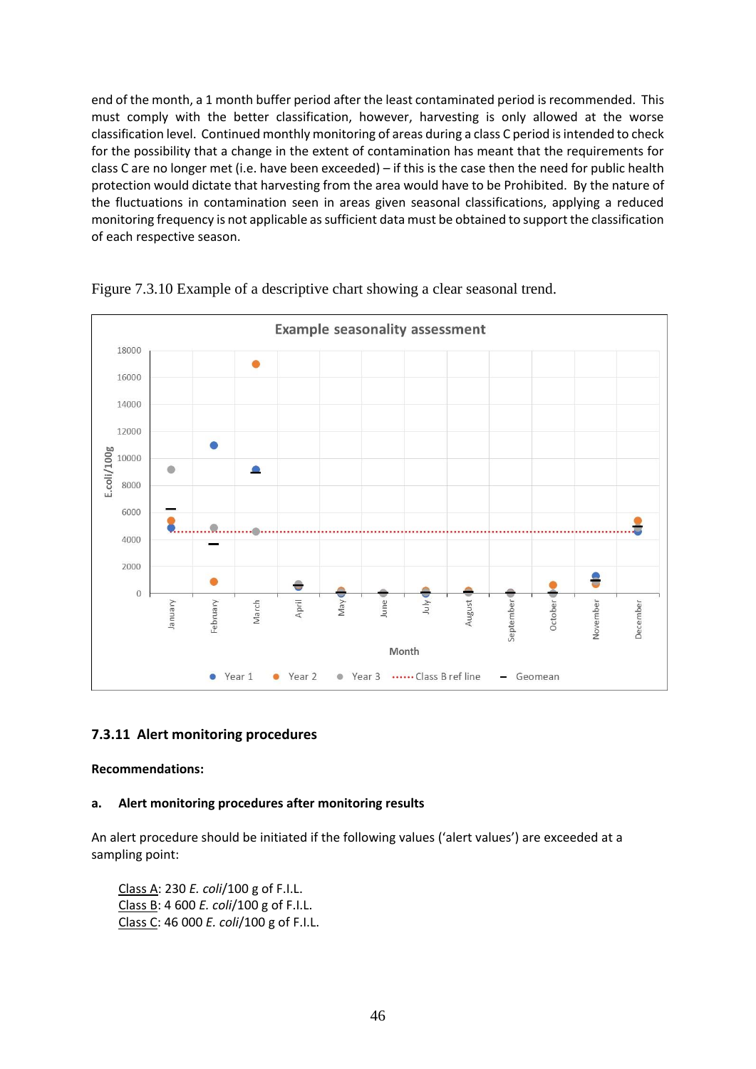end of the month, a 1 month buffer period after the least contaminated period is recommended. This must comply with the better classification, however, harvesting is only allowed at the worse classification level. Continued monthly monitoring of areas during a class C period is intended to check for the possibility that a change in the extent of contamination has meant that the requirements for class C are no longer met (i.e. have been exceeded) – if this is the case then the need for public health protection would dictate that harvesting from the area would have to be Prohibited. By the nature of the fluctuations in contamination seen in areas given seasonal classifications, applying a reduced monitoring frequency is not applicable as sufficient data must be obtained to support the classification of each respective season.

Figure 7.3.10 Example of a descriptive chart showing a clear seasonal trend.

### 7.3.11 Alert monitoring procedures

**Recommendations:**

**a. Alert monitoring procedures after monitoring results**

An alert procedure should be initiated if the following values ('alert values') are exceeded at a sampling point:

Class A: 230 *E. coli*/100 g of F.I.L.
Class B: 4 600 *E. coli*/100 g of F.I.L.
Class C: 46 000 *E. coli*/100 g of F.I.L.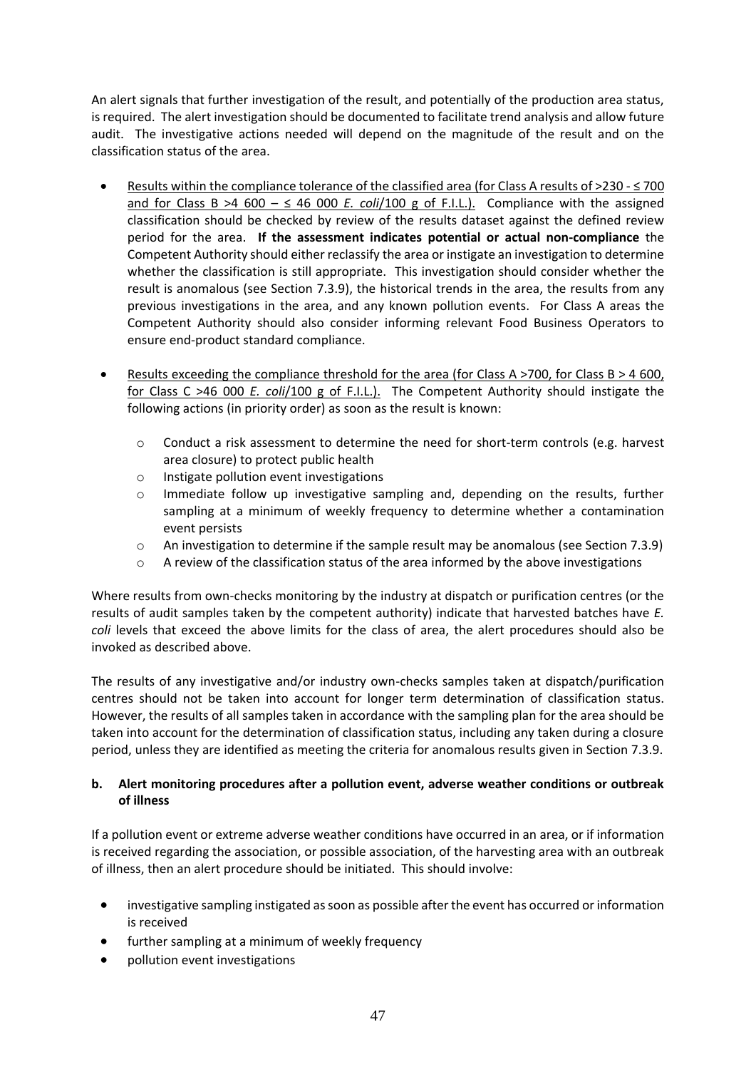An alert signals that further investigation of the result, and potentially of the production area status, is required. The alert investigation should be documented to facilitate trend analysis and allow future audit. The investigative actions needed will depend on the magnitude of the result and on the classification status of the area.

- Results within the compliance tolerance of the classified area (for Class A results of >230 - ≤ 700 and for Class B >4 600 – ≤ 46 000 *E. coli*/100 g of F.I.L.). Compliance with the assigned classification should be checked by review of the results dataset against the defined review period for the area. **If the assessment indicates potential or actual non-compliance** the Competent Authority should either reclassify the area or instigate an investigation to determine whether the classification is still appropriate. This investigation should consider whether the result is anomalous (see Section 7.3.9), the historical trends in the area, the results from any previous investigations in the area, and any known pollution events. For Class A areas the Competent Authority should also consider informing relevant Food Business Operators to ensure end-product standard compliance.

- Results exceeding the compliance threshold for the area (for Class A >700, for Class B > 4 600, for Class C >46 000 *E. coli*/100 g of F.I.L.). The Competent Authority should instigate the following actions (in priority order) as soon as the result is known:

  - Conduct a risk assessment to determine the need for short-term controls (e.g. harvest area closure) to protect public health
  - Instigate pollution event investigations
  - Immediate follow up investigative sampling and, depending on the results, further sampling at a minimum of weekly frequency to determine whether a contamination event persists
  - An investigation to determine if the sample result may be anomalous (see Section 7.3.9)
  - A review of the classification status of the area informed by the above investigations

Where results from own-checks monitoring by the industry at dispatch or purification centres (or the results of audit samples taken by the competent authority) indicate that harvested batches have *E. coli* levels that exceed the above limits for the class of area, the alert procedures should also be invoked as described above.

The results of any investigative and/or industry own-checks samples taken at dispatch/purification centres should not be taken into account for longer term determination of classification status. However, the results of all samples taken in accordance with the sampling plan for the area should be taken into account for the determination of classification status, including any taken during a closure period, unless they are identified as meeting the criteria for anomalous results given in Section 7.3.9.

**b. Alert monitoring procedures after a pollution event, adverse weather conditions or outbreak of illness**

If a pollution event or extreme adverse weather conditions have occurred in an area, or if information is received regarding the association, or possible association, of the harvesting area with an outbreak of illness, then an alert procedure should be initiated. This should involve:

- investigative sampling instigated as soon as possible after the event has occurred or information is received
- further sampling at a minimum of weekly frequency
- pollution event investigations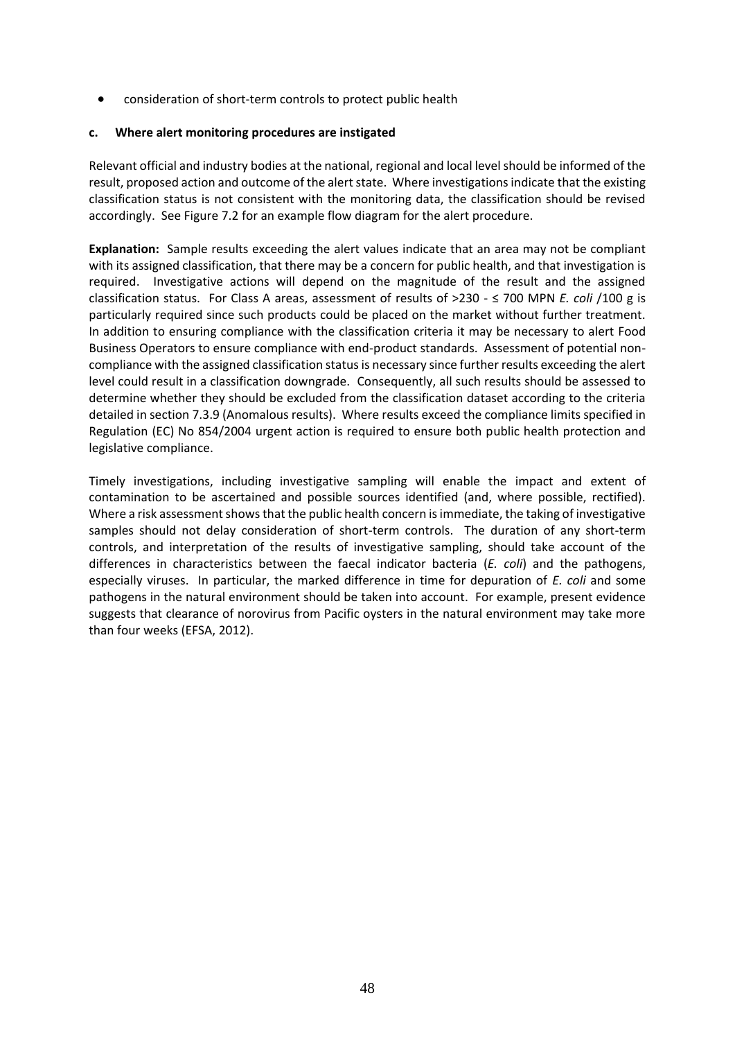- consideration of short-term controls to protect public health

**c. Where alert monitoring procedures are instigated**

Relevant official and industry bodies at the national, regional and local level should be informed of the result, proposed action and outcome of the alert state. Where investigations indicate that the existing classification status is not consistent with the monitoring data, the classification should be revised accordingly. See Figure 7.2 for an example flow diagram for the alert procedure.

**Explanation:** Sample results exceeding the alert values indicate that an area may not be compliant with its assigned classification, that there may be a concern for public health, and that investigation is required. Investigative actions will depend on the magnitude of the result and the assigned classification status. For Class A areas, assessment of results of >230 - ≤ 700 MPN *E. coli* /100 g is particularly required since such products could be placed on the market without further treatment. In addition to ensuring compliance with the classification criteria it may be necessary to alert Food Business Operators to ensure compliance with end-product standards. Assessment of potential non-compliance with the assigned classification status is necessary since further results exceeding the alert level could result in a classification downgrade. Consequently, all such results should be assessed to determine whether they should be excluded from the classification dataset according to the criteria detailed in section 7.3.9 (Anomalous results). Where results exceed the compliance limits specified in Regulation (EC) No 854/2004 urgent action is required to ensure both public health protection and legislative compliance.

Timely investigations, including investigative sampling will enable the impact and extent of contamination to be ascertained and possible sources identified (and, where possible, rectified). Where a risk assessment shows that the public health concern is immediate, the taking of investigative samples should not delay consideration of short-term controls. The duration of any short-term controls, and interpretation of the results of investigative sampling, should take account of the differences in characteristics between the faecal indicator bacteria (*E. coli*) and the pathogens, especially viruses. In particular, the marked difference in time for depuration of *E. coli* and some pathogens in the natural environment should be taken into account. For example, present evidence suggests that clearance of norovirus from Pacific oysters in the natural environment may take more than four weeks (EFSA, 2012).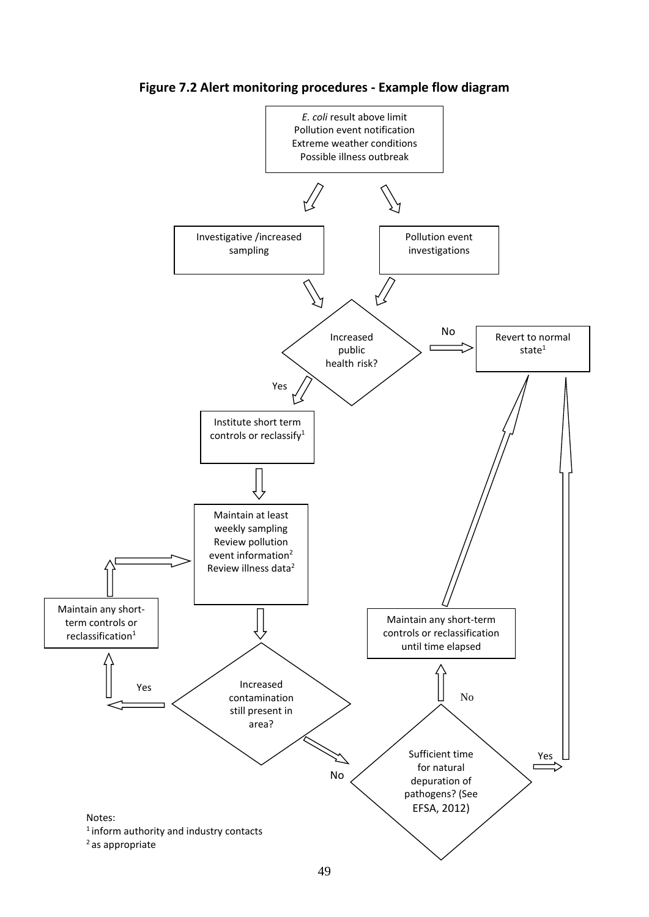**Figure 7.2 Alert monitoring procedures - Example flow diagram**

*E. coli* result above limit
Pollution event notification
Extreme weather conditions
Possible illness outbreak

Investigative /increased sampling

Pollution event investigations

Increased public health risk?

No

Revert to normal state[1]

Yes

Institute short term controls or reclassify[1]

Maintain at least weekly sampling
Review pollution event information[2]
Review illness data[2]

Maintain any short-term controls or reclassification[1]

Maintain any short-term controls or reclassification until time elapsed

Yes

Increased contamination still present in area?

No

No

Sufficient time for natural depuration of pathogens? (See EFSA, 2012)

Yes

Notes:
[1] inform authority and industry contacts
[2] as appropriate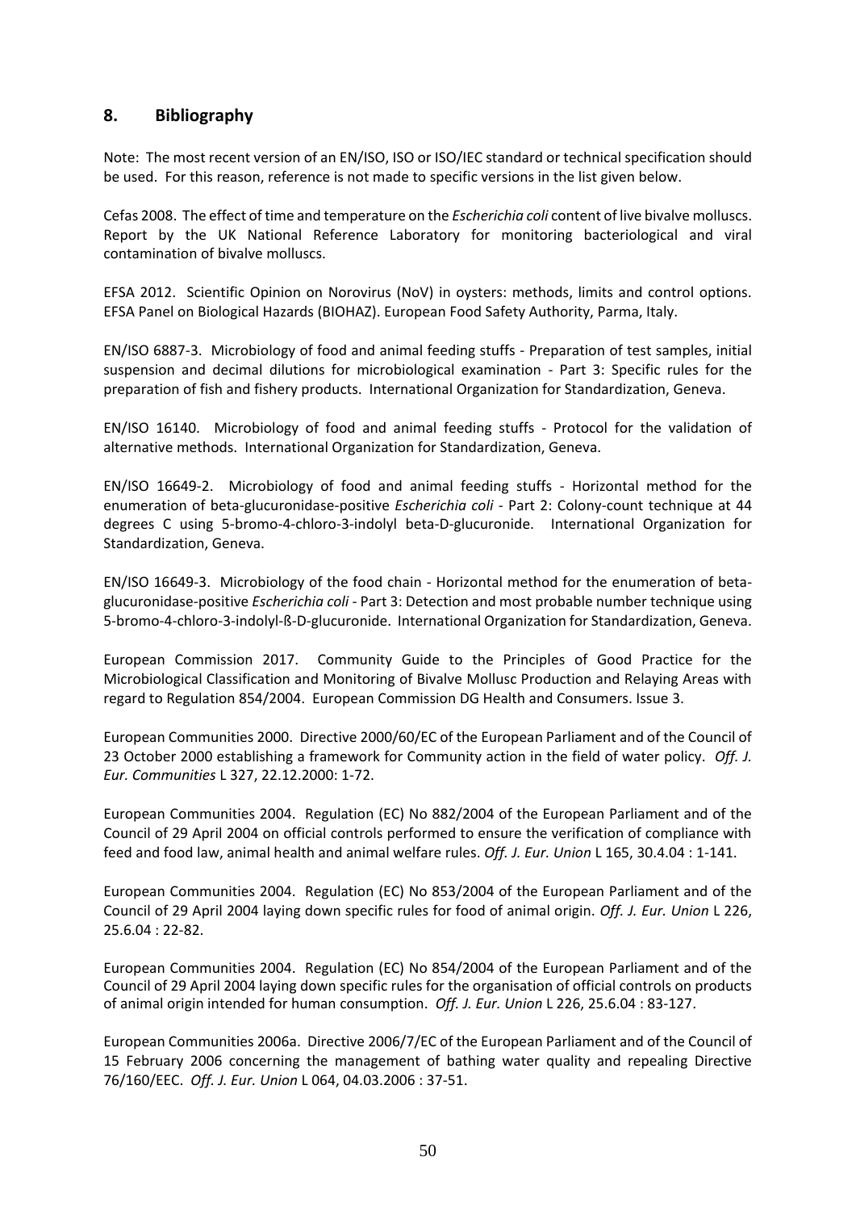## 8. Bibliography

Note: The most recent version of an EN/ISO, ISO or ISO/IEC standard or technical specification should be used. For this reason, reference is not made to specific versions in the list given below.

Cefas 2008. The effect of time and temperature on the *Escherichia coli* content of live bivalve molluscs. Report by the UK National Reference Laboratory for monitoring bacteriological and viral contamination of bivalve molluscs.

EFSA 2012. Scientific Opinion on Norovirus (NoV) in oysters: methods, limits and control options. EFSA Panel on Biological Hazards (BIOHAZ). European Food Safety Authority, Parma, Italy.

EN/ISO 6887-3. Microbiology of food and animal feeding stuffs - Preparation of test samples, initial suspension and decimal dilutions for microbiological examination - Part 3: Specific rules for the preparation of fish and fishery products. International Organization for Standardization, Geneva.

EN/ISO 16140. Microbiology of food and animal feeding stuffs - Protocol for the validation of alternative methods. International Organization for Standardization, Geneva.

EN/ISO 16649-2. Microbiology of food and animal feeding stuffs - Horizontal method for the enumeration of beta-glucuronidase-positive *Escherichia coli* - Part 2: Colony-count technique at 44 degrees C using 5-bromo-4-chloro-3-indolyl beta-D-glucuronide. International Organization for Standardization, Geneva.

EN/ISO 16649-3. Microbiology of the food chain - Horizontal method for the enumeration of beta-glucuronidase-positive *Escherichia coli* - Part 3: Detection and most probable number technique using 5-bromo-4-chloro-3-indolyl-ß-D-glucuronide. International Organization for Standardization, Geneva.

European Commission 2017. Community Guide to the Principles of Good Practice for the Microbiological Classification and Monitoring of Bivalve Mollusc Production and Relaying Areas with regard to Regulation 854/2004. European Commission DG Health and Consumers. Issue 3.

European Communities 2000. Directive 2000/60/EC of the European Parliament and of the Council of 23 October 2000 establishing a framework for Community action in the field of water policy. *Off. J. Eur. Communities* L 327, 22.12.2000: 1-72.

European Communities 2004. Regulation (EC) No 882/2004 of the European Parliament and of the Council of 29 April 2004 on official controls performed to ensure the verification of compliance with feed and food law, animal health and animal welfare rules. *Off. J. Eur. Union* L 165, 30.4.04 : 1-141.

European Communities 2004. Regulation (EC) No 853/2004 of the European Parliament and of the Council of 29 April 2004 laying down specific rules for food of animal origin. *Off. J. Eur. Union* L 226, 25.6.04 : 22-82.

European Communities 2004. Regulation (EC) No 854/2004 of the European Parliament and of the Council of 29 April 2004 laying down specific rules for the organisation of official controls on products of animal origin intended for human consumption. *Off. J. Eur. Union* L 226, 25.6.04 : 83-127.

European Communities 2006a. Directive 2006/7/EC of the European Parliament and of the Council of 15 February 2006 concerning the management of bathing water quality and repealing Directive 76/160/EEC. *Off. J. Eur. Union* L 064, 04.03.2006 : 37-51.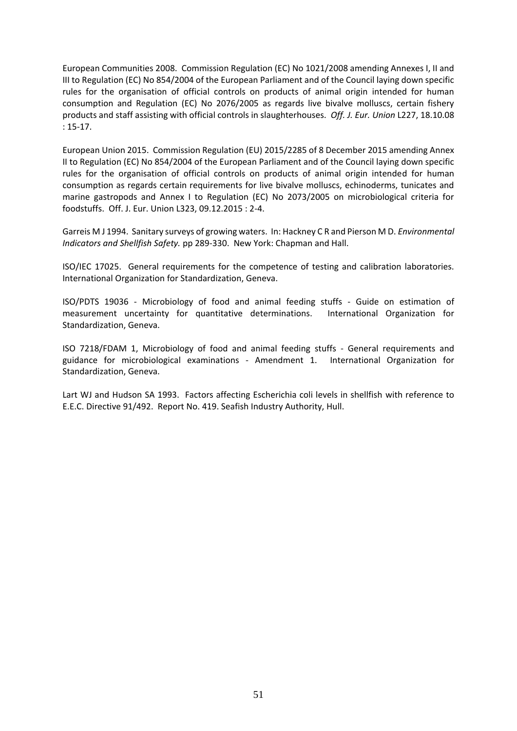European Communities 2008. Commission Regulation (EC) No 1021/2008 amending Annexes I, II and III to Regulation (EC) No 854/2004 of the European Parliament and of the Council laying down specific rules for the organisation of official controls on products of animal origin intended for human consumption and Regulation (EC) No 2076/2005 as regards live bivalve molluscs, certain fishery products and staff assisting with official controls in slaughterhouses. *Off. J. Eur. Union* L227, 18.10.08 : 15-17.

European Union 2015. Commission Regulation (EU) 2015/2285 of 8 December 2015 amending Annex II to Regulation (EC) No 854/2004 of the European Parliament and of the Council laying down specific rules for the organisation of official controls on products of animal origin intended for human consumption as regards certain requirements for live bivalve molluscs, echinoderms, tunicates and marine gastropods and Annex I to Regulation (EC) No 2073/2005 on microbiological criteria for foodstuffs. Off. J. Eur. Union L323, 09.12.2015 : 2-4.

Garreis M J 1994. Sanitary surveys of growing waters. In: Hackney C R and Pierson M D. *Environmental Indicators and Shellfish Safety.* pp 289-330. New York: Chapman and Hall.

ISO/IEC 17025. General requirements for the competence of testing and calibration laboratories. International Organization for Standardization, Geneva.

ISO/PDTS 19036 - Microbiology of food and animal feeding stuffs - Guide on estimation of measurement uncertainty for quantitative determinations. International Organization for Standardization, Geneva.

ISO 7218/FDAM 1, Microbiology of food and animal feeding stuffs - General requirements and guidance for microbiological examinations - Amendment 1. International Organization for Standardization, Geneva.

Lart WJ and Hudson SA 1993. Factors affecting Escherichia coli levels in shellfish with reference to E.E.C. Directive 91/492. Report No. 419. Seafish Industry Authority, Hull.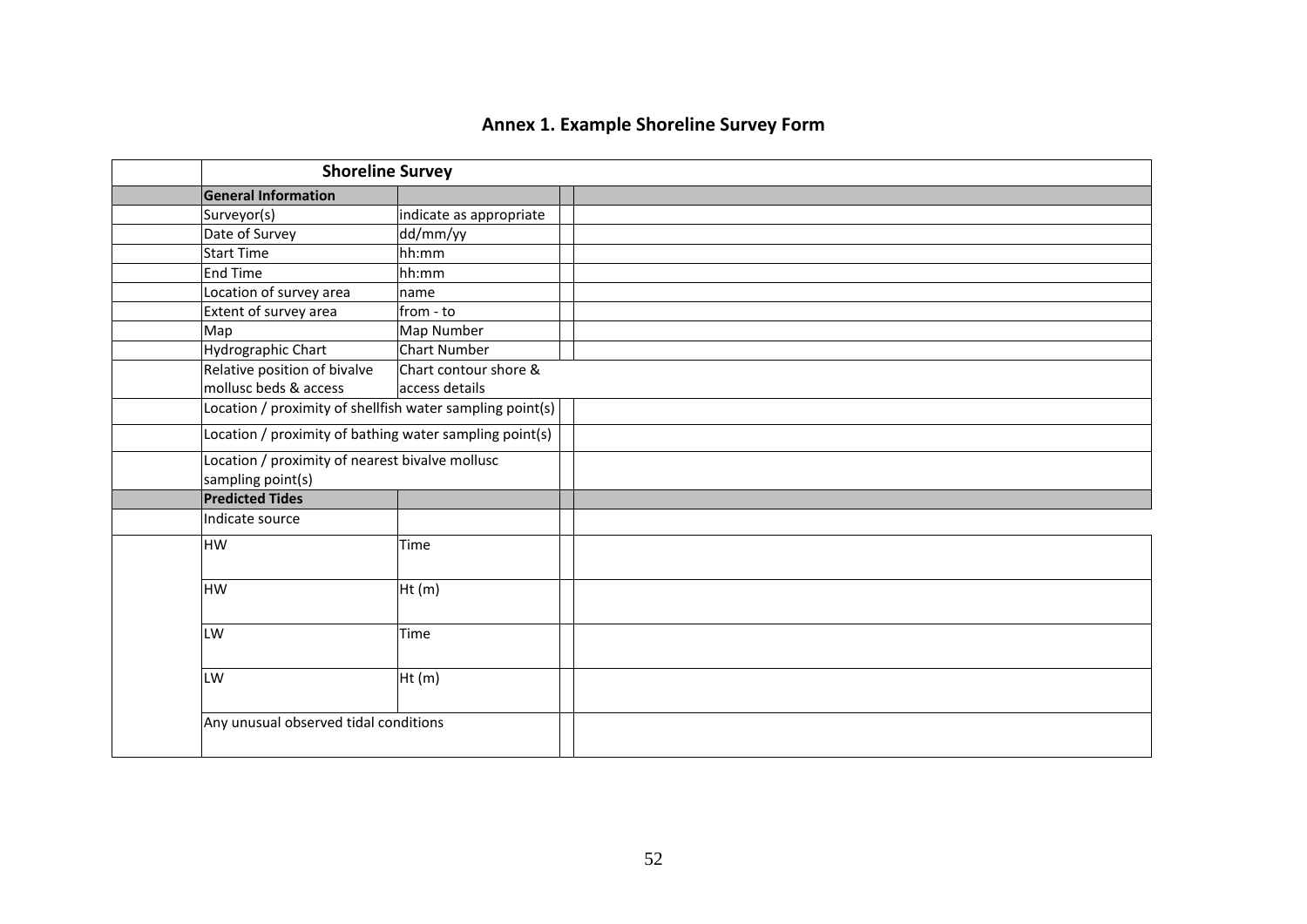## Annex 1. Example Shoreline Survey Form

| Shoreline Survey | | | |
|---|---|---|---|
| **General Information** | | | |
| Surveyor(s) | indicate as appropriate | | |
| Date of Survey | dd/mm/yy | | |
| Start Time | hh:mm | | |
| End Time | hh:mm | | |
| Location of survey area | name | | |
| Extent of survey area | from - to | | |
| Map | Map Number | | |
| Hydrographic Chart | Chart Number | | |
| Relative position of bivalve mollusc beds & access | Chart contour shore & access details | | |
| Location / proximity of shellfish water sampling point(s) | | | |
| Location / proximity of bathing water sampling point(s) | | | |
| Location / proximity of nearest bivalve mollusc sampling point(s) | | | |
| **Predicted Tides** | | | |
| Indicate source | | | |
| HW | Time | | |
| HW | Ht (m) | | |
| LW | Time | | |
| LW | Ht (m) | | |
| Any unusual observed tidal conditions | | | |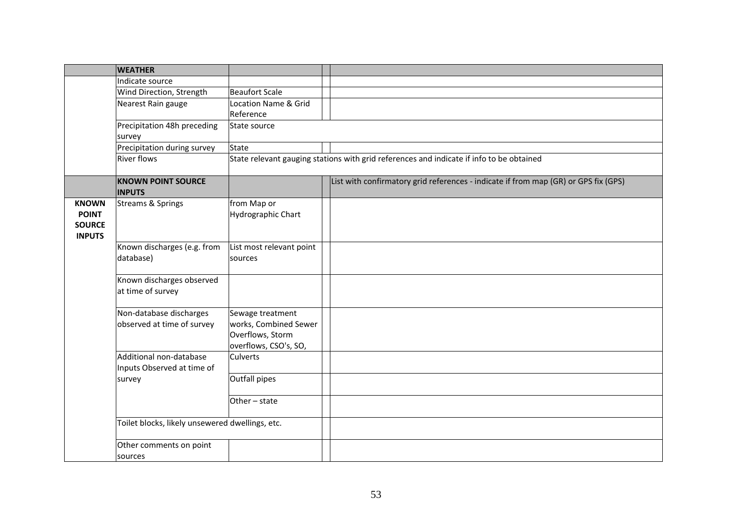| | **WEATHER** | | | |
|---|---|---|---|---|
| | Indicate source | | | |
| | Wind Direction, Strength | Beaufort Scale | | |
| | Nearest Rain gauge | Location Name & Grid Reference | | |
| | Precipitation 48h preceding survey | State source | | |
| | Precipitation during survey | State | | |
| | River flows | State relevant gauging stations with grid references and indicate if info to be obtained | | |
| | **KNOWN POINT SOURCE INPUTS** | | | List with confirmatory grid references - indicate if from map (GR) or GPS fix (GPS) |
| **KNOWN POINT SOURCE INPUTS** | Streams & Springs | from Map or Hydrographic Chart | | |
| | Known discharges (e.g. from database) | List most relevant point sources | | |
| | Known discharges observed at time of survey | | | |
| | Non-database discharges observed at time of survey | Sewage treatment works, Combined Sewer Overflows, Storm overflows, CSO's, SO, | | |
| | Additional non-database Inputs Observed at time of survey | Culverts | | |
| | | Outfall pipes | | |
| | | Other – state | | |
| | Toilet blocks, likely unsewered dwellings, etc. | | | |
| | Other comments on point sources | | | |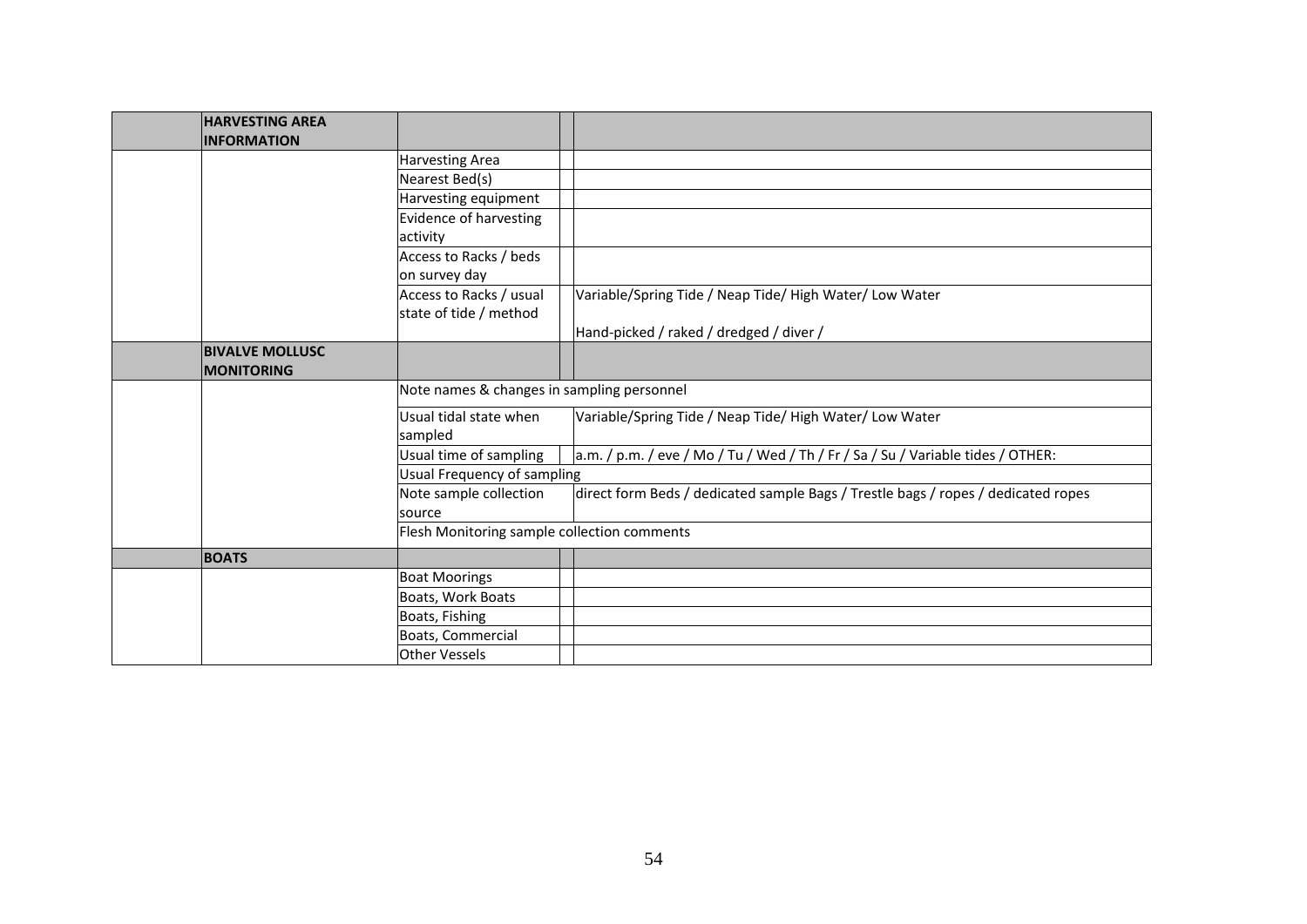| | | | | |
|---|---|---|---|---|
| | **HARVESTING AREA INFORMATION** | | | |
| | | Harvesting Area | | |
| | | Nearest Bed(s) | | |
| | | Harvesting equipment | | |
| | | Evidence of harvesting activity | | |
| | | Access to Racks / beds on survey day | | |
| | | Access to Racks / usual state of tide / method | | Variable/Spring Tide / Neap Tide/ High Water/ Low Water<br><br>Hand-picked / raked / dredged / diver / |
| | **BIVALVE MOLLUSC MONITORING** | | | |
| | | Note names & changes in sampling personnel | | |
| | | Usual tidal state when sampled | | Variable/Spring Tide / Neap Tide/ High Water/ Low Water |
| | | Usual time of sampling | | a.m. / p.m. / eve / Mo / Tu / Wed / Th / Fr / Sa / Su / Variable tides / OTHER: |
| | | Usual Frequency of sampling | | |
| | | Note sample collection source | | direct form Beds / dedicated sample Bags / Trestle bags / ropes / dedicated ropes |
| | | Flesh Monitoring sample collection comments | | |
| | **BOATS** | | | |
| | | Boat Moorings | | |
| | | Boats, Work Boats | | |
| | | Boats, Fishing | | |
| | | Boats, Commercial | | |
| | | Other Vessels | | |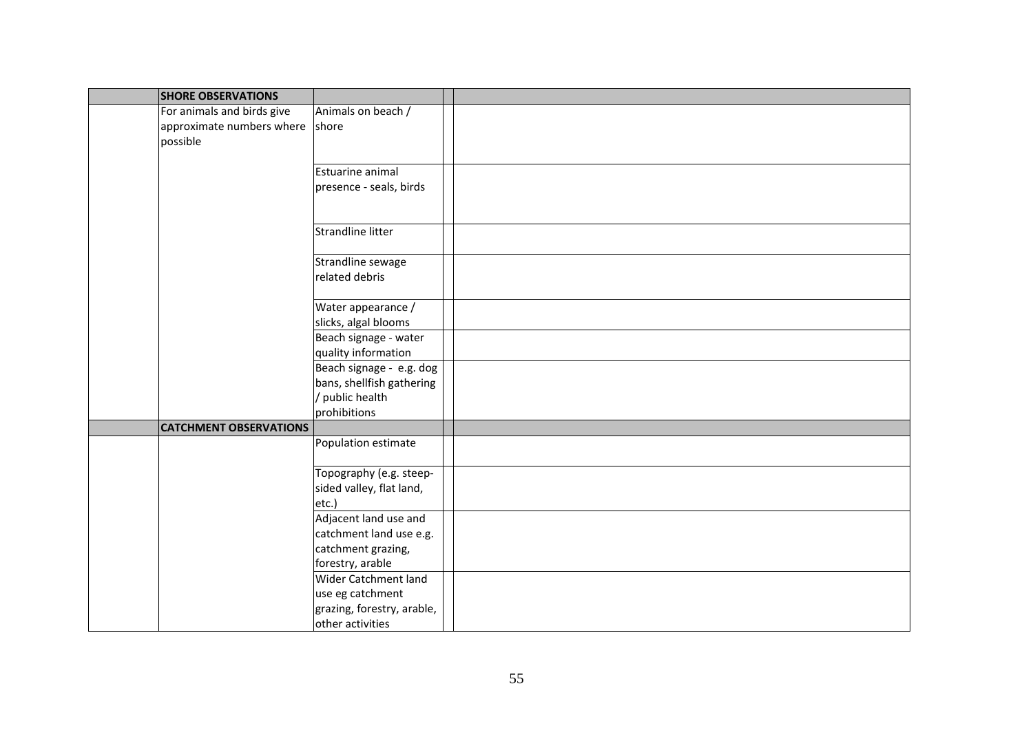| | | | | |
|---|---|---|---|---|
| | **SHORE OBSERVATIONS** | | | |
| | For animals and birds give approximate numbers where possible | Animals on beach / shore | | |
| | | Estuarine animal presence - seals, birds | | |
| | | Strandline litter | | |
| | | Strandline sewage related debris | | |
| | | Water appearance / slicks, algal blooms | | |
| | | Beach signage - water quality information | | |
| | | Beach signage - e.g. dog bans, shellfish gathering / public health prohibitions | | |
| | **CATCHMENT OBSERVATIONS** | | | |
| | | Population estimate | | |
| | | Topography (e.g. steep-sided valley, flat land, etc.) | | |
| | | Adjacent land use and catchment land use e.g. catchment grazing, forestry, arable | | |
| | | Wider Catchment land use eg catchment grazing, forestry, arable, other activities | | |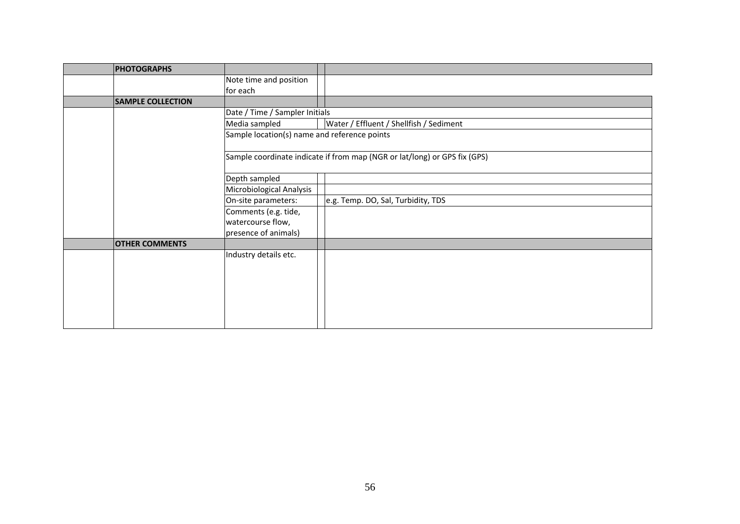|  | PHOTOGRAPHS |  |  |  |
|---|---|---|---|---|
|  |  | Note time and position for each |  |  |
|  | SAMPLE COLLECTION |  |  |  |
|  |  | Date / Time / Sampler Initials |  |  |
|  |  | Media sampled |  | Water / Effluent / Shellfish / Sediment |
|  |  | Sample location(s) name and reference points |  |  |
|  |  | Sample coordinate indicate if from map (NGR or lat/long) or GPS fix (GPS) |  |  |
|  |  | Depth sampled |  |  |
|  |  | Microbiological Analysis |  |  |
|  |  | On-site parameters: |  | e.g. Temp. DO, Sal, Turbidity, TDS |
|  |  | Comments (e.g. tide, watercourse flow, presence of animals) |  |  |
|  | OTHER COMMENTS |  |  |  |
|  |  | Industry details etc. |  |  |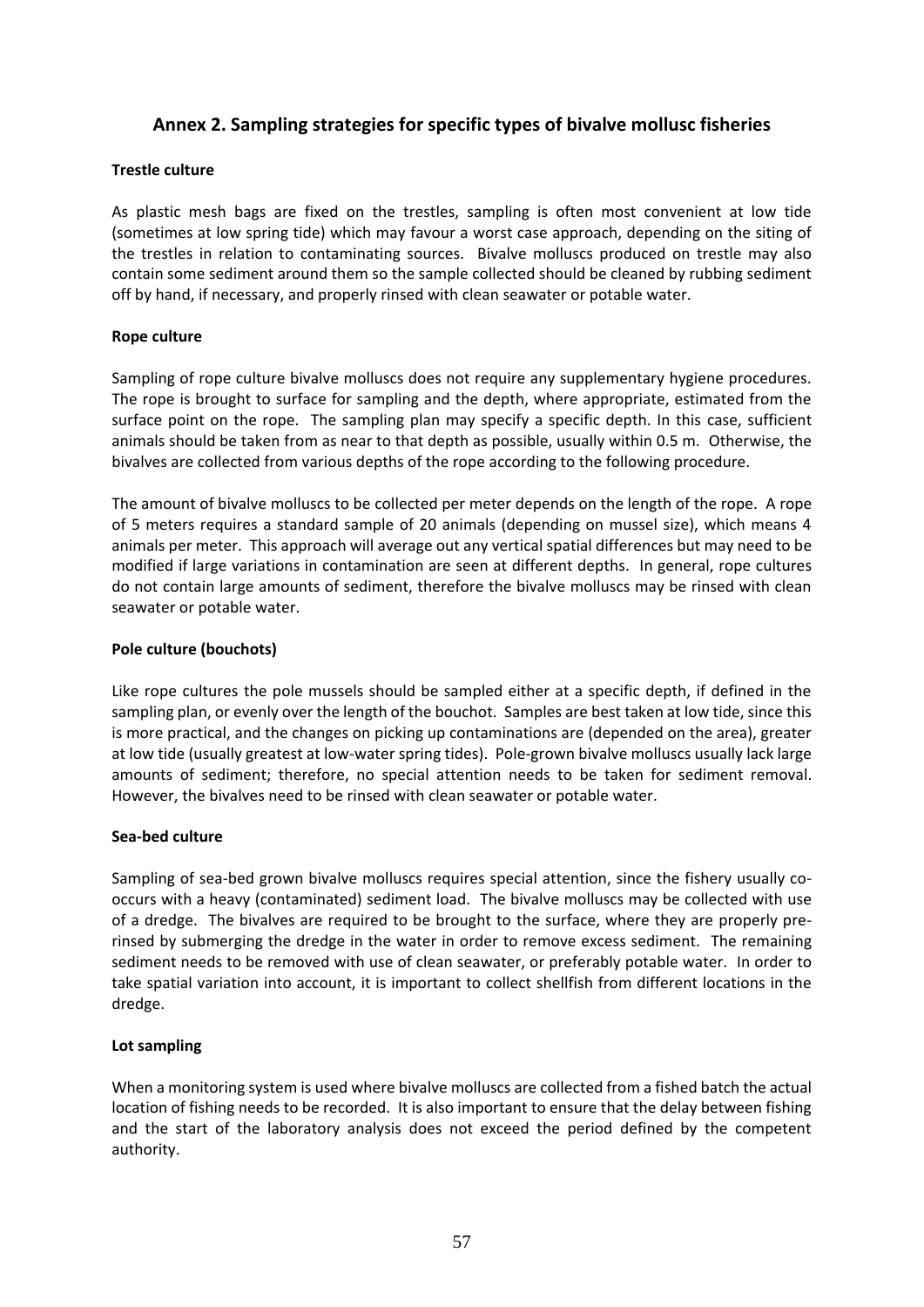## Annex 2. Sampling strategies for specific types of bivalve mollusc fisheries

**Trestle culture**

As plastic mesh bags are fixed on the trestles, sampling is often most convenient at low tide (sometimes at low spring tide) which may favour a worst case approach, depending on the siting of the trestles in relation to contaminating sources. Bivalve molluscs produced on trestle may also contain some sediment around them so the sample collected should be cleaned by rubbing sediment off by hand, if necessary, and properly rinsed with clean seawater or potable water.

**Rope culture**

Sampling of rope culture bivalve molluscs does not require any supplementary hygiene procedures. The rope is brought to surface for sampling and the depth, where appropriate, estimated from the surface point on the rope. The sampling plan may specify a specific depth. In this case, sufficient animals should be taken from as near to that depth as possible, usually within 0.5 m. Otherwise, the bivalves are collected from various depths of the rope according to the following procedure.

The amount of bivalve molluscs to be collected per meter depends on the length of the rope. A rope of 5 meters requires a standard sample of 20 animals (depending on mussel size), which means 4 animals per meter. This approach will average out any vertical spatial differences but may need to be modified if large variations in contamination are seen at different depths. In general, rope cultures do not contain large amounts of sediment, therefore the bivalve molluscs may be rinsed with clean seawater or potable water.

**Pole culture (bouchots)**

Like rope cultures the pole mussels should be sampled either at a specific depth, if defined in the sampling plan, or evenly over the length of the bouchot. Samples are best taken at low tide, since this is more practical, and the changes on picking up contaminations are (depended on the area), greater at low tide (usually greatest at low-water spring tides). Pole-grown bivalve molluscs usually lack large amounts of sediment; therefore, no special attention needs to be taken for sediment removal. However, the bivalves need to be rinsed with clean seawater or potable water.

**Sea-bed culture**

Sampling of sea-bed grown bivalve molluscs requires special attention, since the fishery usually co-occurs with a heavy (contaminated) sediment load. The bivalve molluscs may be collected with use of a dredge. The bivalves are required to be brought to the surface, where they are properly pre-rinsed by submerging the dredge in the water in order to remove excess sediment. The remaining sediment needs to be removed with use of clean seawater, or preferably potable water. In order to take spatial variation into account, it is important to collect shellfish from different locations in the dredge.

**Lot sampling**

When a monitoring system is used where bivalve molluscs are collected from a fished batch the actual location of fishing needs to be recorded. It is also important to ensure that the delay between fishing and the start of the laboratory analysis does not exceed the period defined by the competent authority.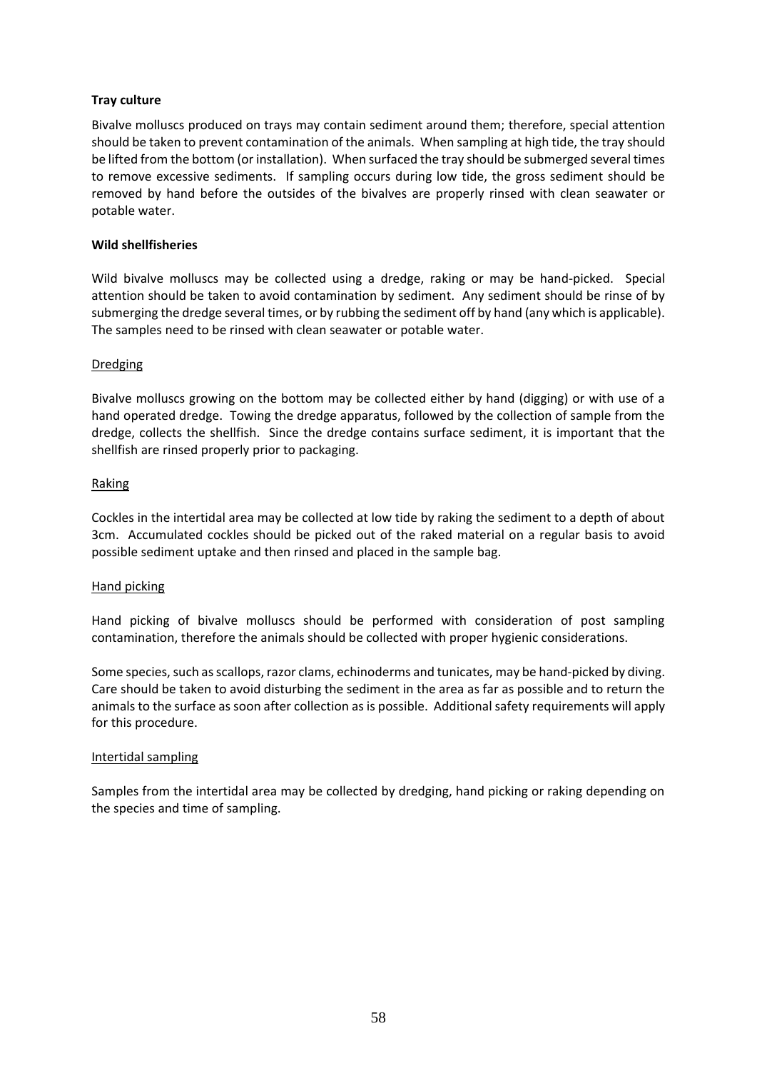**Tray culture**

Bivalve molluscs produced on trays may contain sediment around them; therefore, special attention should be taken to prevent contamination of the animals. When sampling at high tide, the tray should be lifted from the bottom (or installation). When surfaced the tray should be submerged several times to remove excessive sediments. If sampling occurs during low tide, the gross sediment should be removed by hand before the outsides of the bivalves are properly rinsed with clean seawater or potable water.

**Wild shellfisheries**

Wild bivalve molluscs may be collected using a dredge, raking or may be hand-picked. Special attention should be taken to avoid contamination by sediment. Any sediment should be rinse of by submerging the dredge several times, or by rubbing the sediment off by hand (any which is applicable). The samples need to be rinsed with clean seawater or potable water.

<u>Dredging</u>

Bivalve molluscs growing on the bottom may be collected either by hand (digging) or with use of a hand operated dredge. Towing the dredge apparatus, followed by the collection of sample from the dredge, collects the shellfish. Since the dredge contains surface sediment, it is important that the shellfish are rinsed properly prior to packaging.

<u>Raking</u>

Cockles in the intertidal area may be collected at low tide by raking the sediment to a depth of about 3cm. Accumulated cockles should be picked out of the raked material on a regular basis to avoid possible sediment uptake and then rinsed and placed in the sample bag.

<u>Hand picking</u>

Hand picking of bivalve molluscs should be performed with consideration of post sampling contamination, therefore the animals should be collected with proper hygienic considerations.

Some species, such as scallops, razor clams, echinoderms and tunicates, may be hand-picked by diving. Care should be taken to avoid disturbing the sediment in the area as far as possible and to return the animals to the surface as soon after collection as is possible. Additional safety requirements will apply for this procedure.

<u>Intertidal sampling</u>

Samples from the intertidal area may be collected by dredging, hand picking or raking depending on the species and time of sampling.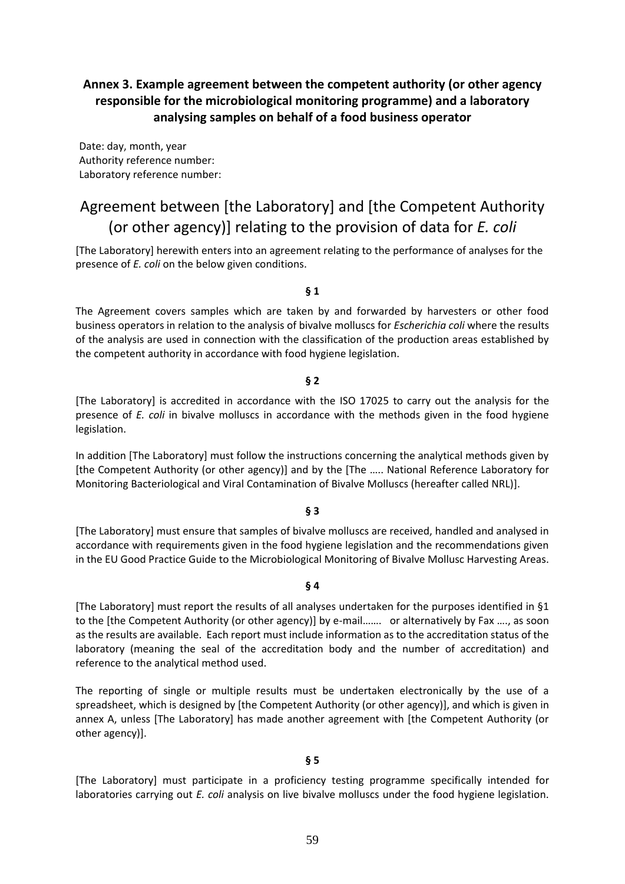## Annex 3. Example agreement between the competent authority (or other agency responsible for the microbiological monitoring programme) and a laboratory analysing samples on behalf of a food business operator

Date: day, month, year
Authority reference number:
Laboratory reference number:

# Agreement between [the Laboratory] and [the Competent Authority (or other agency)] relating to the provision of data for *E. coli*

[The Laboratory] herewith enters into an agreement relating to the performance of analyses for the presence of *E. coli* on the below given conditions.

**§ 1**

The Agreement covers samples which are taken by and forwarded by harvesters or other food business operators in relation to the analysis of bivalve molluscs for *Escherichia coli* where the results of the analysis are used in connection with the classification of the production areas established by the competent authority in accordance with food hygiene legislation.

**§ 2**

[The Laboratory] is accredited in accordance with the ISO 17025 to carry out the analysis for the presence of *E. coli* in bivalve molluscs in accordance with the methods given in the food hygiene legislation.

In addition [The Laboratory] must follow the instructions concerning the analytical methods given by [the Competent Authority (or other agency)] and by the [The ….. National Reference Laboratory for Monitoring Bacteriological and Viral Contamination of Bivalve Molluscs (hereafter called NRL)].

**§ 3**

[The Laboratory] must ensure that samples of bivalve molluscs are received, handled and analysed in accordance with requirements given in the food hygiene legislation and the recommendations given in the EU Good Practice Guide to the Microbiological Monitoring of Bivalve Mollusc Harvesting Areas.

**§ 4**

[The Laboratory] must report the results of all analyses undertaken for the purposes identified in §1 to the [the Competent Authority (or other agency)] by e-mail……. or alternatively by Fax …., as soon as the results are available. Each report must include information as to the accreditation status of the laboratory (meaning the seal of the accreditation body and the number of accreditation) and reference to the analytical method used.

The reporting of single or multiple results must be undertaken electronically by the use of a spreadsheet, which is designed by [the Competent Authority (or other agency)], and which is given in annex A, unless [The Laboratory] has made another agreement with [the Competent Authority (or other agency)].

**§ 5**

[The Laboratory] must participate in a proficiency testing programme specifically intended for laboratories carrying out *E. coli* analysis on live bivalve molluscs under the food hygiene legislation.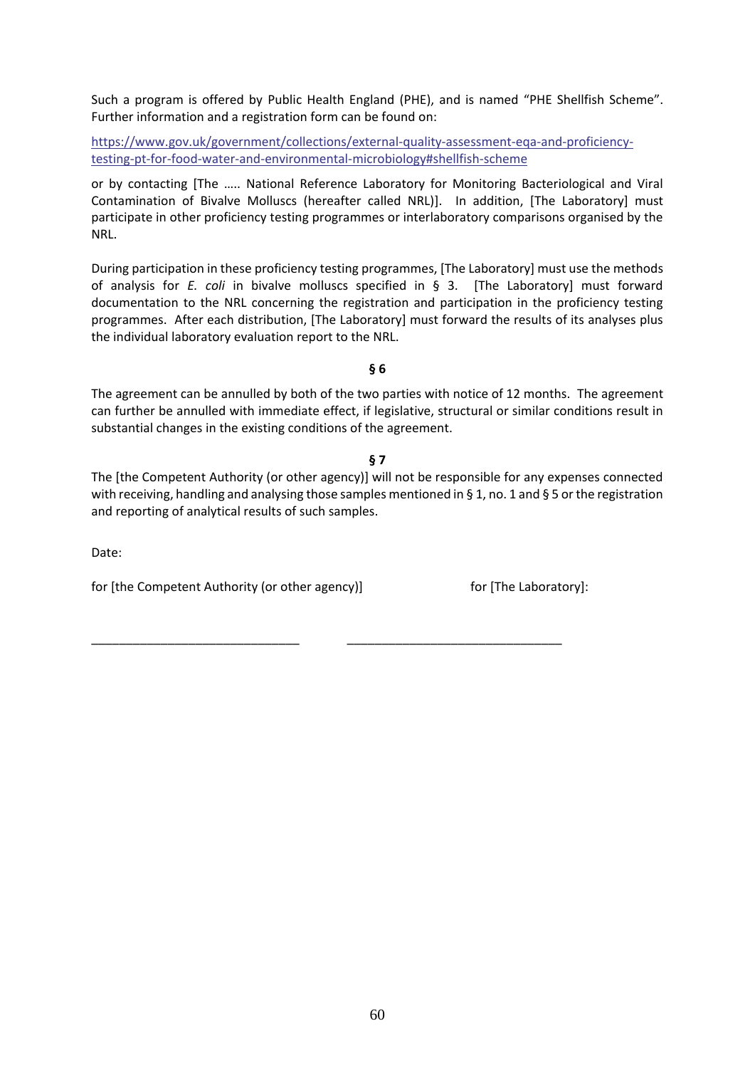Such a program is offered by Public Health England (PHE), and is named "PHE Shellfish Scheme". Further information and a registration form can be found on:

https://www.gov.uk/government/collections/external-quality-assessment-eqa-and-proficiency-testing-pt-for-food-water-and-environmental-microbiology#shellfish-scheme

or by contacting [The ….. National Reference Laboratory for Monitoring Bacteriological and Viral Contamination of Bivalve Molluscs (hereafter called NRL)]. In addition, [The Laboratory] must participate in other proficiency testing programmes or interlaboratory comparisons organised by the NRL.

During participation in these proficiency testing programmes, [The Laboratory] must use the methods of analysis for *E. coli* in bivalve molluscs specified in § 3. [The Laboratory] must forward documentation to the NRL concerning the registration and participation in the proficiency testing programmes. After each distribution, [The Laboratory] must forward the results of its analyses plus the individual laboratory evaluation report to the NRL.

**§ 6**

The agreement can be annulled by both of the two parties with notice of 12 months. The agreement can further be annulled with immediate effect, if legislative, structural or similar conditions result in substantial changes in the existing conditions of the agreement.

**§ 7**

The [the Competent Authority (or other agency)] will not be responsible for any expenses connected with receiving, handling and analysing those samples mentioned in § 1, no. 1 and § 5 or the registration and reporting of analytical results of such samples.

Date:

for [the Competent Authority (or other agency)] &nbsp;&nbsp;&nbsp;&nbsp;&nbsp;&nbsp;&nbsp;&nbsp; for [The Laboratory]:

_______________________________ &nbsp;&nbsp;&nbsp;&nbsp;&nbsp;&nbsp;&nbsp;&nbsp; _______________________________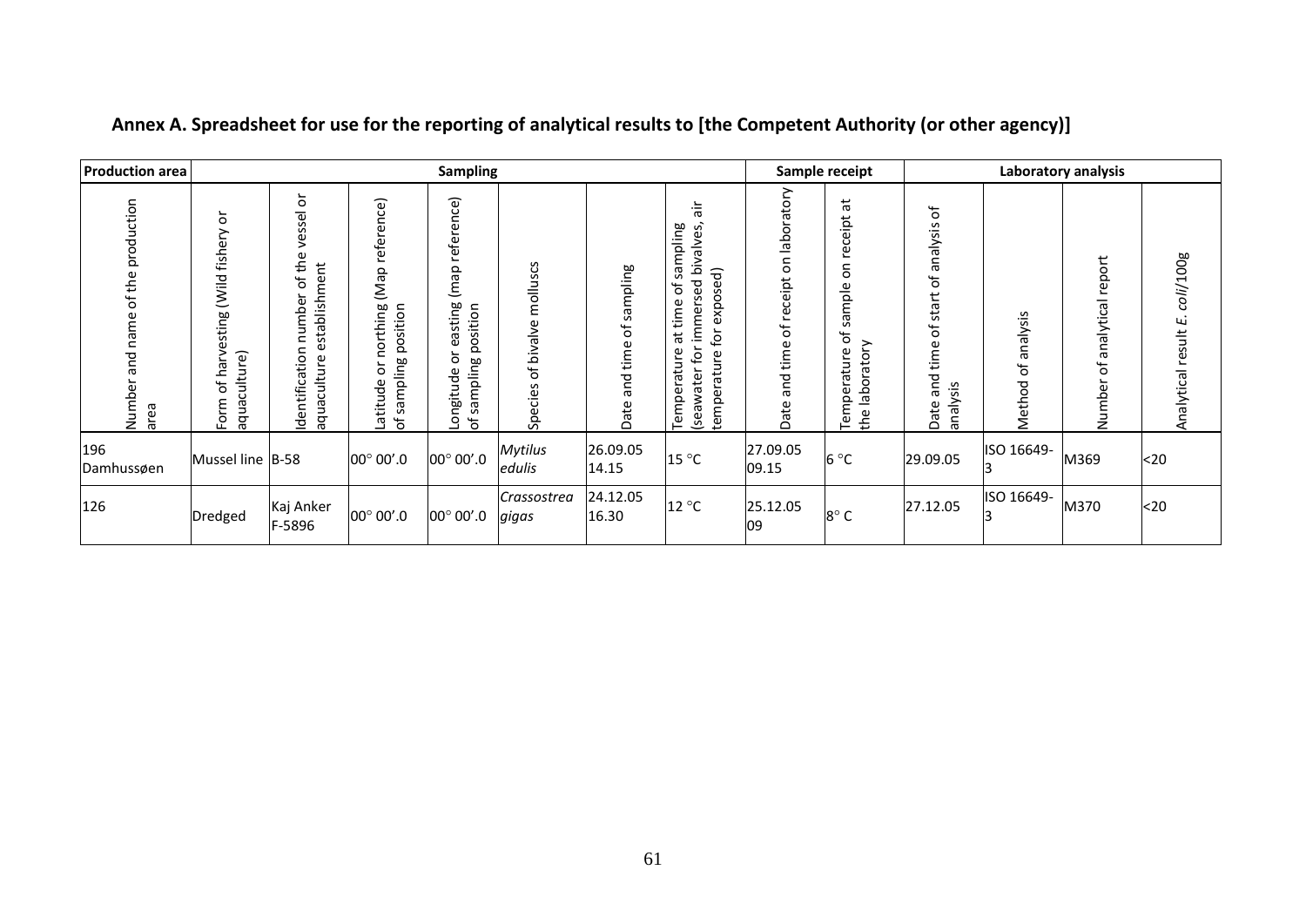## Annex A. Spreadsheet for use for the reporting of analytical results to [the Competent Authority (or other agency)]

| Production area | Sampling | | | | | | | Sample receipt | | Laboratory analysis | | | |
|---|---|---|---|---|---|---|---|---|---|---|---|---|---|
| Number and name of the production area | Form of harvesting (Wild fishery or aquaculture) | Identification number of the vessel or aquaculture establishment | Latitude or northing (Map reference) of sampling position | Longitude or easting (map reference) of sampling position | Species of bivalve molluscs | Date and time of sampling | Temperature at time of sampling (seawater for immersed bivalves, air temperature for exposed) | Date and time of receipt on laboratory | Temperature of sample on receipt at the laboratory | Date and time of start of analysis of analysis | Method of analysis | Number of analytical report | Analytical result *E. coli*/100g |
| 196 Damhussøen | Mussel line | B-58 | 00° 00′.0 | 00° 00′.0 | *Mytilus edulis* | 26.09.05 14.15 | 15 °C | 27.09.05 09.15 | 6 °C | 29.09.05 | ISO 16649-3 | M369 | <20 |
| 126 | Dredged | Kaj Anker F-5896 | 00° 00′.0 | 00° 00′.0 | *Crassostrea gigas* | 24.12.05 16.30 | 12 °C | 25.12.05 09 | 8° C | 27.12.05 | ISO 16649-3 | M370 | <20 |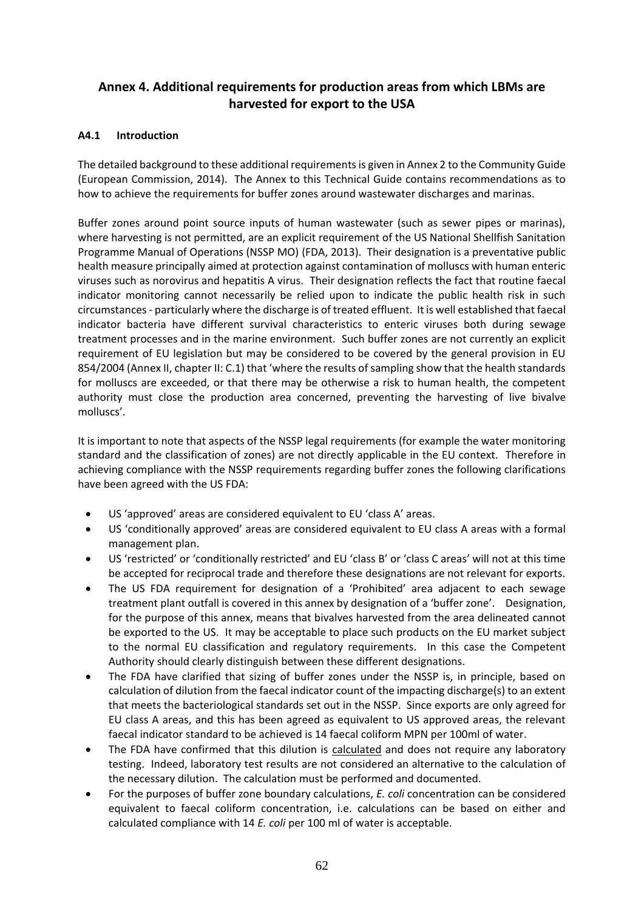## Annex 4. Additional requirements for production areas from which LBMs are harvested for export to the USA

### A4.1 Introduction

The detailed background to these additional requirements is given in Annex 2 to the Community Guide (European Commission, 2014). The Annex to this Technical Guide contains recommendations as to how to achieve the requirements for buffer zones around wastewater discharges and marinas.

Buffer zones around point source inputs of human wastewater (such as sewer pipes or marinas), where harvesting is not permitted, are an explicit requirement of the US National Shellfish Sanitation Programme Manual of Operations (NSSP MO) (FDA, 2013). Their designation is a preventative public health measure principally aimed at protection against contamination of molluscs with human enteric viruses such as norovirus and hepatitis A virus. Their designation reflects the fact that routine faecal indicator monitoring cannot necessarily be relied upon to indicate the public health risk in such circumstances - particularly where the discharge is of treated effluent. It is well established that faecal indicator bacteria have different survival characteristics to enteric viruses both during sewage treatment processes and in the marine environment. Such buffer zones are not currently an explicit requirement of EU legislation but may be considered to be covered by the general provision in EU 854/2004 (Annex II, chapter II: C.1) that 'where the results of sampling show that the health standards for molluscs are exceeded, or that there may be otherwise a risk to human health, the competent authority must close the production area concerned, preventing the harvesting of live bivalve molluscs'.

It is important to note that aspects of the NSSP legal requirements (for example the water monitoring standard and the classification of zones) are not directly applicable in the EU context. Therefore in achieving compliance with the NSSP requirements regarding buffer zones the following clarifications have been agreed with the US FDA:

- US 'approved' areas are considered equivalent to EU 'class A' areas.
- US 'conditionally approved' areas are considered equivalent to EU class A areas with a formal management plan.
- US 'restricted' or 'conditionally restricted' and EU 'class B' or 'class C areas' will not at this time be accepted for reciprocal trade and therefore these designations are not relevant for exports.
- The US FDA requirement for designation of a 'Prohibited' area adjacent to each sewage treatment plant outfall is covered in this annex by designation of a 'buffer zone'. Designation, for the purpose of this annex, means that bivalves harvested from the area delineated cannot be exported to the US. It may be acceptable to place such products on the EU market subject to the normal EU classification and regulatory requirements. In this case the Competent Authority should clearly distinguish between these different designations.
- The FDA have clarified that sizing of buffer zones under the NSSP is, in principle, based on calculation of dilution from the faecal indicator count of the impacting discharge(s) to an extent that meets the bacteriological standards set out in the NSSP. Since exports are only agreed for EU class A areas, and this has been agreed as equivalent to US approved areas, the relevant faecal indicator standard to be achieved is 14 faecal coliform MPN per 100ml of water.
- The FDA have confirmed that this dilution is calculated and does not require any laboratory testing. Indeed, laboratory test results are not considered an alternative to the calculation of the necessary dilution. The calculation must be performed and documented.
- For the purposes of buffer zone boundary calculations, *E. coli* concentration can be considered equivalent to faecal coliform concentration, i.e. calculations can be based on either and calculated compliance with 14 *E. coli* per 100 ml of water is acceptable.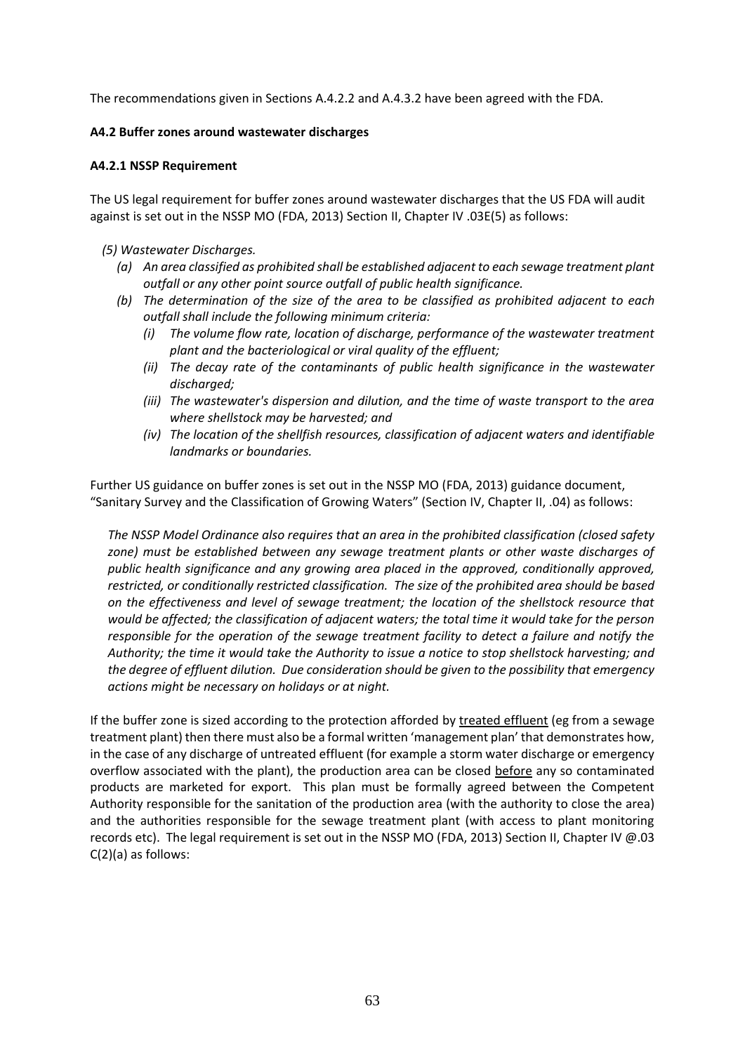The recommendations given in Sections A.4.2.2 and A.4.3.2 have been agreed with the FDA.

### A4.2 Buffer zones around wastewater discharges

#### A4.2.1 NSSP Requirement

The US legal requirement for buffer zones around wastewater discharges that the US FDA will audit against is set out in the NSSP MO (FDA, 2013) Section II, Chapter IV .03E(5) as follows:

*(5) Wastewater Discharges.*

- *(a) An area classified as prohibited shall be established adjacent to each sewage treatment plant outfall or any other point source outfall of public health significance.*
- *(b) The determination of the size of the area to be classified as prohibited adjacent to each outfall shall include the following minimum criteria:*
  - *(i) The volume flow rate, location of discharge, performance of the wastewater treatment plant and the bacteriological or viral quality of the effluent;*
  - *(ii) The decay rate of the contaminants of public health significance in the wastewater discharged;*
  - *(iii) The wastewater's dispersion and dilution, and the time of waste transport to the area where shellstock may be harvested; and*
  - *(iv) The location of the shellfish resources, classification of adjacent waters and identifiable landmarks or boundaries.*

Further US guidance on buffer zones is set out in the NSSP MO (FDA, 2013) guidance document, "Sanitary Survey and the Classification of Growing Waters" (Section IV, Chapter II, .04) as follows:

*The NSSP Model Ordinance also requires that an area in the prohibited classification (closed safety zone) must be established between any sewage treatment plants or other waste discharges of public health significance and any growing area placed in the approved, conditionally approved, restricted, or conditionally restricted classification. The size of the prohibited area should be based on the effectiveness and level of sewage treatment; the location of the shellstock resource that would be affected; the classification of adjacent waters; the total time it would take for the person responsible for the operation of the sewage treatment facility to detect a failure and notify the Authority; the time it would take the Authority to issue a notice to stop shellstock harvesting; and the degree of effluent dilution. Due consideration should be given to the possibility that emergency actions might be necessary on holidays or at night.*

If the buffer zone is sized according to the protection afforded by treated effluent (eg from a sewage treatment plant) then there must also be a formal written 'management plan' that demonstrates how, in the case of any discharge of untreated effluent (for example a storm water discharge or emergency overflow associated with the plant), the production area can be closed before any so contaminated products are marketed for export. This plan must be formally agreed between the Competent Authority responsible for the sanitation of the production area (with the authority to close the area) and the authorities responsible for the sewage treatment plant (with access to plant monitoring records etc). The legal requirement is set out in the NSSP MO (FDA, 2013) Section II, Chapter IV @.03 C(2)(a) as follows: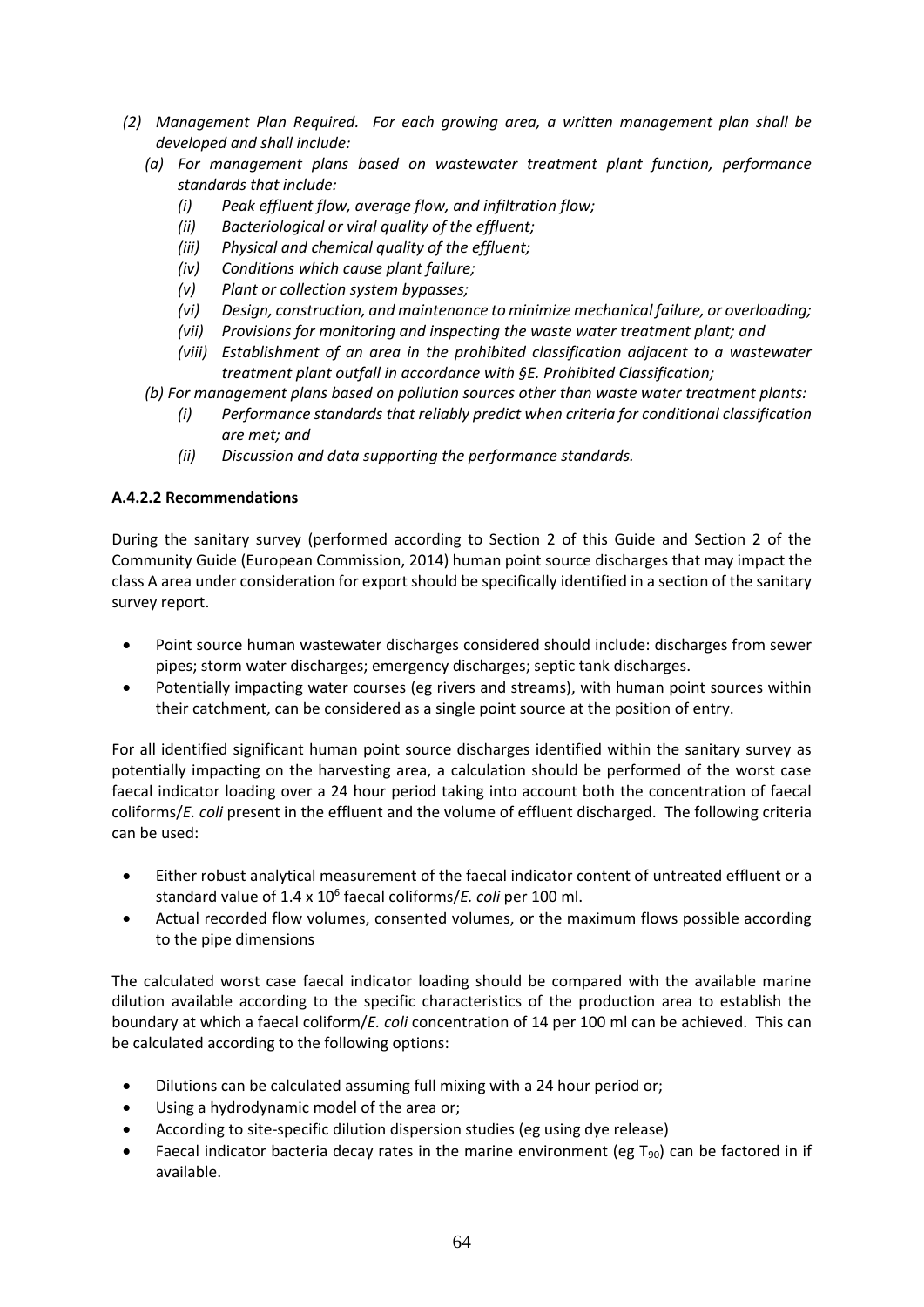*(2) Management Plan Required. For each growing area, a written management plan shall be developed and shall include:*

*(a) For management plans based on wastewater treatment plant function, performance standards that include:*

*(i) Peak effluent flow, average flow, and infiltration flow;*

*(ii) Bacteriological or viral quality of the effluent;*

*(iii) Physical and chemical quality of the effluent;*

*(iv) Conditions which cause plant failure;*

*(v) Plant or collection system bypasses;*

*(vi) Design, construction, and maintenance to minimize mechanical failure, or overloading;*

*(vii) Provisions for monitoring and inspecting the waste water treatment plant; and*

*(viii) Establishment of an area in the prohibited classification adjacent to a wastewater treatment plant outfall in accordance with §E. Prohibited Classification;*

*(b) For management plans based on pollution sources other than waste water treatment plants:*

*(i) Performance standards that reliably predict when criteria for conditional classification are met; and*

*(ii) Discussion and data supporting the performance standards.*

**A.4.2.2 Recommendations**

During the sanitary survey (performed according to Section 2 of this Guide and Section 2 of the Community Guide (European Commission, 2014) human point source discharges that may impact the class A area under consideration for export should be specifically identified in a section of the sanitary survey report.

- Point source human wastewater discharges considered should include: discharges from sewer pipes; storm water discharges; emergency discharges; septic tank discharges.
- Potentially impacting water courses (eg rivers and streams), with human point sources within their catchment, can be considered as a single point source at the position of entry.

For all identified significant human point source discharges identified within the sanitary survey as potentially impacting on the harvesting area, a calculation should be performed of the worst case faecal indicator loading over a 24 hour period taking into account both the concentration of faecal coliforms/*E. coli* present in the effluent and the volume of effluent discharged. The following criteria can be used:

- Either robust analytical measurement of the faecal indicator content of <u>untreated</u> effluent or a standard value of $1.4 \times 10^6$ faecal coliforms/*E. coli* per 100 ml.
- Actual recorded flow volumes, consented volumes, or the maximum flows possible according to the pipe dimensions

The calculated worst case faecal indicator loading should be compared with the available marine dilution available according to the specific characteristics of the production area to establish the boundary at which a faecal coliform/*E. coli* concentration of 14 per 100 ml can be achieved. This can be calculated according to the following options:

- Dilutions can be calculated assuming full mixing with a 24 hour period or;
- Using a hydrodynamic model of the area or;
- According to site-specific dilution dispersion studies (eg using dye release)
- Faecal indicator bacteria decay rates in the marine environment (eg $T_{90}$) can be factored in if available.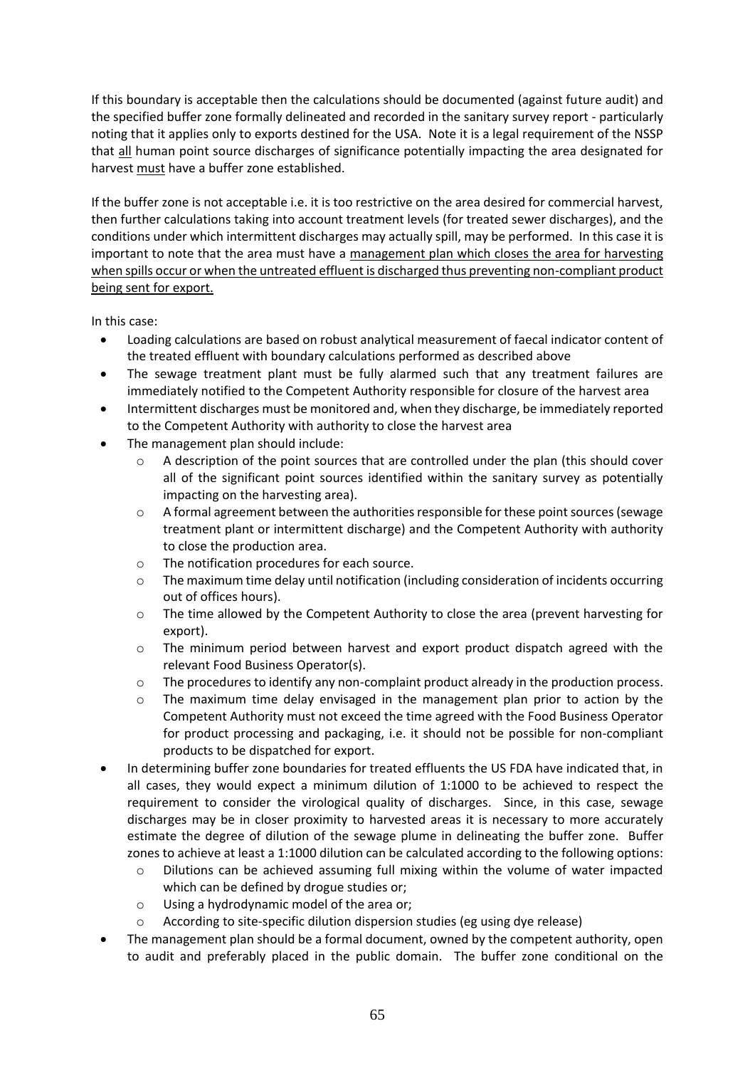If this boundary is acceptable then the calculations should be documented (against future audit) and the specified buffer zone formally delineated and recorded in the sanitary survey report - particularly noting that it applies only to exports destined for the USA. Note it is a legal requirement of the NSSP that <u>all</u> human point source discharges of significance potentially impacting the area designated for harvest <u>must</u> have a buffer zone established.

If the buffer zone is not acceptable i.e. it is too restrictive on the area desired for commercial harvest, then further calculations taking into account treatment levels (for treated sewer discharges), and the conditions under which intermittent discharges may actually spill, may be performed. In this case it is important to note that the area must have a <u>management plan which closes the area for harvesting when spills occur or when the untreated effluent is discharged thus preventing non-compliant product being sent for export.</u>

In this case:

- Loading calculations are based on robust analytical measurement of faecal indicator content of the treated effluent with boundary calculations performed as described above
- The sewage treatment plant must be fully alarmed such that any treatment failures are immediately notified to the Competent Authority responsible for closure of the harvest area
- Intermittent discharges must be monitored and, when they discharge, be immediately reported to the Competent Authority with authority to close the harvest area
- The management plan should include:
  - A description of the point sources that are controlled under the plan (this should cover all of the significant point sources identified within the sanitary survey as potentially impacting on the harvesting area).
  - A formal agreement between the authorities responsible for these point sources (sewage treatment plant or intermittent discharge) and the Competent Authority with authority to close the production area.
  - The notification procedures for each source.
  - The maximum time delay until notification (including consideration of incidents occurring out of offices hours).
  - The time allowed by the Competent Authority to close the area (prevent harvesting for export).
  - The minimum period between harvest and export product dispatch agreed with the relevant Food Business Operator(s).
  - The procedures to identify any non-complaint product already in the production process.
  - The maximum time delay envisaged in the management plan prior to action by the Competent Authority must not exceed the time agreed with the Food Business Operator for product processing and packaging, i.e. it should not be possible for non-compliant products to be dispatched for export.
- In determining buffer zone boundaries for treated effluents the US FDA have indicated that, in all cases, they would expect a minimum dilution of 1:1000 to be achieved to respect the requirement to consider the virological quality of discharges. Since, in this case, sewage discharges may be in closer proximity to harvested areas it is necessary to more accurately estimate the degree of dilution of the sewage plume in delineating the buffer zone. Buffer zones to achieve at least a 1:1000 dilution can be calculated according to the following options:
  - Dilutions can be achieved assuming full mixing within the volume of water impacted which can be defined by drogue studies or;
  - Using a hydrodynamic model of the area or;
  - According to site-specific dilution dispersion studies (eg using dye release)
- The management plan should be a formal document, owned by the competent authority, open to audit and preferably placed in the public domain. The buffer zone conditional on the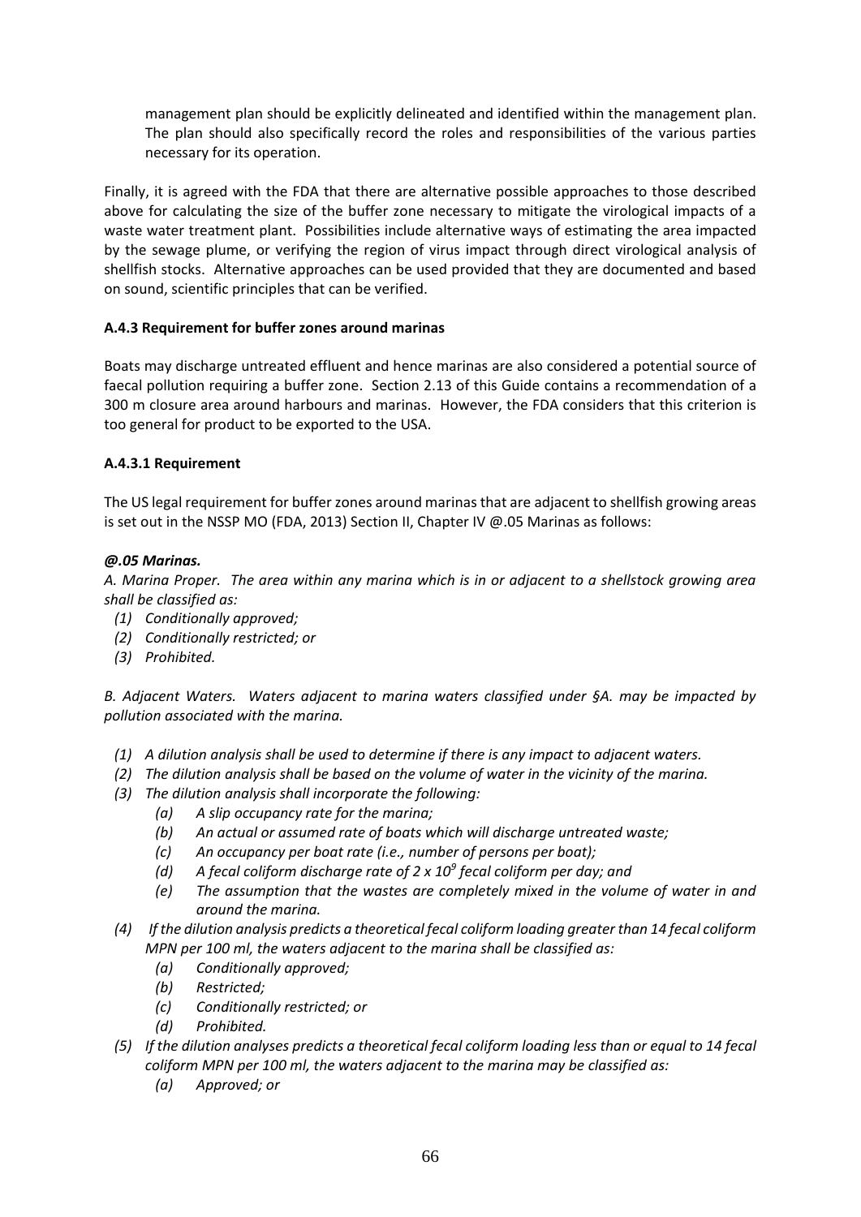management plan should be explicitly delineated and identified within the management plan. The plan should also specifically record the roles and responsibilities of the various parties necessary for its operation.

Finally, it is agreed with the FDA that there are alternative possible approaches to those described above for calculating the size of the buffer zone necessary to mitigate the virological impacts of a waste water treatment plant. Possibilities include alternative ways of estimating the area impacted by the sewage plume, or verifying the region of virus impact through direct virological analysis of shellfish stocks. Alternative approaches can be used provided that they are documented and based on sound, scientific principles that can be verified.

### A.4.3 Requirement for buffer zones around marinas

Boats may discharge untreated effluent and hence marinas are also considered a potential source of faecal pollution requiring a buffer zone. Section 2.13 of this Guide contains a recommendation of a 300 m closure area around harbours and marinas. However, the FDA considers that this criterion is too general for product to be exported to the USA.

#### A.4.3.1 Requirement

The US legal requirement for buffer zones around marinas that are adjacent to shellfish growing areas is set out in the NSSP MO (FDA, 2013) Section II, Chapter IV @.05 Marinas as follows:

***@.05 Marinas.***

*A. Marina Proper. The area within any marina which is in or adjacent to a shellstock growing area shall be classified as:*

- *(1) Conditionally approved;*
- *(2) Conditionally restricted; or*
- *(3) Prohibited.*

*B. Adjacent Waters. Waters adjacent to marina waters classified under §A. may be impacted by pollution associated with the marina.*

- *(1) A dilution analysis shall be used to determine if there is any impact to adjacent waters.*
- *(2) The dilution analysis shall be based on the volume of water in the vicinity of the marina.*
- *(3) The dilution analysis shall incorporate the following:*
  - *(a) A slip occupancy rate for the marina;*
  - *(b) An actual or assumed rate of boats which will discharge untreated waste;*
  - *(c) An occupancy per boat rate (i.e., number of persons per boat);*
  - *(d) A fecal coliform discharge rate of $2 \times 10^9$ fecal coliform per day; and*
  - *(e) The assumption that the wastes are completely mixed in the volume of water in and around the marina.*
- *(4) If the dilution analysis predicts a theoretical fecal coliform loading greater than 14 fecal coliform MPN per 100 ml, the waters adjacent to the marina shall be classified as:*
  - *(a) Conditionally approved;*
  - *(b) Restricted;*
  - *(c) Conditionally restricted; or*
  - *(d) Prohibited.*
- *(5) If the dilution analyses predicts a theoretical fecal coliform loading less than or equal to 14 fecal coliform MPN per 100 ml, the waters adjacent to the marina may be classified as:*
  - *(a) Approved; or*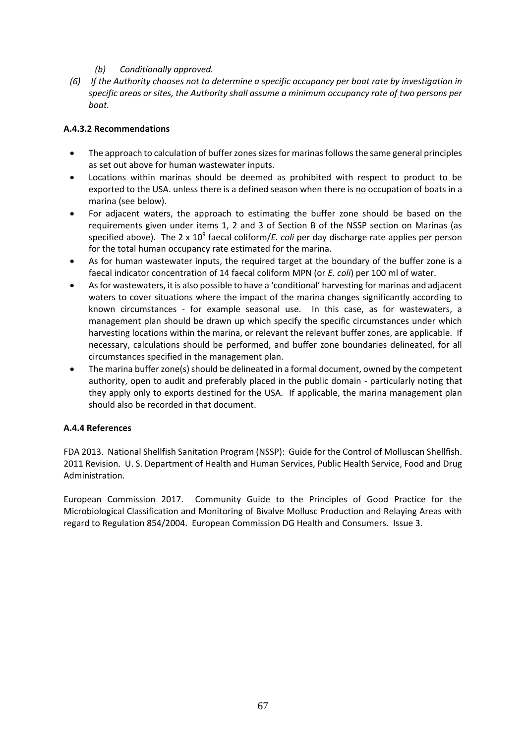*(b) Conditionally approved.*

*(6) If the Authority chooses not to determine a specific occupancy per boat rate by investigation in specific areas or sites, the Authority shall assume a minimum occupancy rate of two persons per boat.*

**A.4.3.2 Recommendations**

- The approach to calculation of buffer zones sizes for marinas follows the same general principles as set out above for human wastewater inputs.
- Locations within marinas should be deemed as prohibited with respect to product to be exported to the USA. unless there is a defined season when there is no occupation of boats in a marina (see below).
- For adjacent waters, the approach to estimating the buffer zone should be based on the requirements given under items 1, 2 and 3 of Section B of the NSSP section on Marinas (as specified above). The 2 x $10^9$ faecal coliform/*E. coli* per day discharge rate applies per person for the total human occupancy rate estimated for the marina.
- As for human wastewater inputs, the required target at the boundary of the buffer zone is a faecal indicator concentration of 14 faecal coliform MPN (or *E. coli*) per 100 ml of water.
- As for wastewaters, it is also possible to have a 'conditional' harvesting for marinas and adjacent waters to cover situations where the impact of the marina changes significantly according to known circumstances - for example seasonal use. In this case, as for wastewaters, a management plan should be drawn up which specify the specific circumstances under which harvesting locations within the marina, or relevant the relevant buffer zones, are applicable. If necessary, calculations should be performed, and buffer zone boundaries delineated, for all circumstances specified in the management plan.
- The marina buffer zone(s) should be delineated in a formal document, owned by the competent authority, open to audit and preferably placed in the public domain - particularly noting that they apply only to exports destined for the USA. If applicable, the marina management plan should also be recorded in that document.

**A.4.4 References**

FDA 2013. National Shellfish Sanitation Program (NSSP): Guide for the Control of Molluscan Shellfish. 2011 Revision. U. S. Department of Health and Human Services, Public Health Service, Food and Drug Administration.

European Commission 2017. Community Guide to the Principles of Good Practice for the Microbiological Classification and Monitoring of Bivalve Mollusc Production and Relaying Areas with regard to Regulation 854/2004. European Commission DG Health and Consumers. Issue 3.